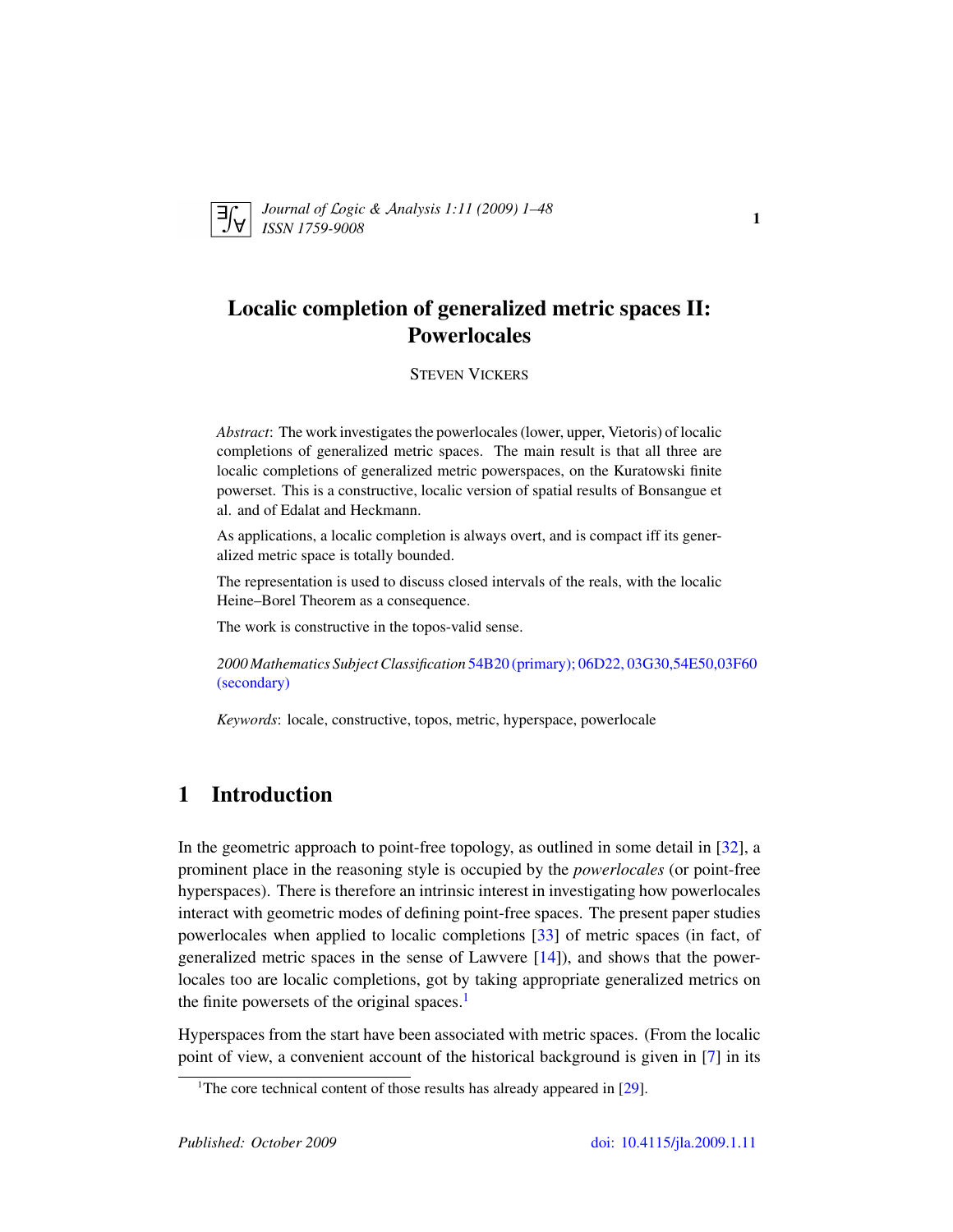# Localic completion of generalized metric spaces II: Powerlocales

STEVEN VICKERS

*Abstract*: The work investigates the powerlocales (lower, upper, Vietoris) of localic completions of generalized metric spaces. The main result is that all three are localic completions of generalized metric powerspaces, on the Kuratowski finite powerset. This is a constructive, localic version of spatial results of Bonsangue et al. and of Edalat and Heckmann.

As applications, a localic completion is always overt, and is compact iff its generalized metric space is totally bounded.

The representation is used to discuss closed intervals of the reals, with the localic Heine–Borel Theorem as a consequence.

The work is constructive in the topos-valid sense.

*2000 Mathematics Subject Classification* 54B20 (primary); 06D22, 03G30,54E50,03F60 (secondary)

*Keywords*: locale, constructive, topos, metric, hyperspace, powerlocale

## 1 Introduction

In the geometric approach to point-free topology, as outlined in some detail in [32], a prominent place in the reasoning style is occupied by the *powerlocales* (or point-free hyperspaces). There is therefore an intrinsic interest in investigating how powerlocales interact with geometric modes of defining point-free spaces. The present paper studies powerlocales when applied to localic completions [33] of metric spaces (in fact, of generalized metric spaces in the sense of Lawvere [14]), and shows that the powerlocales too are localic completions, got by taking appropriate generalized metrics on the finite powersets of the original spaces.[1]

Hyperspaces from the start have been associated with metric spaces. (From the localic point of view, a convenient account of the historical background is given in [7] in its

[1] The core technical content of those results has already appeared in [29].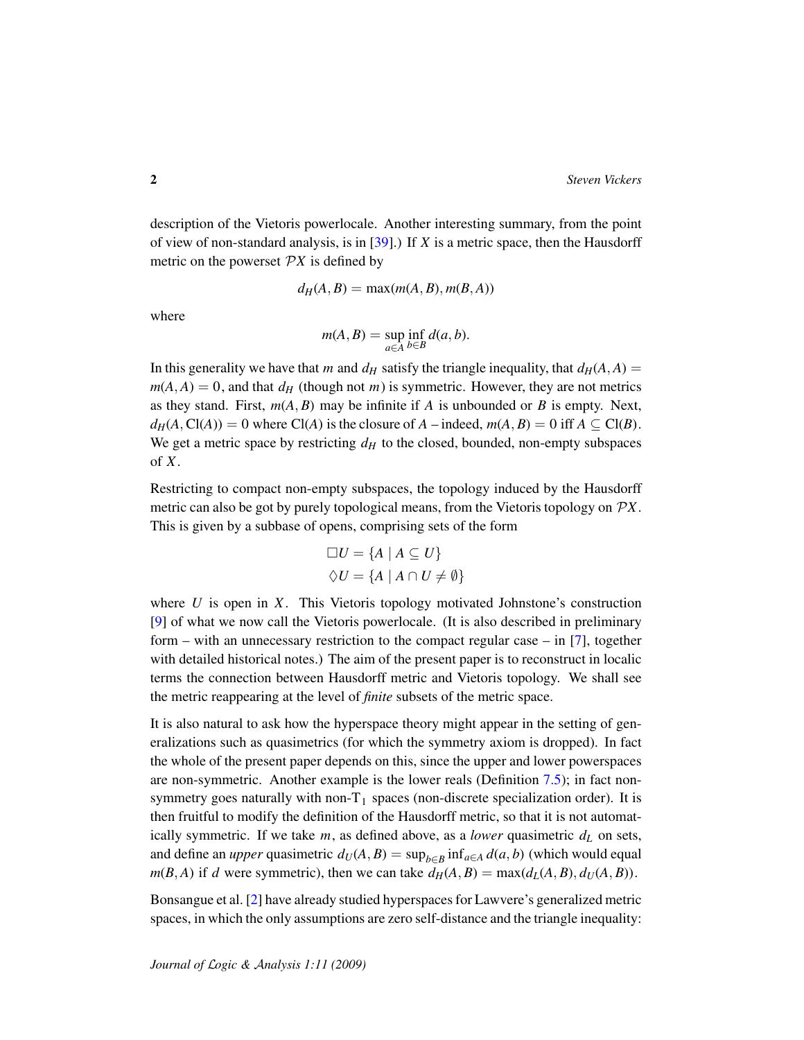description of the Vietoris powerlocale. Another interesting summary, from the point of view of non-standard analysis, is in [39].) If $X$ is a metric space, then the Hausdorff metric on the powerset $\mathcal{P}X$ is defined by

$$d_H(A,B) = \max(m(A,B), m(B,A))$$

where

$$m(A,B) = \sup_{a \in A} \inf_{b \in B} d(a,b).$$

In this generality we have that $m$ and $d_H$ satisfy the triangle inequality, that $d_H(A,A) = m(A,A) = 0$, and that $d_H$ (though not $m$) is symmetric. However, they are not metrics as they stand. First, $m(A,B)$ may be infinite if $A$ is unbounded or $B$ is empty. Next, $d_H(A, \mathrm{Cl}(A)) = 0$ where $\mathrm{Cl}(A)$ is the closure of $A$ – indeed, $m(A,B) = 0$ iff $A \subseteq \mathrm{Cl}(B)$. We get a metric space by restricting $d_H$ to the closed, bounded, non-empty subspaces of $X$.

Restricting to compact non-empty subspaces, the topology induced by the Hausdorff metric can also be got by purely topological means, from the Vietoris topology on $\mathcal{P}X$. This is given by a subbase of opens, comprising sets of the form

$$\Box U = \{A \mid A \subseteq U\}$$
$$\Diamond U = \{A \mid A \cap U \neq \emptyset\}$$

where $U$ is open in $X$. This Vietoris topology motivated Johnstone's construction [9] of what we now call the Vietoris powerlocale. (It is also described in preliminary form – with an unnecessary restriction to the compact regular case – in [7], together with detailed historical notes.) The aim of the present paper is to reconstruct in localic terms the connection between Hausdorff metric and Vietoris topology. We shall see the metric reappearing at the level of *finite* subsets of the metric space.

It is also natural to ask how the hyperspace theory might appear in the setting of generalizations such as quasimetrics (for which the symmetry axiom is dropped). In fact the whole of the present paper depends on this, since the upper and lower powerspaces are non-symmetric. Another example is the lower reals (Definition 7.5); in fact non-symmetry goes naturally with non-$T_1$ spaces (non-discrete specialization order). It is then fruitful to modify the definition of the Hausdorff metric, so that it is not automatically symmetric. If we take $m$, as defined above, as a *lower* quasimetric $d_L$ on sets, and define an *upper* quasimetric $d_U(A,B) = \sup_{b \in B} \inf_{a \in A} d(a,b)$ (which would equal $m(B,A)$ if $d$ were symmetric), then we can take $d_H(A,B) = \max(d_L(A,B), d_U(A,B))$.

Bonsangue et al. [2] have already studied hyperspaces for Lawvere's generalized metric spaces, in which the only assumptions are zero self-distance and the triangle inequality: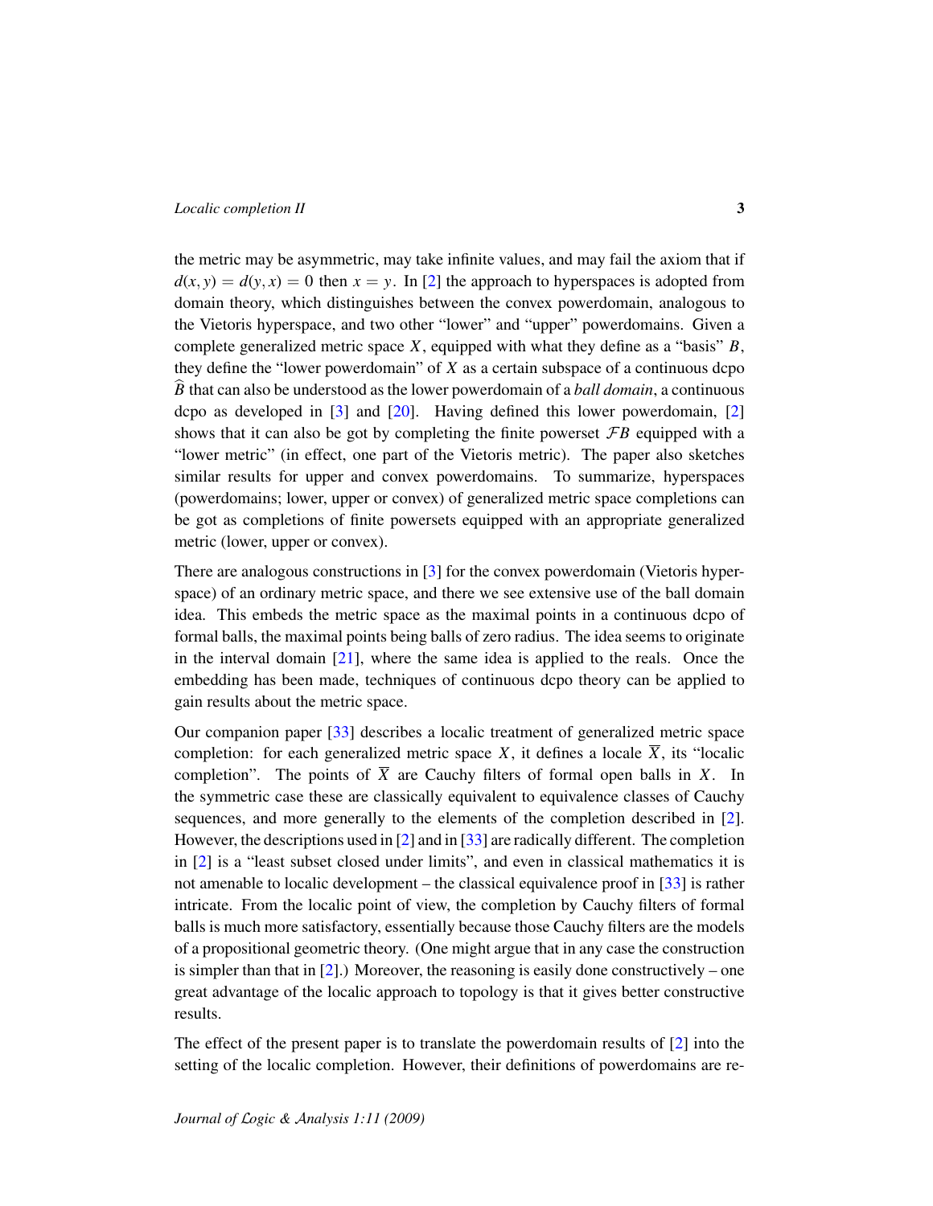the metric may be asymmetric, may take infinite values, and may fail the axiom that if $d(x,y) = d(y,x) = 0$ then $x = y$. In [2] the approach to hyperspaces is adopted from domain theory, which distinguishes between the convex powerdomain, analogous to the Vietoris hyperspace, and two other "lower" and "upper" powerdomains. Given a complete generalized metric space $X$, equipped with what they define as a "basis" $B$, they define the "lower powerdomain" of $X$ as a certain subspace of a continuous dcpo $\widehat{B}$ that can also be understood as the lower powerdomain of a *ball domain*, a continuous dcpo as developed in [3] and [20]. Having defined this lower powerdomain, [2] shows that it can also be got by completing the finite powerset $\mathcal{F}B$ equipped with a "lower metric" (in effect, one part of the Vietoris metric). The paper also sketches similar results for upper and convex powerdomains. To summarize, hyperspaces (powerdomains; lower, upper or convex) of generalized metric space completions can be got as completions of finite powersets equipped with an appropriate generalized metric (lower, upper or convex).

There are analogous constructions in [3] for the convex powerdomain (Vietoris hyperspace) of an ordinary metric space, and there we see extensive use of the ball domain idea. This embeds the metric space as the maximal points in a continuous dcpo of formal balls, the maximal points being balls of zero radius. The idea seems to originate in the interval domain [21], where the same idea is applied to the reals. Once the embedding has been made, techniques of continuous dcpo theory can be applied to gain results about the metric space.

Our companion paper [33] describes a localic treatment of generalized metric space completion: for each generalized metric space $X$, it defines a locale $\overline{X}$, its "localic completion". The points of $\overline{X}$ are Cauchy filters of formal open balls in $X$. In the symmetric case these are classically equivalent to equivalence classes of Cauchy sequences, and more generally to the elements of the completion described in [2]. However, the descriptions used in [2] and in [33] are radically different. The completion in [2] is a "least subset closed under limits", and even in classical mathematics it is not amenable to localic development – the classical equivalence proof in [33] is rather intricate. From the localic point of view, the completion by Cauchy filters of formal balls is much more satisfactory, essentially because those Cauchy filters are the models of a propositional geometric theory. (One might argue that in any case the construction is simpler than that in [2].) Moreover, the reasoning is easily done constructively – one great advantage of the localic approach to topology is that it gives better constructive results.

The effect of the present paper is to translate the powerdomain results of [2] into the setting of the localic completion. However, their definitions of powerdomains are re-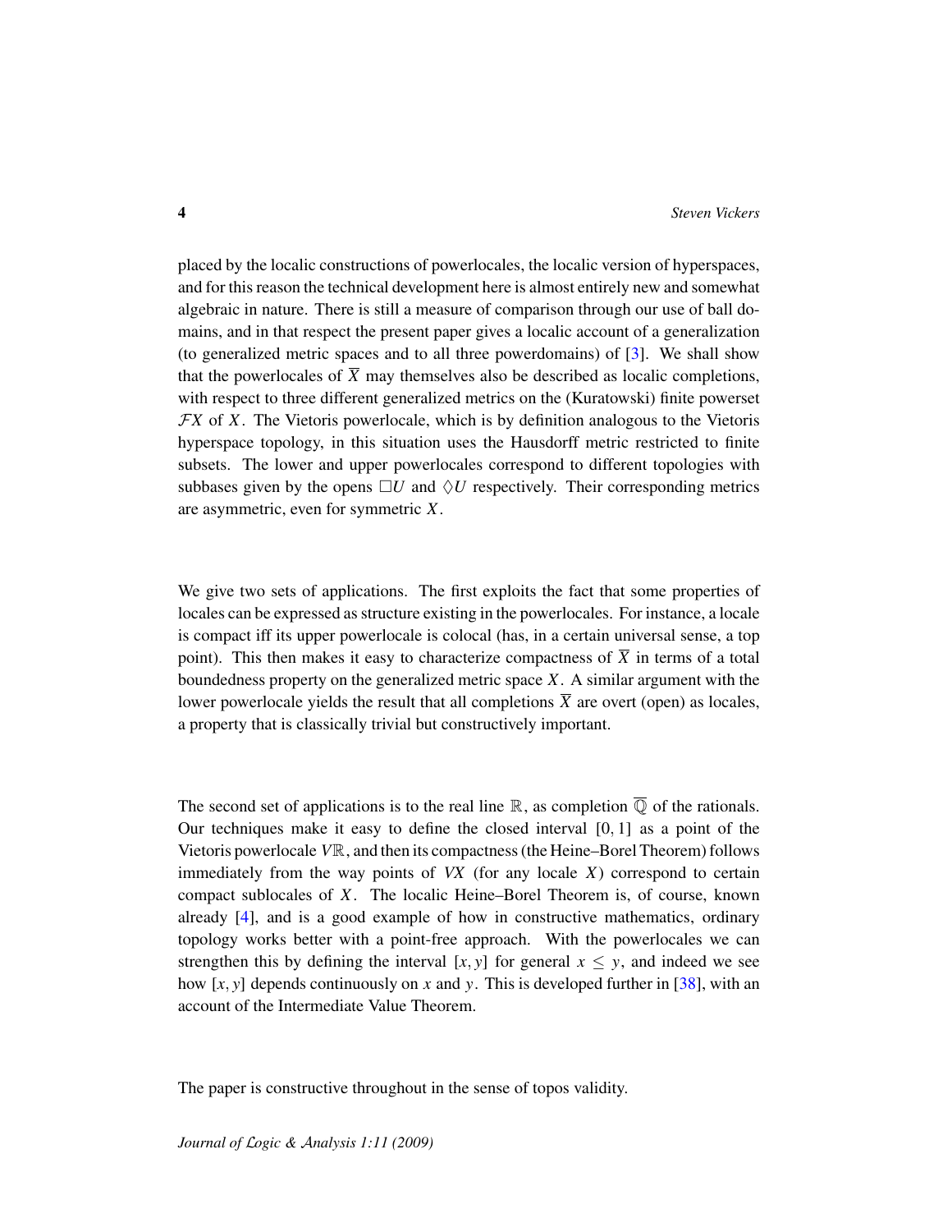placed by the localic constructions of powerlocales, the localic version of hyperspaces, and for this reason the technical development here is almost entirely new and somewhat algebraic in nature. There is still a measure of comparison through our use of ball domains, and in that respect the present paper gives a localic account of a generalization (to generalized metric spaces and to all three powerdomains) of [3]. We shall show that the powerlocales of $\overline{X}$ may themselves also be described as localic completions, with respect to three different generalized metrics on the (Kuratowski) finite powerset $\mathcal{F}X$ of $X$. The Vietoris powerlocale, which is by definition analogous to the Vietoris hyperspace topology, in this situation uses the Hausdorff metric restricted to finite subsets. The lower and upper powerlocales correspond to different topologies with subbases given by the opens $\Box U$ and $\Diamond U$ respectively. Their corresponding metrics are asymmetric, even for symmetric $X$.

We give two sets of applications. The first exploits the fact that some properties of locales can be expressed as structure existing in the powerlocales. For instance, a locale is compact iff its upper powerlocale is colocal (has, in a certain universal sense, a top point). This then makes it easy to characterize compactness of $\overline{X}$ in terms of a total boundedness property on the generalized metric space $X$. A similar argument with the lower powerlocale yields the result that all completions $\overline{X}$ are overt (open) as locales, a property that is classically trivial but constructively important.

The second set of applications is to the real line $\mathbb{R}$, as completion $\overline{\mathbb{Q}}$ of the rationals. Our techniques make it easy to define the closed interval $[0, 1]$ as a point of the Vietoris powerlocale $V\mathbb{R}$, and then its compactness (the Heine–Borel Theorem) follows immediately from the way points of $VX$ (for any locale $X$) correspond to certain compact sublocales of $X$. The localic Heine–Borel Theorem is, of course, known already [4], and is a good example of how in constructive mathematics, ordinary topology works better with a point-free approach. With the powerlocales we can strengthen this by defining the interval $[x, y]$ for general $x \leq y$, and indeed we see how $[x, y]$ depends continuously on $x$ and $y$. This is developed further in [38], with an account of the Intermediate Value Theorem.

The paper is constructive throughout in the sense of topos validity.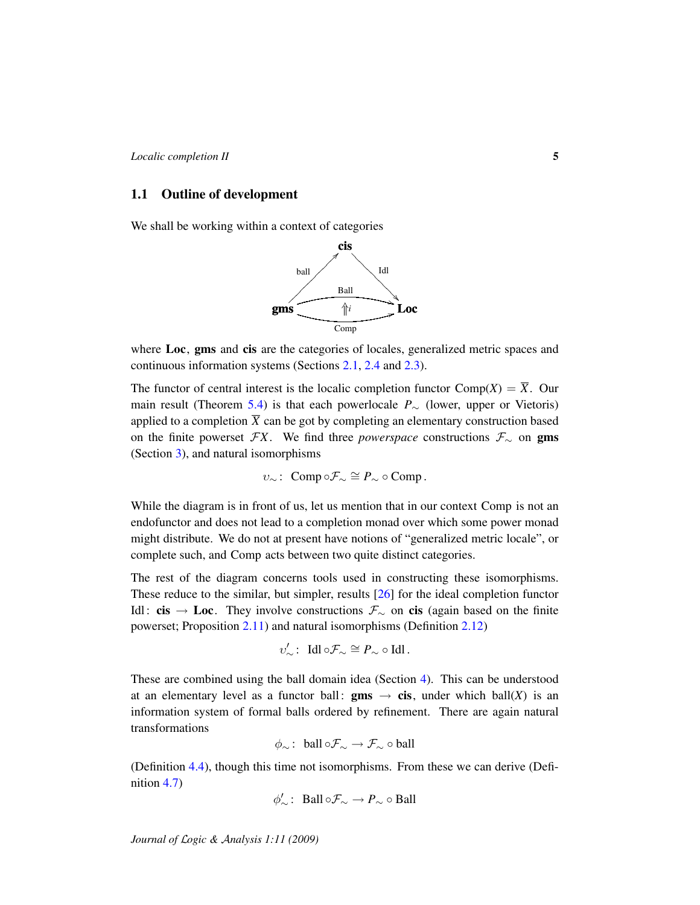## 1.1 Outline of development

We shall be working within a context of categories

$$\begin{array}{ccc} & \mathbf{cis} & \\ {}^{\text{ball}}\nearrow & & \searrow^{\text{Idl}} \\ \mathbf{gms} & \underset{\text{Comp}}{\overset{\text{Ball}}{\Uparrow i}} & \mathbf{Loc} \end{array}$$

where **Loc**, **gms** and **cis** are the categories of locales, generalized metric spaces and continuous information systems (Sections 2.1, 2.4 and 2.3).

The functor of central interest is the localic completion functor $\mathrm{Comp}(X) = \overline{X}$. Our main result (Theorem 5.4) is that each powerlocale $P_\sim$ (lower, upper or Vietoris) applied to a completion $\overline{X}$ can be got by completing an elementary construction based on the finite powerset $\mathcal{F}X$. We find three *powerspace* constructions $\mathcal{F}_\sim$ on **gms** (Section 3), and natural isomorphisms

$$\upsilon_\sim \colon\ \mathrm{Comp} \circ \mathcal{F}_\sim \cong P_\sim \circ \mathrm{Comp}\,.$$

While the diagram is in front of us, let us mention that in our context Comp is not an endofunctor and does not lead to a completion monad over which some power monad might distribute. We do not at present have notions of "generalized metric locale", or complete such, and Comp acts between two quite distinct categories.

The rest of the diagram concerns tools used in constructing these isomorphisms. These reduce to the similar, but simpler, results [26] for the ideal completion functor $\mathrm{Idl}\colon \mathbf{cis} \to \mathbf{Loc}$. They involve constructions $\mathcal{F}_\sim$ on **cis** (again based on the finite powerset; Proposition 2.11) and natural isomorphisms (Definition 2.12)

$$\upsilon'_\sim \colon\ \mathrm{Idl} \circ \mathcal{F}_\sim \cong P_\sim \circ \mathrm{Idl}\,.$$

These are combined using the ball domain idea (Section 4). This can be understood at an elementary level as a functor $\mathrm{ball}\colon \mathbf{gms} \to \mathbf{cis}$, under which $\mathrm{ball}(X)$ is an information system of formal balls ordered by refinement. There are again natural transformations

$$\phi_\sim \colon\ \mathrm{ball} \circ \mathcal{F}_\sim \to \mathcal{F}_\sim \circ \mathrm{ball}$$

(Definition 4.4), though this time not isomorphisms. From these we can derive (Definition 4.7)

$$\phi'_\sim \colon\ \mathrm{Ball} \circ \mathcal{F}_\sim \to P_\sim \circ \mathrm{Ball}$$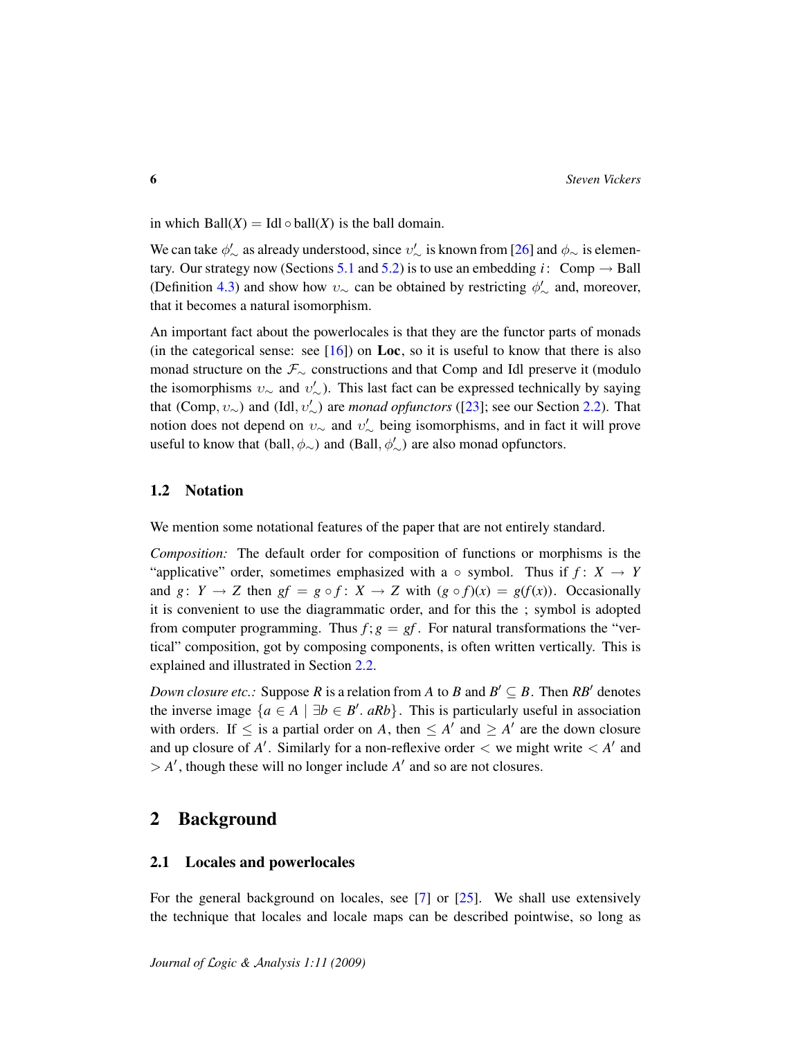in which $\mathrm{Ball}(X) = \mathrm{Idl} \circ \mathrm{ball}(X)$ is the ball domain.

We can take $\phi'_\sim$ as already understood, since $\upsilon'_\sim$ is known from [26] and $\phi_\sim$ is elementary. Our strategy now (Sections 5.1 and 5.2) is to use an embedding $i\colon \mathrm{Comp} \to \mathrm{Ball}$ (Definition 4.3) and show how $\upsilon_\sim$ can be obtained by restricting $\phi'_\sim$ and, moreover, that it becomes a natural isomorphism.

An important fact about the powerlocales is that they are the functor parts of monads (in the categorical sense: see [16]) on **Loc**, so it is useful to know that there is also monad structure on the $\mathcal{F}_\sim$ constructions and that Comp and Idl preserve it (modulo the isomorphisms $\upsilon_\sim$ and $\upsilon'_\sim$). This last fact can be expressed technically by saying that $(\mathrm{Comp}, \upsilon_\sim)$ and $(\mathrm{Idl}, \upsilon'_\sim)$ are *monad opfunctors* ([23]; see our Section 2.2). That notion does not depend on $\upsilon_\sim$ and $\upsilon'_\sim$ being isomorphisms, and in fact it will prove useful to know that $(\mathrm{ball}, \phi_\sim)$ and $(\mathrm{Ball}, \phi'_\sim)$ are also monad opfunctors.

### 1.2 Notation

We mention some notational features of the paper that are not entirely standard.

*Composition:* The default order for composition of functions or morphisms is the "applicative" order, sometimes emphasized with a $\circ$ symbol. Thus if $f\colon X \to Y$ and $g\colon Y \to Z$ then $gf = g \circ f\colon X \to Z$ with $(g \circ f)(x) = g(f(x))$. Occasionally it is convenient to use the diagrammatic order, and for this the ; symbol is adopted from computer programming. Thus $f; g = gf$. For natural transformations the "vertical" composition, got by composing components, is often written vertically. This is explained and illustrated in Section 2.2.

*Down closure etc.:* Suppose $R$ is a relation from $A$ to $B$ and $B' \subseteq B$. Then $RB'$ denotes the inverse image $\{a \in A \mid \exists b \in B'.\ aRb\}$. This is particularly useful in association with orders. If $\leq$ is a partial order on $A$, then $\leq A'$ and $\geq A'$ are the down closure and up closure of $A'$. Similarly for a non-reflexive order $<$ we might write $< A'$ and $> A'$, though these will no longer include $A'$ and so are not closures.

## 2 Background

### 2.1 Locales and powerlocales

For the general background on locales, see [7] or [25]. We shall use extensively the technique that locales and locale maps can be described pointwise, so long as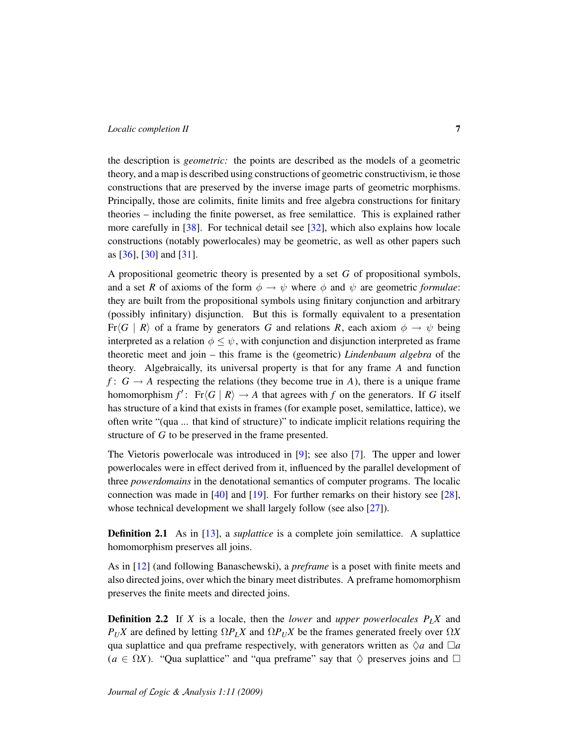the description is *geometric:* the points are described as the models of a geometric theory, and a map is described using constructions of geometric constructivism, ie those constructions that are preserved by the inverse image parts of geometric morphisms. Principally, those are colimits, finite limits and free algebra constructions for finitary theories – including the finite powerset, as free semilattice. This is explained rather more carefully in [38]. For technical detail see [32], which also explains how locale constructions (notably powerlocales) may be geometric, as well as other papers such as [36], [30] and [31].

A propositional geometric theory is presented by a set $G$ of propositional symbols, and a set $R$ of axioms of the form $\phi \to \psi$ where $\phi$ and $\psi$ are geometric *formulae*: they are built from the propositional symbols using finitary conjunction and arbitrary (possibly infinitary) disjunction. But this is formally equivalent to a presentation $\mathrm{Fr}\langle G \mid R\rangle$ of a frame by generators $G$ and relations $R$, each axiom $\phi \to \psi$ being interpreted as a relation $\phi \leq \psi$, with conjunction and disjunction interpreted as frame theoretic meet and join – this frame is the (geometric) *Lindenbaum algebra* of the theory. Algebraically, its universal property is that for any frame $A$ and function $f\colon G \to A$ respecting the relations (they become true in $A$), there is a unique frame homomorphism $f'\colon \mathrm{Fr}\langle G \mid R\rangle \to A$ that agrees with $f$ on the generators. If $G$ itself has structure of a kind that exists in frames (for example poset, semilattice, lattice), we often write "(qua ... that kind of structure)" to indicate implicit relations requiring the structure of $G$ to be preserved in the frame presented.

The Vietoris powerlocale was introduced in [9]; see also [7]. The upper and lower powerlocales were in effect derived from it, influenced by the parallel development of three *powerdomains* in the denotational semantics of computer programs. The localic connection was made in [40] and [19]. For further remarks on their history see [28], whose technical development we shall largely follow (see also [27]).

**Definition 2.1** As in [13], a *suplattice* is a complete join semilattice. A suplattice homomorphism preserves all joins.

As in [12] (and following Banaschewski), a *preframe* is a poset with finite meets and also directed joins, over which the binary meet distributes. A preframe homomorphism preserves the finite meets and directed joins.

**Definition 2.2** If $X$ is a locale, then the *lower* and *upper powerlocales* $P_L X$ and $P_U X$ are defined by letting $\Omega P_L X$ and $\Omega P_U X$ be the frames generated freely over $\Omega X$ qua suplattice and qua preframe respectively, with generators written as $\Diamond a$ and $\Box a$ ($a \in \Omega X$). "Qua suplattice" and "qua preframe" say that $\Diamond$ preserves joins and $\Box$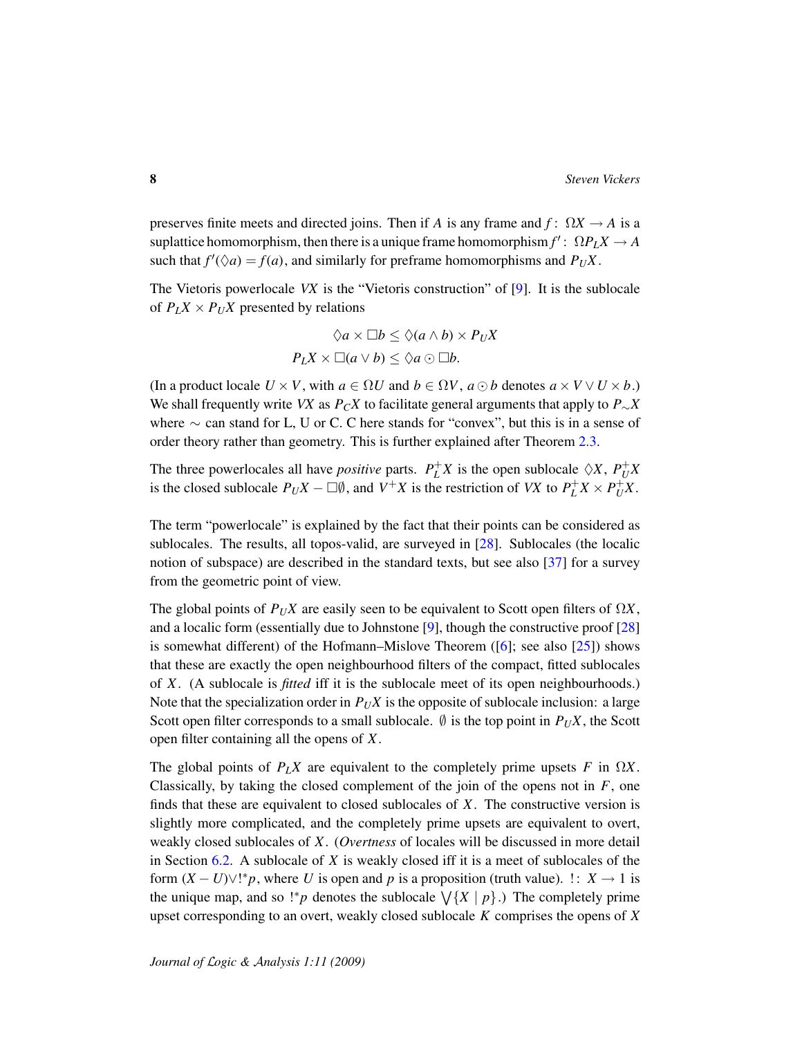preserves finite meets and directed joins. Then if $A$ is any frame and $f\colon\ \Omega X \to A$ is a suplattice homomorphism, then there is a unique frame homomorphism $f'\colon\ \Omega P_L X \to A$ such that $f'(\Diamond a) = f(a)$, and similarly for preframe homomorphisms and $P_U X$.

The Vietoris powerlocale $VX$ is the "Vietoris construction" of [9]. It is the sublocale of $P_L X \times P_U X$ presented by relations

$$\Diamond a \times \Box b \leq \Diamond(a \wedge b) \times P_U X$$
$$P_L X \times \Box(a \vee b) \leq \Diamond a \odot \Box b.$$

(In a product locale $U \times V$, with $a \in \Omega U$ and $b \in \Omega V$, $a \odot b$ denotes $a \times V \vee U \times b$.) We shall frequently write $VX$ as $P_C X$ to facilitate general arguments that apply to $P_\sim X$ where $\sim$ can stand for L, U or C. C here stands for "convex", but this is in a sense of order theory rather than geometry. This is further explained after Theorem 2.3.

The three powerlocales all have *positive* parts. $P_L^+ X$ is the open sublocale $\Diamond X$, $P_U^+ X$ is the closed sublocale $P_U X - \Box\emptyset$, and $V^+ X$ is the restriction of $VX$ to $P_L^+ X \times P_U^+ X$.

The term "powerlocale" is explained by the fact that their points can be considered as sublocales. The results, all topos-valid, are surveyed in [28]. Sublocales (the localic notion of subspace) are described in the standard texts, but see also [37] for a survey from the geometric point of view.

The global points of $P_U X$ are easily seen to be equivalent to Scott open filters of $\Omega X$, and a localic form (essentially due to Johnstone [9], though the constructive proof [28] is somewhat different) of the Hofmann–Mislove Theorem ([6]; see also [25]) shows that these are exactly the open neighbourhood filters of the compact, fitted sublocales of $X$. (A sublocale is *fitted* iff it is the sublocale meet of its open neighbourhoods.) Note that the specialization order in $P_U X$ is the opposite of sublocale inclusion: a large Scott open filter corresponds to a small sublocale. $\emptyset$ is the top point in $P_U X$, the Scott open filter containing all the opens of $X$.

The global points of $P_L X$ are equivalent to the completely prime upsets $F$ in $\Omega X$. Classically, by taking the closed complement of the join of the opens not in $F$, one finds that these are equivalent to closed sublocales of $X$. The constructive version is slightly more complicated, and the completely prime upsets are equivalent to overt, weakly closed sublocales of $X$. (*Overtness* of locales will be discussed in more detail in Section 6.2. A sublocale of $X$ is weakly closed iff it is a meet of sublocales of the form $(X - U) \vee !^* p$, where $U$ is open and $p$ is a proposition (truth value). $!\colon\ X \to 1$ is the unique map, and so $!^* p$ denotes the sublocale $\bigvee\{X \mid p\}$.) The completely prime upset corresponding to an overt, weakly closed sublocale $K$ comprises the opens of $X$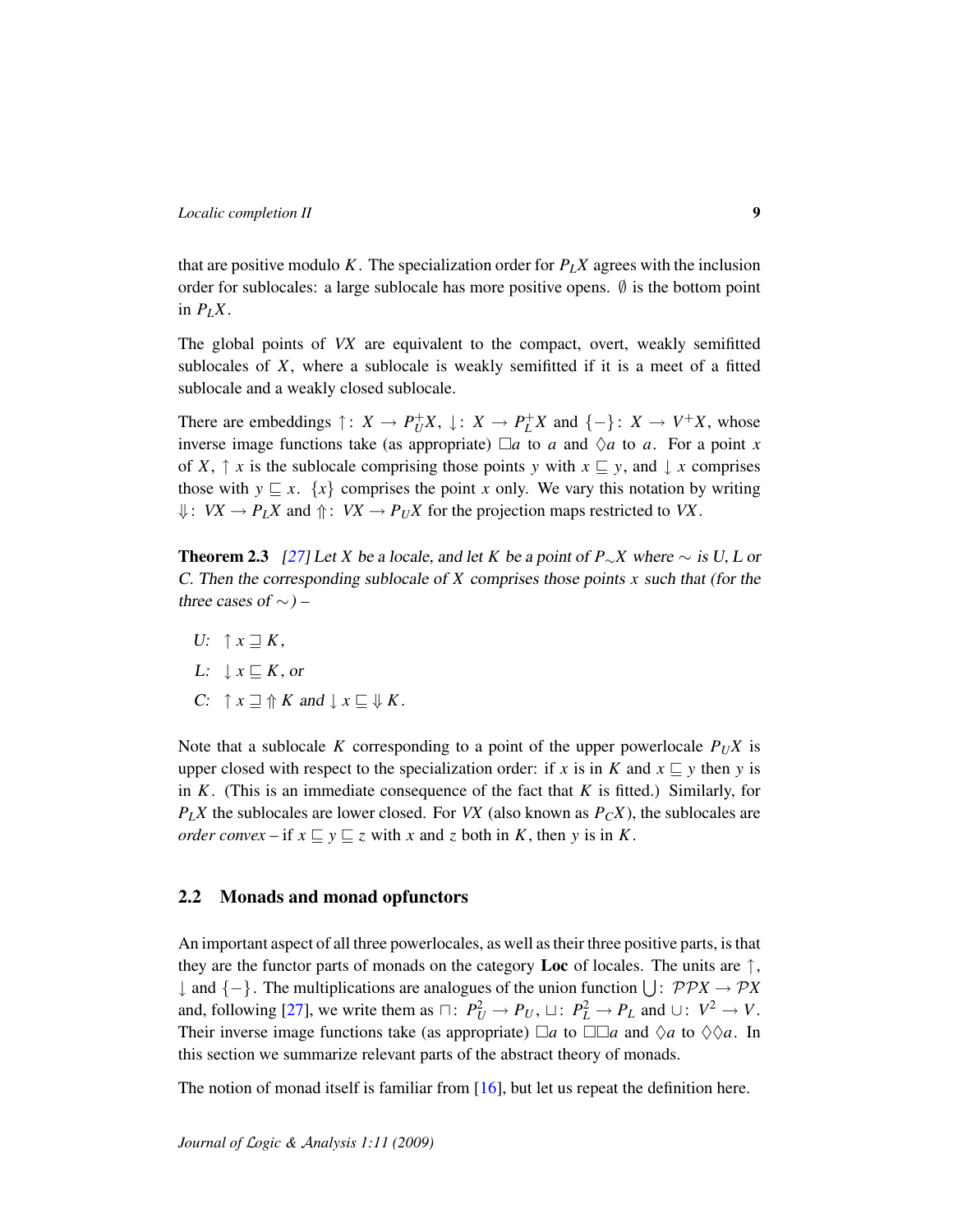that are positive modulo $K$. The specialization order for $P_L X$ agrees with the inclusion order for sublocales: a large sublocale has more positive opens. $\emptyset$ is the bottom point in $P_L X$.

The global points of $VX$ are equivalent to the compact, overt, weakly semifitted sublocales of $X$, where a sublocale is weakly semifitted if it is a meet of a fitted sublocale and a weakly closed sublocale.

There are embeddings $\uparrow\colon X \to P_U^+ X$, $\downarrow\colon X \to P_L^+ X$ and $\{-\}\colon X \to V^+ X$, whose inverse image functions take (as appropriate) $\Box a$ to $a$ and $\Diamond a$ to $a$. For a point $x$ of $X$, $\uparrow x$ is the sublocale comprising those points $y$ with $x \sqsubseteq y$, and $\downarrow x$ comprises those with $y \sqsubseteq x$. $\{x\}$ comprises the point $x$ only. We vary this notation by writing $\Downarrow\colon VX \to P_L X$ and $\Uparrow\colon VX \to P_U X$ for the projection maps restricted to $VX$.

**Theorem 2.3** *[27] Let $X$ be a locale, and let $K$ be a point of $P_\sim X$ where $\sim$ is $U$, $L$ or $C$. Then the corresponding sublocale of $X$ comprises those points $x$ such that (for the three cases of $\sim$) –*

- *U: $\uparrow x \sqsupseteq K$,*
- *L: $\downarrow x \sqsubseteq K$, or*
- *C: $\uparrow x \sqsupseteq \Uparrow K$ and $\downarrow x \sqsubseteq \Downarrow K$.*

Note that a sublocale $K$ corresponding to a point of the upper powerlocale $P_U X$ is upper closed with respect to the specialization order: if $x$ is in $K$ and $x \sqsubseteq y$ then $y$ is in $K$. (This is an immediate consequence of the fact that $K$ is fitted.) Similarly, for $P_L X$ the sublocales are lower closed. For $VX$ (also known as $P_C X$), the sublocales are *order convex* – if $x \sqsubseteq y \sqsubseteq z$ with $x$ and $z$ both in $K$, then $y$ is in $K$.

## 2.2 Monads and monad opfunctors

An important aspect of all three powerlocales, as well as their three positive parts, is that they are the functor parts of monads on the category **Loc** of locales. The units are $\uparrow$, $\downarrow$ and $\{-\}$. The multiplications are analogues of the union function $\bigcup\colon \mathcal{PP}X \to \mathcal{P}X$ and, following [27], we write them as $\sqcap\colon P_U^2 \to P_U$, $\sqcup\colon P_L^2 \to P_L$ and $\cup\colon V^2 \to V$. Their inverse image functions take (as appropriate) $\Box a$ to $\Box\Box a$ and $\Diamond a$ to $\Diamond\Diamond a$. In this section we summarize relevant parts of the abstract theory of monads.

The notion of monad itself is familiar from [16], but let us repeat the definition here.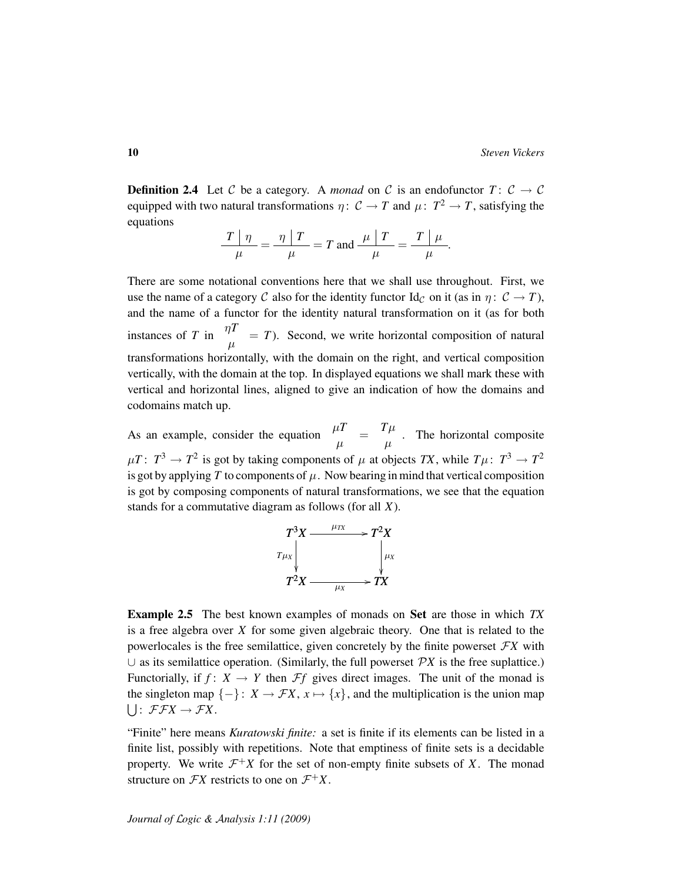**Definition 2.4** Let $\mathcal{C}$ be a category. A *monad* on $\mathcal{C}$ is an endofunctor $T\colon \mathcal{C} \to \mathcal{C}$ equipped with two natural transformations $\eta\colon \mathcal{C} \to T$ and $\mu\colon T^2 \to T$, satisfying the equations

$$\frac{T \mid \eta}{\mu} = \frac{\eta \mid T}{\mu} = T \text{ and } \frac{\mu \mid T}{\mu} = \frac{T \mid \mu}{\mu}.$$

There are some notational conventions here that we shall use throughout. First, we use the name of a category $\mathcal{C}$ also for the identity functor $\mathrm{Id}_{\mathcal{C}}$ on it (as in $\eta\colon \mathcal{C} \to T$), and the name of a functor for the identity natural transformation on it (as for both instances of $T$ in $\begin{matrix}\eta T\\ \mu\end{matrix} = T$). Second, we write horizontal composition of natural transformations horizontally, with the domain on the right, and vertical composition vertically, with the domain at the top. In displayed equations we shall mark these with vertical and horizontal lines, aligned to give an indication of how the domains and codomains match up.

As an example, consider the equation $\begin{matrix}\mu T\\ \mu\end{matrix} = \begin{matrix}T\mu\\ \mu\end{matrix}$. The horizontal composite $\mu T\colon T^3 \to T^2$ is got by taking components of $\mu$ at objects $TX$, while $T\mu\colon T^3 \to T^2$ is got by applying $T$ to components of $\mu$. Now bearing in mind that vertical composition is got by composing components of natural transformations, we see that the equation stands for a commutative diagram as follows (for all $X$).

$$\begin{array}{ccc} T^3X & \xrightarrow{\mu_{TX}} & T^2X \\ {\scriptstyle T\mu_X}\downarrow & & \downarrow{\scriptstyle \mu_X} \\ T^2X & \xrightarrow[\mu_X]{} & TX \end{array}$$

**Example 2.5** The best known examples of monads on **Set** are those in which $TX$ is a free algebra over $X$ for some given algebraic theory. One that is related to the powerlocales is the free semilattice, given concretely by the finite powerset $\mathcal{F}X$ with $\cup$ as its semilattice operation. (Similarly, the full powerset $\mathcal{P}X$ is the free suplattice.) Functorially, if $f\colon X \to Y$ then $\mathcal{F}f$ gives direct images. The unit of the monad is the singleton map $\{-\}\colon X \to \mathcal{F}X$, $x \mapsto \{x\}$, and the multiplication is the union map $\bigcup\colon \mathcal{F}\mathcal{F}X \to \mathcal{F}X$.

"Finite" here means *Kuratowski finite:* a set is finite if its elements can be listed in a finite list, possibly with repetitions. Note that emptiness of finite sets is a decidable property. We write $\mathcal{F}^+X$ for the set of non-empty finite subsets of $X$. The monad structure on $\mathcal{F}X$ restricts to one on $\mathcal{F}^+X$.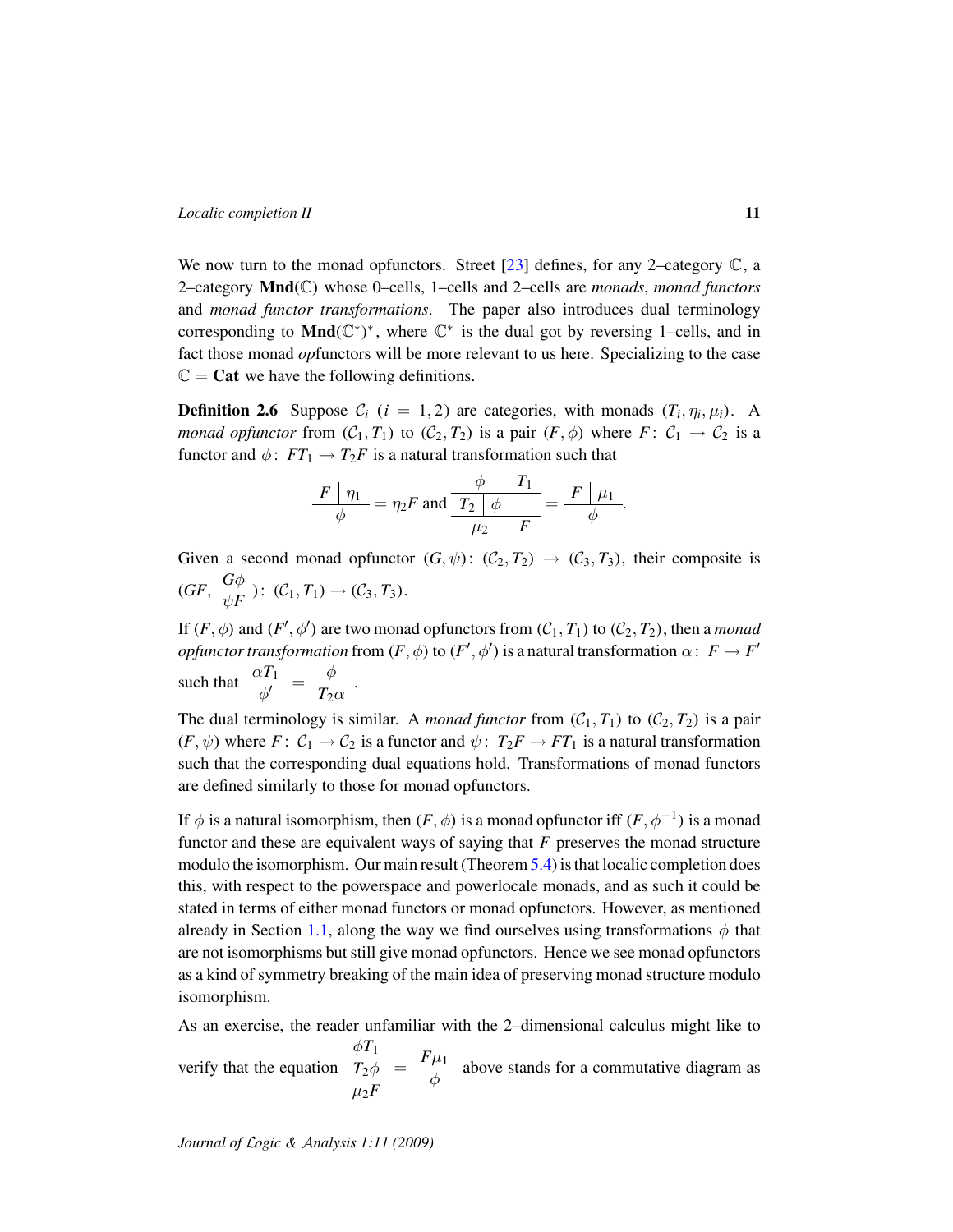We now turn to the monad opfunctors. Street [23] defines, for any 2–category $\mathbb{C}$, a 2–category $\mathbf{Mnd}(\mathbb{C})$ whose 0–cells, 1–cells and 2–cells are *monads*, *monad functors* and *monad functor transformations*. The paper also introduces dual terminology corresponding to $\mathbf{Mnd}(\mathbb{C}^*)^*$, where $\mathbb{C}^*$ is the dual got by reversing 1–cells, and in fact those monad *op*functors will be more relevant to us here. Specializing to the case $\mathbb{C} = \mathbf{Cat}$ we have the following definitions.

**Definition 2.6** Suppose $\mathcal{C}_i$ $(i = 1, 2)$ are categories, with monads $(T_i, \eta_i, \mu_i)$. A *monad opfunctor* from $(\mathcal{C}_1, T_1)$ to $(\mathcal{C}_2, T_2)$ is a pair $(F, \phi)$ where $F\colon \mathcal{C}_1 \to \mathcal{C}_2$ is a functor and $\phi\colon FT_1 \to T_2F$ is a natural transformation such that

$$\frac{F \mid \eta_1}{\phi} = \eta_2 F \text{ and } \frac{\begin{array}{c|c} \phi & T_1 \\ \hline T_2 \mid \phi & \\ \hline \mu_2 & F \end{array}}{} = \frac{F \mid \mu_1}{\phi}.$$

Given a second monad opfunctor $(G, \psi)\colon (\mathcal{C}_2, T_2) \to (\mathcal{C}_3, T_3)$, their composite is $\left(GF, \begin{array}{c} G\phi \\ \psi F \end{array}\right)\colon (\mathcal{C}_1, T_1) \to (\mathcal{C}_3, T_3)$.

If $(F, \phi)$ and $(F', \phi')$ are two monad opfunctors from $(\mathcal{C}_1, T_1)$ to $(\mathcal{C}_2, T_2)$, then a *monad opfunctor transformation* from $(F, \phi)$ to $(F', \phi')$ is a natural transformation $\alpha\colon F \to F'$ such that $\begin{array}{c} \alpha T_1 \\ \phi' \end{array} = \begin{array}{c} \phi \\ T_2\alpha \end{array}$.

The dual terminology is similar. A *monad functor* from $(\mathcal{C}_1, T_1)$ to $(\mathcal{C}_2, T_2)$ is a pair $(F, \psi)$ where $F\colon \mathcal{C}_1 \to \mathcal{C}_2$ is a functor and $\psi\colon T_2F \to FT_1$ is a natural transformation such that the corresponding dual equations hold. Transformations of monad functors are defined similarly to those for monad opfunctors.

If $\phi$ is a natural isomorphism, then $(F, \phi)$ is a monad opfunctor iff $(F, \phi^{-1})$ is a monad functor and these are equivalent ways of saying that $F$ preserves the monad structure modulo the isomorphism. Our main result (Theorem 5.4) is that localic completion does this, with respect to the powerspace and powerlocale monads, and as such it could be stated in terms of either monad functors or monad opfunctors. However, as mentioned already in Section 1.1, along the way we find ourselves using transformations $\phi$ that are not isomorphisms but still give monad opfunctors. Hence we see monad opfunctors as a kind of symmetry breaking of the main idea of preserving monad structure modulo isomorphism.

As an exercise, the reader unfamiliar with the 2–dimensional calculus might like to verify that the equation $\begin{array}{c} \phi T_1 \\ T_2\phi \\ \mu_2 F \end{array} = \begin{array}{c} F\mu_1 \\ \phi \end{array}$ above stands for a commutative diagram as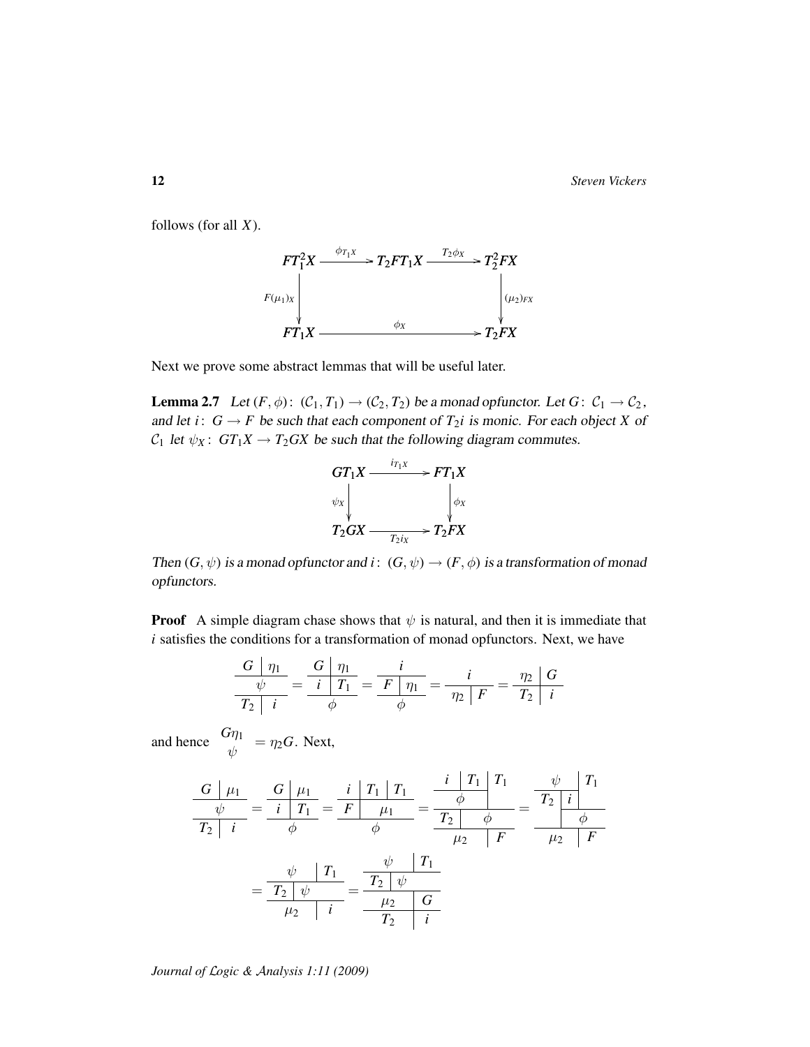follows (for all $X$).

$$
\begin{array}{ccccc}
FT_1^2X & \xrightarrow{\phi_{T_1X}} & T_2FT_1X & \xrightarrow{T_2\phi_X} & T_2^2FX \\
{\scriptstyle F(\mu_1)_X}\downarrow & & & & \downarrow{\scriptstyle (\mu_2)_{FX}} \\
FT_1X & & \xrightarrow{\qquad\quad \phi_X \qquad\quad} & & T_2FX
\end{array}
$$

Next we prove some abstract lemmas that will be useful later.

**Lemma 2.7** *Let $(F,\phi)\colon (\mathcal{C}_1, T_1) \to (\mathcal{C}_2, T_2)$ be a monad opfunctor. Let $G\colon \mathcal{C}_1 \to \mathcal{C}_2$, and let $i\colon G \to F$ be such that each component of $T_2 i$ is monic. For each object $X$ of $\mathcal{C}_1$ let $\psi_X\colon GT_1X \to T_2GX$ be such that the following diagram commutes.*

$$
\begin{array}{ccc}
GT_1X & \xrightarrow{i_{T_1X}} & FT_1X \\
{\scriptstyle \psi_X}\downarrow & & \downarrow{\scriptstyle \phi_X} \\
T_2GX & \xrightarrow[T_2 i_X]{} & T_2FX
\end{array}
$$

*Then $(G,\psi)$ is a monad opfunctor and $i\colon (G,\psi) \to (F,\phi)$ is a transformation of monad opfunctors.*

**Proof** A simple diagram chase shows that $\psi$ is natural, and then it is immediate that $i$ satisfies the conditions for a transformation of monad opfunctors. Next, we have

$$
\begin{array}{c} G \mid \eta_1 \\ \hline \psi \\ \hline T_2 \mid i \end{array}
=
\begin{array}{c} G \mid \eta_1 \\ \hline i \mid T_1 \\ \hline \phi \end{array}
=
\begin{array}{c} i \\ \hline F \mid \eta_1 \\ \hline \phi \end{array}
=
\begin{array}{c} i \\ \hline \eta_2 \mid F \end{array}
=
\begin{array}{c} \eta_2 \mid G \\ \hline T_2 \mid i \end{array}
$$

and hence $\begin{array}{c} G\eta_1 \\ \psi \end{array} = \eta_2 G$. Next,

$$
\begin{array}{c} G \mid \mu_1 \\ \hline \psi \\ \hline T_2 \mid i \end{array}
=
\begin{array}{c} G \mid \mu_1 \\ \hline i \mid T_1 \\ \hline \phi \end{array}
=
\begin{array}{c} i \mid T_1 \mid T_1 \\ \hline F \mid \mu_1 \\ \hline \phi \end{array}
=
\begin{array}{c} i \mid T_1 \mid T_1 \\ \hline \phi \mid \quad \\ \hline T_2 \mid \phi \\ \hline \mu_2 \mid F \end{array}
=
\begin{array}{c} \psi \mid T_1 \\ \hline T_2 \mid i \mid \quad \\ \hline \quad \phi \\ \hline \mu_2 \mid F \end{array}
$$

$$
=
\begin{array}{c} \psi \mid T_1 \\ \hline T_2 \mid \psi \\ \hline \mu_2 \mid i \end{array}
=
\begin{array}{c} \psi \mid T_1 \\ \hline T_2 \mid \psi \\ \hline \mu_2 \mid G \\ \hline T_2 \mid i \end{array}
$$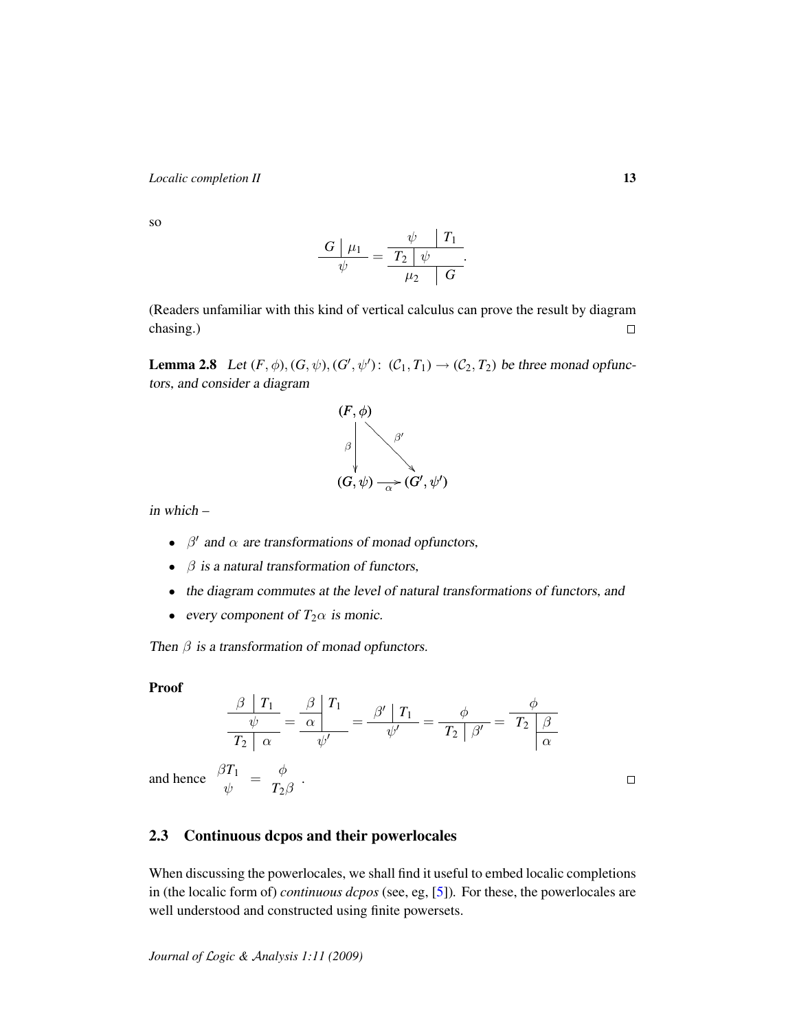so

$$\frac{G \mid \mu_1}{\psi} = \frac{\begin{array}{c|c} \psi & T_1 \end{array}}{\frac{\begin{array}{c|c} T_2 & \psi \end{array}}{\begin{array}{c|c} \mu_2 & G \end{array}}}.$$

(Readers unfamiliar with this kind of vertical calculus can prove the result by diagram chasing.) □

**Lemma 2.8** *Let $(F,\phi), (G,\psi), (G',\psi')\colon (\mathcal{C}_1, T_1) \to (\mathcal{C}_2, T_2)$ be three monad opfunctors, and consider a diagram*

$$\begin{array}{ccc} (F,\phi) & & \\ \downarrow \beta & \searrow^{\beta'} & \\ (G,\psi) & \xrightarrow[\alpha]{} & (G',\psi') \end{array}$$

*in which –*

- *$\beta'$ and $\alpha$ are transformations of monad opfunctors,*
- *$\beta$ is a natural transformation of functors,*
- *the diagram commutes at the level of natural transformations of functors, and*
- *every component of $T_2\alpha$ is monic.*

*Then $\beta$ is a transformation of monad opfunctors.*

**Proof**

$$\frac{\frac{\begin{array}{c|c} \beta & T_1 \end{array}}{\psi}}{\begin{array}{c|c} T_2 & \alpha \end{array}} = \frac{\begin{array}{c|c} \beta & T_1 \\ \alpha & \end{array}}{\psi'} = \frac{\begin{array}{c|c} \beta' & T_1 \end{array}}{\psi'} = \frac{\phi}{\begin{array}{c|c} T_2 & \beta' \end{array}} = \frac{\phi}{\begin{array}{c|c} T_2 & \beta \\ & \alpha \end{array}}$$

and hence $\begin{array}{c} \beta T_1 \\ \psi \end{array} = \begin{array}{c} \phi \\ T_2\beta \end{array}$. □

## 2.3 Continuous dcpos and their powerlocales

When discussing the powerlocales, we shall find it useful to embed localic completions in (the localic form of) *continuous dcpos* (see, eg, [5]). For these, the powerlocales are well understood and constructed using finite powersets.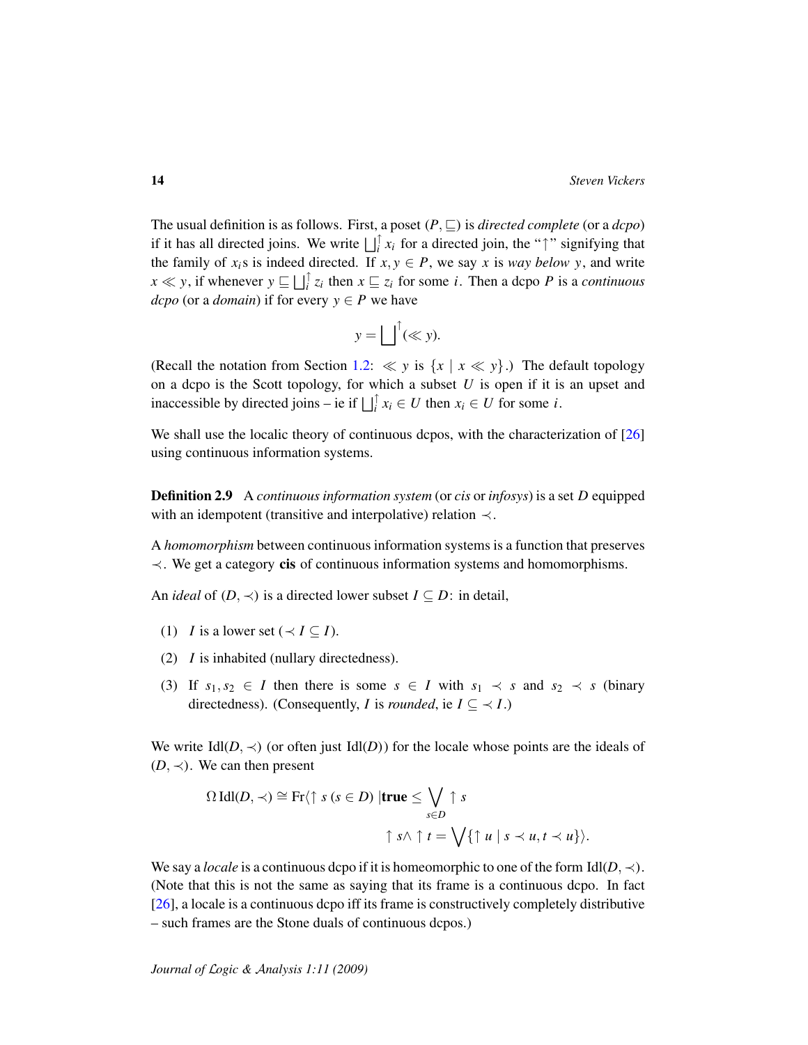The usual definition is as follows. First, a poset $(P, \sqsubseteq)$ is *directed complete* (or a *dcpo*) if it has all directed joins. We write $\bigsqcup_i^{\uparrow} x_i$ for a directed join, the "$\uparrow$" signifying that the family of $x_i$s is indeed directed. If $x, y \in P$, we say $x$ is *way below* $y$, and write $x \ll y$, if whenever $y \sqsubseteq \bigsqcup_i^{\uparrow} z_i$ then $x \sqsubseteq z_i$ for some $i$. Then a dcpo $P$ is a *continuous dcpo* (or a *domain*) if for every $y \in P$ we have

$$y = \bigsqcup{}^{\uparrow}(\ll y).$$

(Recall the notation from Section 1.2: $\ll y$ is $\{x \mid x \ll y\}$.) The default topology on a dcpo is the Scott topology, for which a subset $U$ is open if it is an upset and inaccessible by directed joins – ie if $\bigsqcup_i^{\uparrow} x_i \in U$ then $x_i \in U$ for some $i$.

We shall use the localic theory of continuous dcpos, with the characterization of [26] using continuous information systems.

**Definition 2.9** A *continuous information system* (or *cis* or *infosys*) is a set $D$ equipped with an idempotent (transitive and interpolative) relation $\prec$.

A *homomorphism* between continuous information systems is a function that preserves $\prec$. We get a category **cis** of continuous information systems and homomorphisms.

An *ideal* of $(D, \prec)$ is a directed lower subset $I \subseteq D$: in detail,

1. $I$ is a lower set ($\prec I \subseteq I$).
2. $I$ is inhabited (nullary directedness).
3. If $s_1, s_2 \in I$ then there is some $s \in I$ with $s_1 \prec s$ and $s_2 \prec s$ (binary directedness). (Consequently, $I$ is *rounded*, ie $I \subseteq \prec I$.)

We write $\mathrm{Idl}(D, \prec)$ (or often just $\mathrm{Idl}(D)$) for the locale whose points are the ideals of $(D, \prec)$. We can then present

$$\Omega\,\mathrm{Idl}(D, \prec) \cong \mathrm{Fr}\langle \uparrow s \ (s \in D) \mid \mathbf{true} \leq \bigvee_{s \in D} \uparrow s$$
$$\uparrow s \wedge \uparrow t = \bigvee \{\uparrow u \mid s \prec u, t \prec u\}\rangle.$$

We say a *locale* is a continuous dcpo if it is homeomorphic to one of the form $\mathrm{Idl}(D, \prec)$. (Note that this is not the same as saying that its frame is a continuous dcpo. In fact [26], a locale is a continuous dcpo iff its frame is constructively completely distributive – such frames are the Stone duals of continuous dcpos.)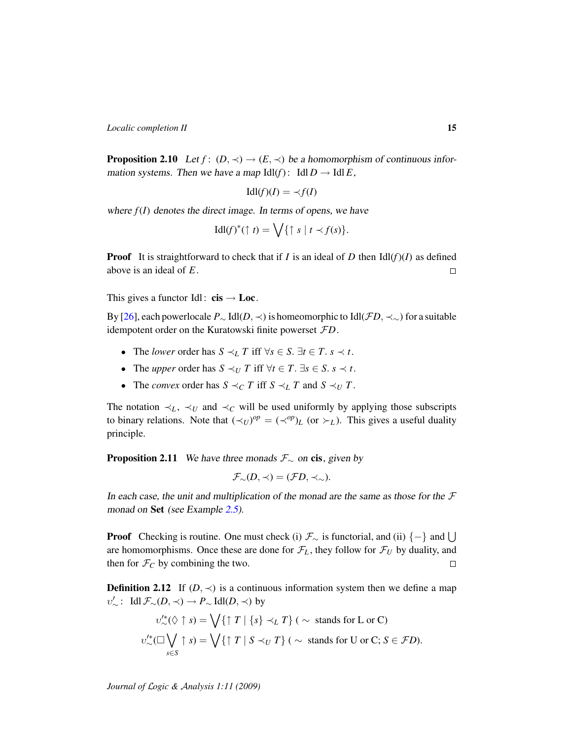**Proposition 2.10** *Let $f\colon (D,\prec) \to (E,\prec)$ be a homomorphism of continuous information systems. Then we have a map $\mathrm{Idl}(f)\colon \ \mathrm{Idl}\, D \to \mathrm{Idl}\, E$,*

$$\mathrm{Idl}(f)(I) = \prec f(I)$$

*where $f(I)$ denotes the direct image. In terms of opens, we have*

$$\mathrm{Idl}(f)^*(\uparrow t) = \bigvee \{\uparrow s \mid t \prec f(s)\}.$$

**Proof** It is straightforward to check that if $I$ is an ideal of $D$ then $\mathrm{Idl}(f)(I)$ as defined above is an ideal of $E$. $\square$

This gives a functor $\mathrm{Idl}\colon \ \mathbf{cis} \to \mathbf{Loc}$.

By [26], each powerlocale $P_\sim \mathrm{Idl}(D,\prec)$ is homeomorphic to $\mathrm{Idl}(\mathcal{F}D, \prec_\sim)$ for a suitable idempotent order on the Kuratowski finite powerset $\mathcal{F}D$.

- The *lower* order has $S \prec_L T$ iff $\forall s \in S.\ \exists t \in T.\ s \prec t$.
- The *upper* order has $S \prec_U T$ iff $\forall t \in T.\ \exists s \in S.\ s \prec t$.
- The *convex* order has $S \prec_C T$ iff $S \prec_L T$ and $S \prec_U T$.

The notation $\prec_L$, $\prec_U$ and $\prec_C$ will be used uniformly by applying those subscripts to binary relations. Note that $(\prec_U)^{op} = (\prec^{op})_L$ (or $\succ_L$). This gives a useful duality principle.

**Proposition 2.11** *We have three monads $\mathcal{F}_\sim$ on $\mathbf{cis}$, given by*

$$\mathcal{F}_\sim(D,\prec) = (\mathcal{F}D, \prec_\sim).$$

*In each case, the unit and multiplication of the monad are the same as those for the $\mathcal{F}$ monad on $\mathbf{Set}$ (see Example 2.5).*

**Proof** Checking is routine. One must check (i) $\mathcal{F}_\sim$ is functorial, and (ii) $\{-\}$ and $\bigcup$ are homomorphisms. Once these are done for $\mathcal{F}_L$, they follow for $\mathcal{F}_U$ by duality, and then for $\mathcal{F}_C$ by combining the two. $\square$

**Definition 2.12** If $(D,\prec)$ is a continuous information system then we define a map $\upsilon'_\sim\colon \ \mathrm{Idl}\,\mathcal{F}_\sim(D,\prec) \to P_\sim \mathrm{Idl}(D,\prec)$ by

$$\upsilon'^{*}_\sim(\Diamond \uparrow s) = \bigvee \{\uparrow T \mid \{s\} \prec_L T\} \text{ ( $\sim$ stands for L or C)}$$

$$\upsilon'^{*}_\sim(\Box \bigvee_{s \in S} \uparrow s) = \bigvee \{\uparrow T \mid S \prec_U T\} \text{ ( $\sim$ stands for U or C; $S \in \mathcal{F}D$)}.$$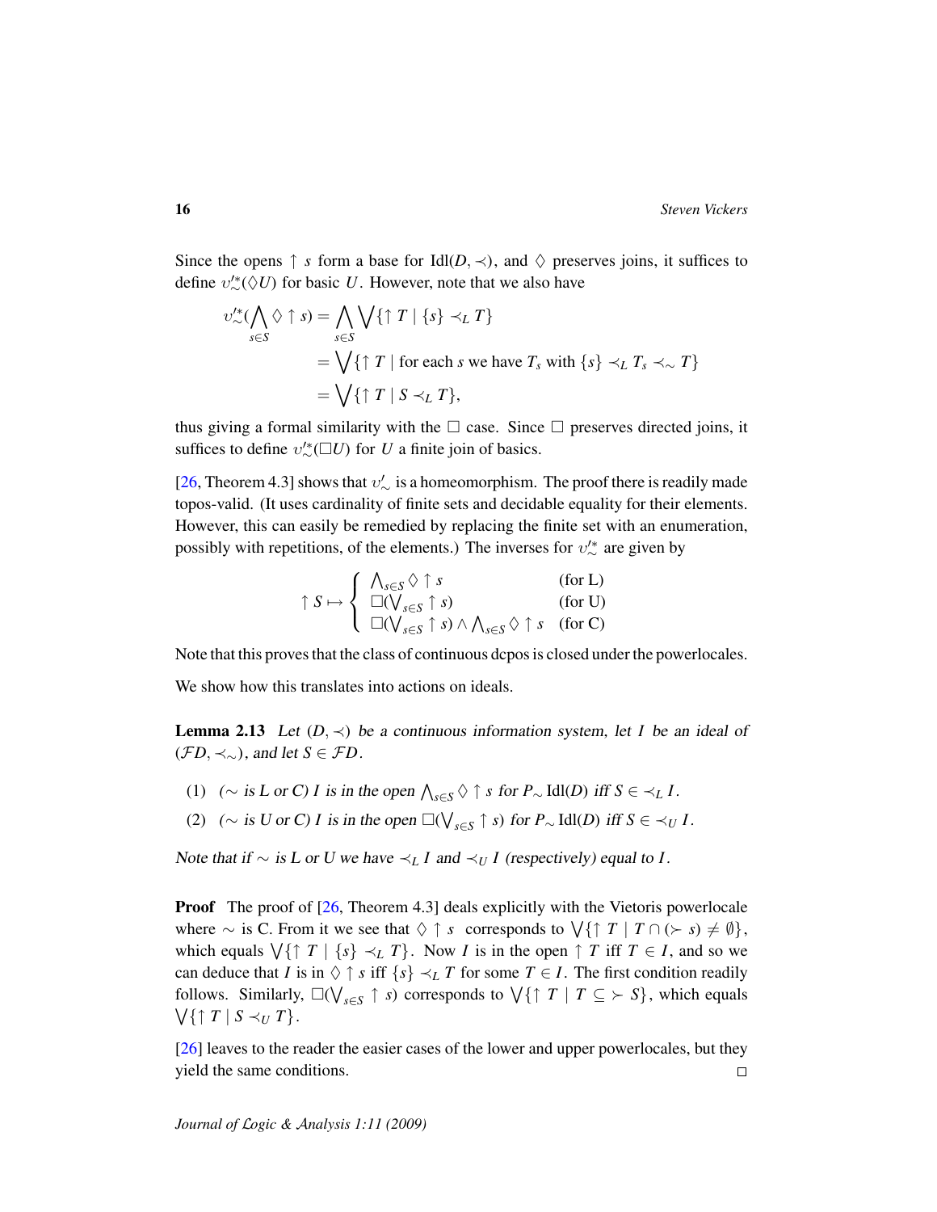Since the opens $\uparrow s$ form a base for $\mathrm{Idl}(D, \prec)$, and $\lozenge$ preserves joins, it suffices to define $\upsilon'^{*}_{\sim}(\lozenge U)$ for basic $U$. However, note that we also have

$$\begin{aligned}
\upsilon'^{*}_{\sim}(\bigwedge_{s \in S} \lozenge \uparrow s) &= \bigwedge_{s \in S} \bigvee \{\uparrow T \mid \{s\} \prec_L T\} \\
&= \bigvee \{\uparrow T \mid \text{for each } s \text{ we have } T_s \text{ with } \{s\} \prec_L T_s \prec_{\sim} T\} \\
&= \bigvee \{\uparrow T \mid S \prec_L T\},
\end{aligned}$$

thus giving a formal similarity with the $\square$ case. Since $\square$ preserves directed joins, it suffices to define $\upsilon'^{*}_{\sim}(\square U)$ for $U$ a finite join of basics.

[26, Theorem 4.3] shows that $\upsilon'_{\sim}$ is a homeomorphism. The proof there is readily made topos-valid. (It uses cardinality of finite sets and decidable equality for their elements. However, this can easily be remedied by replacing the finite set with an enumeration, possibly with repetitions, of the elements.) The inverses for $\upsilon'^{*}_{\sim}$ are given by

$$\uparrow S \mapsto \begin{cases} \bigwedge_{s \in S} \lozenge \uparrow s & \text{(for L)} \\ \square(\bigvee_{s \in S} \uparrow s) & \text{(for U)} \\ \square(\bigvee_{s \in S} \uparrow s) \wedge \bigwedge_{s \in S} \lozenge \uparrow s & \text{(for C)} \end{cases}$$

Note that this proves that the class of continuous dcpos is closed under the powerlocales.

We show how this translates into actions on ideals.

**Lemma 2.13** *Let $(D, \prec)$ be a continuous information system, let $I$ be an ideal of $(\mathcal{F}D, \prec_{\sim})$, and let $S \in \mathcal{F}D$.*

1. *($\sim$ is L or C) $I$ is in the open $\bigwedge_{s \in S} \lozenge \uparrow s$ for $P_{\sim} \mathrm{Idl}(D)$ iff $S \in \prec_L I$.*
2. *($\sim$ is U or C) $I$ is in the open $\square(\bigvee_{s \in S} \uparrow s)$ for $P_{\sim} \mathrm{Idl}(D)$ iff $S \in \prec_U I$.*

*Note that if $\sim$ is L or U we have $\prec_L I$ and $\prec_U I$ (respectively) equal to $I$.*

**Proof** The proof of [26, Theorem 4.3] deals explicitly with the Vietoris powerlocale where $\sim$ is C. From it we see that $\lozenge \uparrow s$ corresponds to $\bigvee \{\uparrow T \mid T \cap (\succ s) \neq \emptyset\}$, which equals $\bigvee \{\uparrow T \mid \{s\} \prec_L T\}$. Now $I$ is in the open $\uparrow T$ iff $T \in I$, and so we can deduce that $I$ is in $\lozenge \uparrow s$ iff $\{s\} \prec_L T$ for some $T \in I$. The first condition readily follows. Similarly, $\square(\bigvee_{s \in S} \uparrow s)$ corresponds to $\bigvee \{\uparrow T \mid T \subseteq \succ S\}$, which equals $\bigvee \{\uparrow T \mid S \prec_U T\}$.

[26] leaves to the reader the easier cases of the lower and upper powerlocales, but they yield the same conditions. $\square$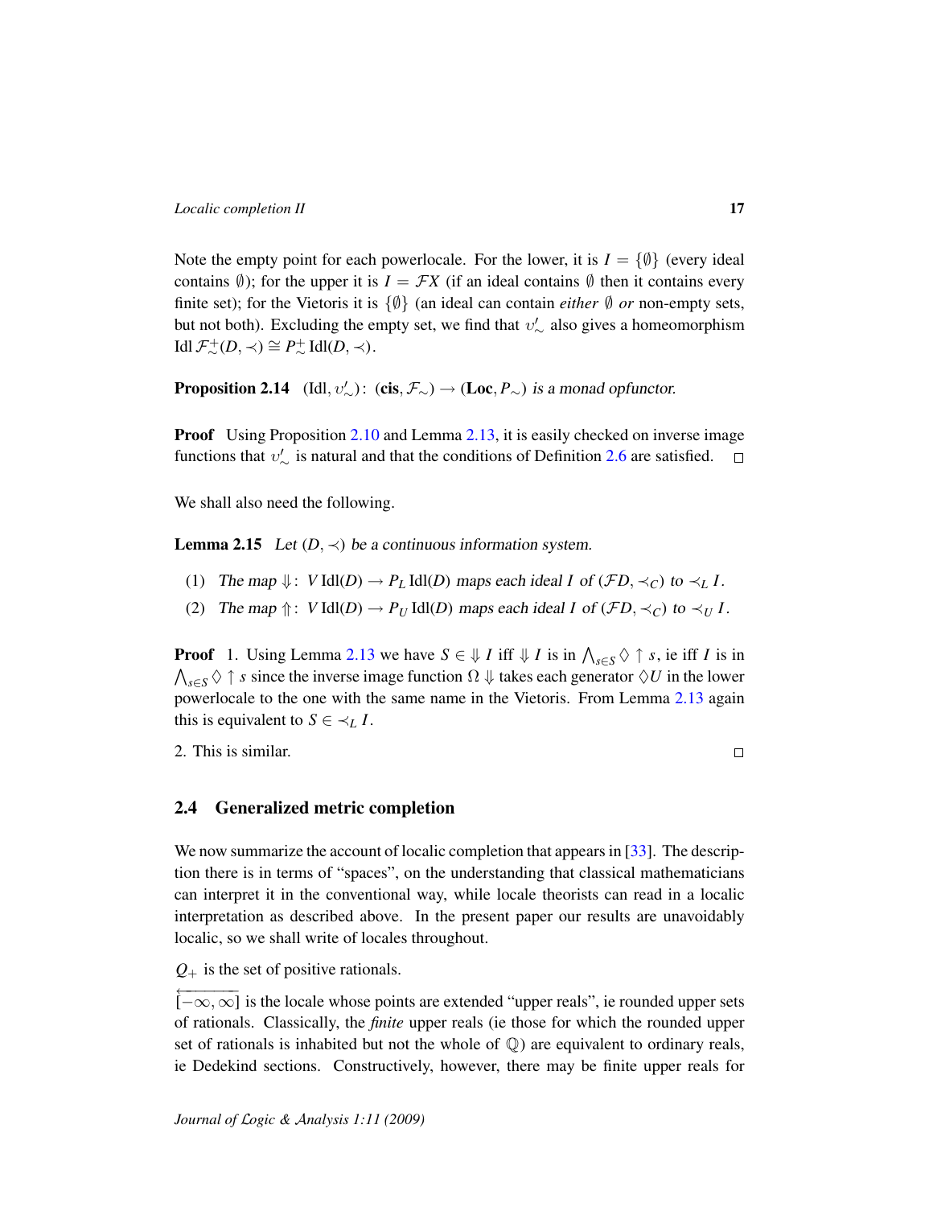Note the empty point for each powerlocale. For the lower, it is $I = \{\emptyset\}$ (every ideal contains $\emptyset$); for the upper it is $I = \mathcal{F}X$ (if an ideal contains $\emptyset$ then it contains every finite set); for the Vietoris it is $\{\emptyset\}$ (an ideal can contain *either* $\emptyset$ *or* non-empty sets, but not both). Excluding the empty set, we find that $\upsilon'_\sim$ also gives a homeomorphism $\mathrm{Idl}\,\mathcal{F}^+_\sim(D, \prec) \cong P^+_\sim\,\mathrm{Idl}(D, \prec)$.

**Proposition 2.14** $(\mathrm{Idl}, \upsilon'_\sim) \colon (\mathbf{cis}, \mathcal{F}_\sim) \to (\mathbf{Loc}, P_\sim)$ *is a monad opfunctor.*

**Proof** Using Proposition 2.10 and Lemma 2.13, it is easily checked on inverse image functions that $\upsilon'_\sim$ is natural and that the conditions of Definition 2.6 are satisfied. $\square$

We shall also need the following.

**Lemma 2.15** *Let $(D, \prec)$ be a continuous information system.*

1. *The map $\Downarrow \colon V\,\mathrm{Idl}(D) \to P_L\,\mathrm{Idl}(D)$ maps each ideal $I$ of $(\mathcal{F}D, \prec_C)$ to $\prec_L I$.*
2. *The map $\Uparrow \colon V\,\mathrm{Idl}(D) \to P_U\,\mathrm{Idl}(D)$ maps each ideal $I$ of $(\mathcal{F}D, \prec_C)$ to $\prec_U I$.*

**Proof** 1. Using Lemma 2.13 we have $S \in \Downarrow I$ iff $\Downarrow I$ is in $\bigwedge_{s \in S} \lozenge \uparrow s$, ie iff $I$ is in $\bigwedge_{s \in S} \lozenge \uparrow s$ since the inverse image function $\Omega \Downarrow$ takes each generator $\lozenge U$ in the lower powerlocale to the one with the same name in the Vietoris. From Lemma 2.13 again this is equivalent to $S \in \prec_L I$.

2. This is similar. $\square$

## 2.4 Generalized metric completion

We now summarize the account of localic completion that appears in [33]. The description there is in terms of "spaces", on the understanding that classical mathematicians can interpret it in the conventional way, while locale theorists can read in a localic interpretation as described above. In the present paper our results are unavoidably localic, so we shall write of locales throughout.

$Q_+$ is the set of positive rationals.

$\overleftarrow{[-\infty, \infty]}$ is the locale whose points are extended "upper reals", ie rounded upper sets of rationals. Classically, the *finite* upper reals (ie those for which the rounded upper set of rationals is inhabited but not the whole of $\mathbb{Q}$) are equivalent to ordinary reals, ie Dedekind sections. Constructively, however, there may be finite upper reals for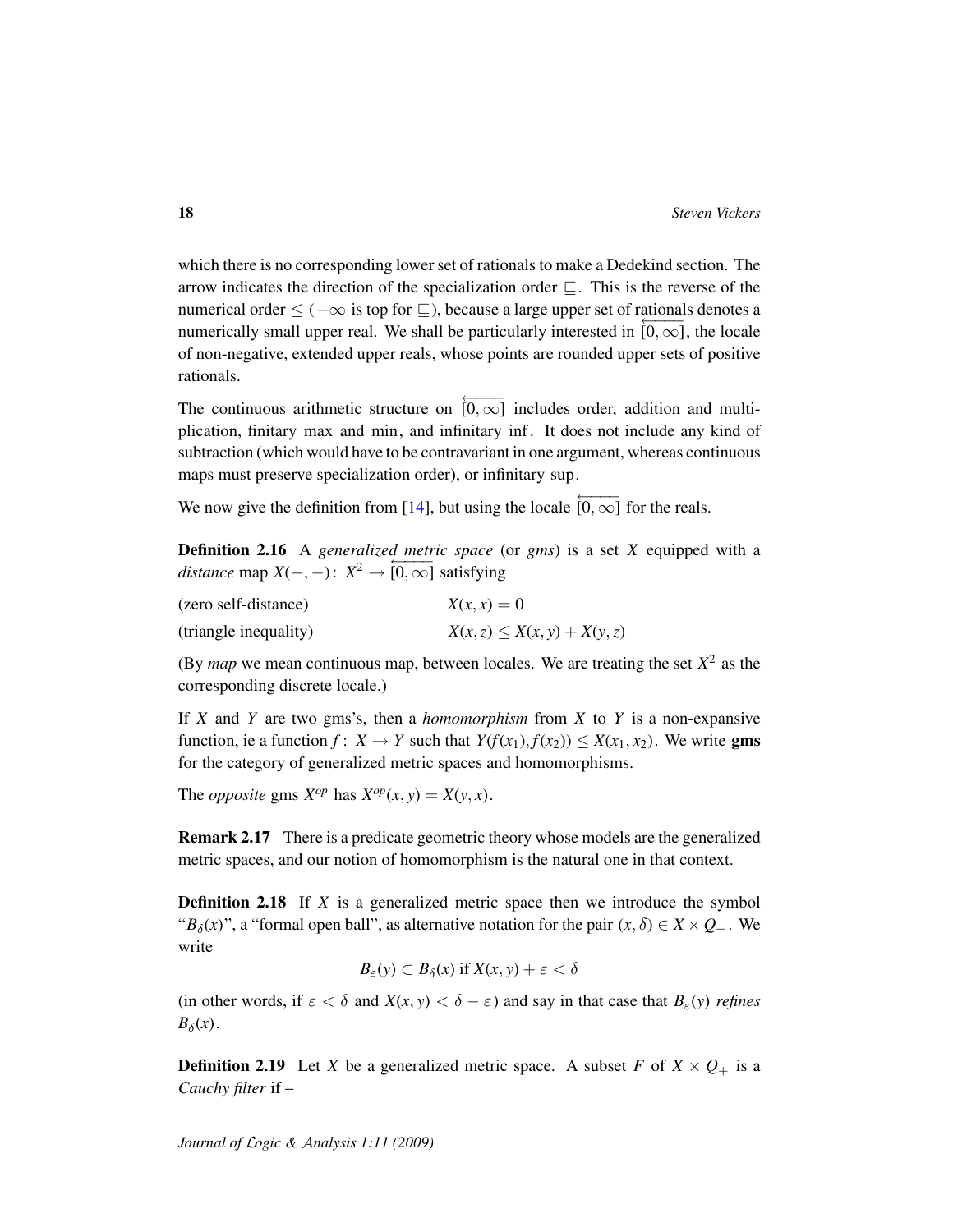which there is no corresponding lower set of rationals to make a Dedekind section. The arrow indicates the direction of the specialization order $\sqsubseteq$. This is the reverse of the numerical order $\leq$ ($-\infty$ is top for $\sqsubseteq$), because a large upper set of rationals denotes a numerically small upper real. We shall be particularly interested in $\overleftarrow{[0,\infty]}$, the locale of non-negative, extended upper reals, whose points are rounded upper sets of positive rationals.

The continuous arithmetic structure on $\overleftarrow{[0,\infty]}$ includes order, addition and multiplication, finitary max and min, and infinitary inf. It does not include any kind of subtraction (which would have to be contravariant in one argument, whereas continuous maps must preserve specialization order), or infinitary sup.

We now give the definition from [14], but using the locale $\overleftarrow{[0,\infty]}$ for the reals.

**Definition 2.16** A *generalized metric space* (or *gms*) is a set $X$ equipped with a *distance* map $X(-,-)\colon X^2 \to \overleftarrow{[0,\infty]}$ satisfying

| | |
|---|---|
| (zero self-distance) | $X(x,x) = 0$ |
| (triangle inequality) | $X(x,z) \leq X(x,y) + X(y,z)$ |

(By *map* we mean continuous map, between locales. We are treating the set $X^2$ as the corresponding discrete locale.)

If $X$ and $Y$ are two gms's, then a *homomorphism* from $X$ to $Y$ is a non-expansive function, ie a function $f\colon X \to Y$ such that $Y(f(x_1), f(x_2)) \leq X(x_1, x_2)$. We write **gms** for the category of generalized metric spaces and homomorphisms.

The *opposite* gms $X^{op}$ has $X^{op}(x,y) = X(y,x)$.

**Remark 2.17** There is a predicate geometric theory whose models are the generalized metric spaces, and our notion of homomorphism is the natural one in that context.

**Definition 2.18** If $X$ is a generalized metric space then we introduce the symbol "$B_\delta(x)$", a "formal open ball", as alternative notation for the pair $(x,\delta) \in X \times Q_+$. We write

$$B_\varepsilon(y) \subset B_\delta(x) \text{ if } X(x,y) + \varepsilon < \delta$$

(in other words, if $\varepsilon < \delta$ and $X(x,y) < \delta - \varepsilon$) and say in that case that $B_\varepsilon(y)$ *refines* $B_\delta(x)$.

**Definition 2.19** Let $X$ be a generalized metric space. A subset $F$ of $X \times Q_+$ is a *Cauchy filter* if –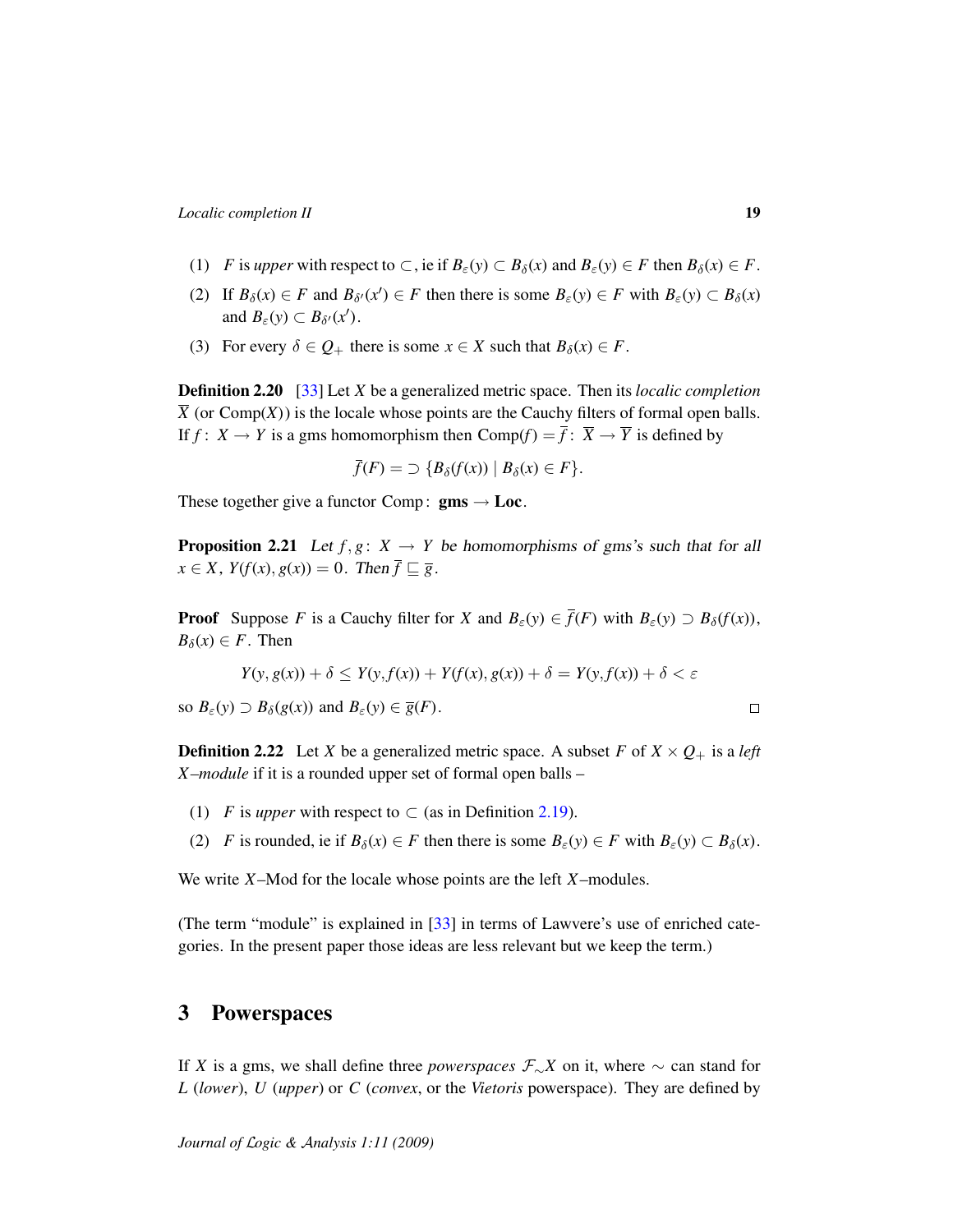(1) $F$ is *upper* with respect to $\subset$, ie if $B_\varepsilon(y) \subset B_\delta(x)$ and $B_\varepsilon(y) \in F$ then $B_\delta(x) \in F$.

(2) If $B_\delta(x) \in F$ and $B_{\delta'}(x') \in F$ then there is some $B_\varepsilon(y) \in F$ with $B_\varepsilon(y) \subset B_\delta(x)$ and $B_\varepsilon(y) \subset B_{\delta'}(x')$.

(3) For every $\delta \in Q_+$ there is some $x \in X$ such that $B_\delta(x) \in F$.

**Definition 2.20** [33] Let $X$ be a generalized metric space. Then its *localic completion* $\overline{X}$ (or $\mathrm{Comp}(X)$) is the locale whose points are the Cauchy filters of formal open balls. If $f\colon X \to Y$ is a gms homomorphism then $\mathrm{Comp}(f) = \overline{f}\colon \overline{X} \to \overline{Y}$ is defined by

$$\overline{f}(F) = \supset \{B_\delta(f(x)) \mid B_\delta(x) \in F\}.$$

These together give a functor $\mathrm{Comp}\colon \mathbf{gms} \to \mathbf{Loc}$.

**Proposition 2.21** *Let $f, g\colon X \to Y$ be homomorphisms of gms's such that for all $x \in X$, $Y(f(x), g(x)) = 0$. Then $\overline{f} \sqsubseteq \overline{g}$.*

**Proof** Suppose $F$ is a Cauchy filter for $X$ and $B_\varepsilon(y) \in \overline{f}(F)$ with $B_\varepsilon(y) \supset B_\delta(f(x))$, $B_\delta(x) \in F$. Then

$$Y(y, g(x)) + \delta \leq Y(y, f(x)) + Y(f(x), g(x)) + \delta = Y(y, f(x)) + \delta < \varepsilon$$

so $B_\varepsilon(y) \supset B_\delta(g(x))$ and $B_\varepsilon(y) \in \overline{g}(F)$. □

**Definition 2.22** Let $X$ be a generalized metric space. A subset $F$ of $X \times Q_+$ is a *left $X$–module* if it is a rounded upper set of formal open balls –

(1) $F$ is *upper* with respect to $\subset$ (as in Definition 2.19).

(2) $F$ is rounded, ie if $B_\delta(x) \in F$ then there is some $B_\varepsilon(y) \in F$ with $B_\varepsilon(y) \subset B_\delta(x)$.

We write $X$–Mod for the locale whose points are the left $X$–modules.

(The term "module" is explained in [33] in terms of Lawvere's use of enriched categories. In the present paper those ideas are less relevant but we keep the term.)

## 3 Powerspaces

If $X$ is a gms, we shall define three *powerspaces* $\mathcal{F}_\sim X$ on it, where $\sim$ can stand for $L$ (*lower*), $U$ (*upper*) or $C$ (*convex*, or the *Vietoris* powerspace). They are defined by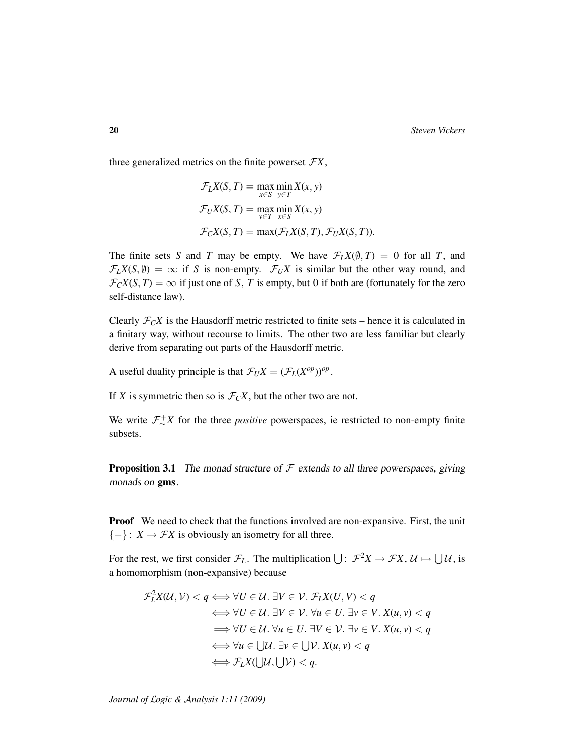three generalized metrics on the finite powerset $\mathcal{F}X$,

$$\mathcal{F}_L X(S,T) = \max_{x \in S} \min_{y \in T} X(x,y)$$
$$\mathcal{F}_U X(S,T) = \max_{y \in T} \min_{x \in S} X(x,y)$$
$$\mathcal{F}_C X(S,T) = \max(\mathcal{F}_L X(S,T), \mathcal{F}_U X(S,T)).$$

The finite sets $S$ and $T$ may be empty. We have $\mathcal{F}_L X(\emptyset, T) = 0$ for all $T$, and $\mathcal{F}_L X(S, \emptyset) = \infty$ if $S$ is non-empty. $\mathcal{F}_U X$ is similar but the other way round, and $\mathcal{F}_C X(S,T) = \infty$ if just one of $S$, $T$ is empty, but 0 if both are (fortunately for the zero self-distance law).

Clearly $\mathcal{F}_C X$ is the Hausdorff metric restricted to finite sets – hence it is calculated in a finitary way, without recourse to limits. The other two are less familiar but clearly derive from separating out parts of the Hausdorff metric.

A useful duality principle is that $\mathcal{F}_U X = (\mathcal{F}_L(X^{op}))^{op}$.

If $X$ is symmetric then so is $\mathcal{F}_C X$, but the other two are not.

We write $\mathcal{F}^+_{\sim} X$ for the three *positive* powerspaces, ie restricted to non-empty finite subsets.

**Proposition 3.1** *The monad structure of $\mathcal{F}$ extends to all three powerspaces, giving monads on* **gms**.

**Proof** We need to check that the functions involved are non-expansive. First, the unit $\{-\}\colon X \to \mathcal{F}X$ is obviously an isometry for all three.

For the rest, we first consider $\mathcal{F}_L$. The multiplication $\bigcup\colon \mathcal{F}^2 X \to \mathcal{F}X$, $\mathcal{U} \mapsto \bigcup \mathcal{U}$, is a homomorphism (non-expansive) because

$$\begin{aligned}
\mathcal{F}_L^2 X(\mathcal{U}, \mathcal{V}) < q &\iff \forall U \in \mathcal{U}.\ \exists V \in \mathcal{V}.\ \mathcal{F}_L X(U,V) < q \\
&\iff \forall U \in \mathcal{U}.\ \exists V \in \mathcal{V}.\ \forall u \in U.\ \exists v \in V.\ X(u,v) < q \\
&\implies \forall U \in \mathcal{U}.\ \forall u \in U.\ \exists V \in \mathcal{V}.\ \exists v \in V.\ X(u,v) < q \\
&\iff \forall u \in \textstyle\bigcup \mathcal{U}.\ \exists v \in \bigcup \mathcal{V}.\ X(u,v) < q \\
&\iff \mathcal{F}_L X(\textstyle\bigcup \mathcal{U}, \bigcup \mathcal{V}) < q.
\end{aligned}$$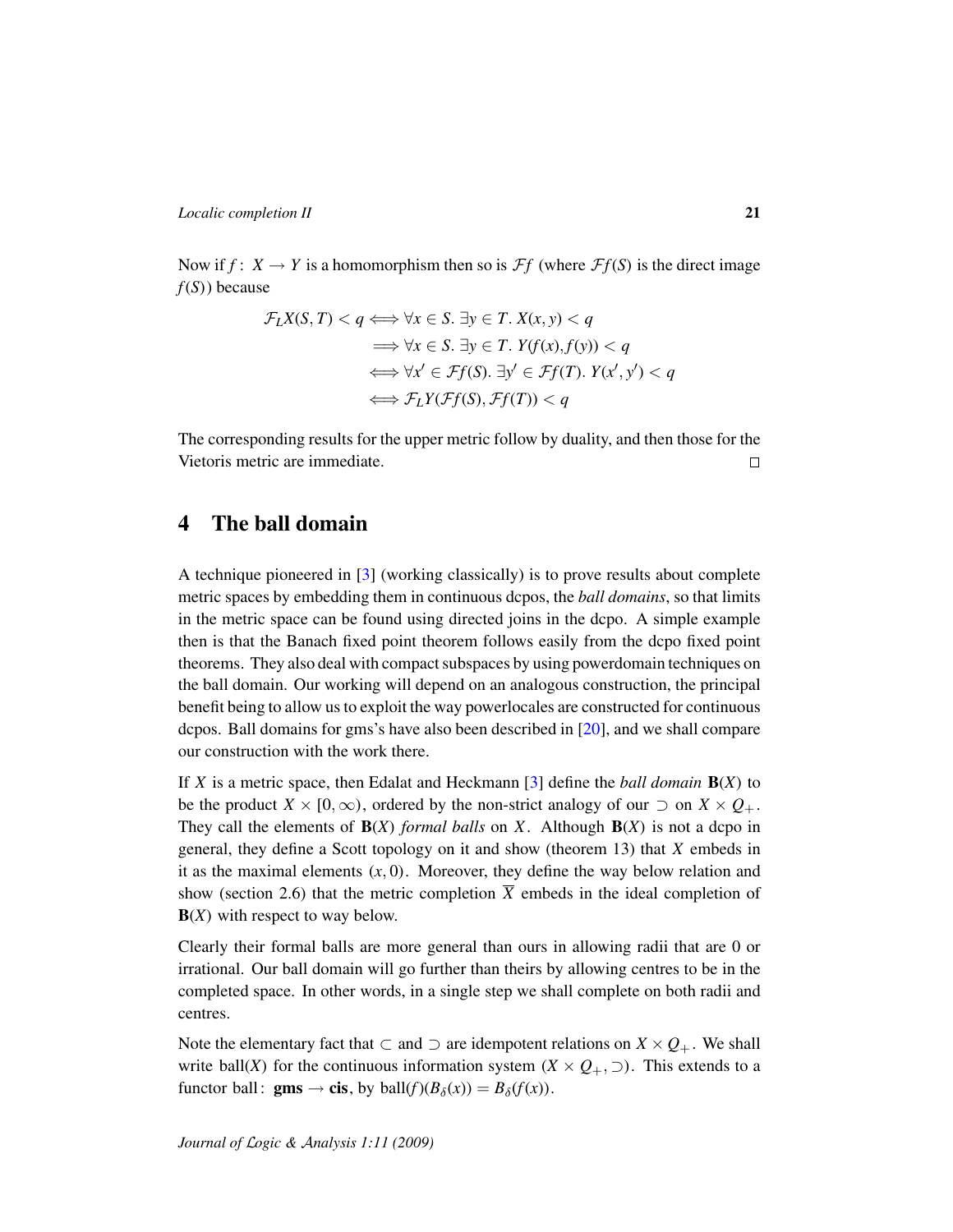Now if $f\colon X \to Y$ is a homomorphism then so is $\mathcal{F}f$ (where $\mathcal{F}f(S)$ is the direct image $f(S)$) because

$$
\begin{aligned}
\mathcal{F}_L X(S,T) < q &\iff \forall x \in S.\ \exists y \in T.\ X(x,y) < q \\
&\implies \forall x \in S.\ \exists y \in T.\ Y(f(x), f(y)) < q \\
&\iff \forall x' \in \mathcal{F}f(S).\ \exists y' \in \mathcal{F}f(T).\ Y(x', y') < q \\
&\iff \mathcal{F}_L Y(\mathcal{F}f(S), \mathcal{F}f(T)) < q
\end{aligned}
$$

The corresponding results for the upper metric follow by duality, and then those for the Vietoris metric are immediate. □

# 4 The ball domain

A technique pioneered in [3] (working classically) is to prove results about complete metric spaces by embedding them in continuous dcpos, the *ball domains*, so that limits in the metric space can be found using directed joins in the dcpo. A simple example then is that the Banach fixed point theorem follows easily from the dcpo fixed point theorems. They also deal with compact subspaces by using powerdomain techniques on the ball domain. Our working will depend on an analogous construction, the principal benefit being to allow us to exploit the way powerlocales are constructed for continuous dcpos. Ball domains for gms's have also been described in [20], and we shall compare our construction with the work there.

If $X$ is a metric space, then Edalat and Heckmann [3] define the *ball domain* $\mathbf{B}(X)$ to be the product $X \times [0, \infty)$, ordered by the non-strict analogy of our $\supset$ on $X \times Q_+$. They call the elements of $\mathbf{B}(X)$ *formal balls* on $X$. Although $\mathbf{B}(X)$ is not a dcpo in general, they define a Scott topology on it and show (theorem 13) that $X$ embeds in it as the maximal elements $(x, 0)$. Moreover, they define the way below relation and show (section 2.6) that the metric completion $\overline{X}$ embeds in the ideal completion of $\mathbf{B}(X)$ with respect to way below.

Clearly their formal balls are more general than ours in allowing radii that are 0 or irrational. Our ball domain will go further than theirs by allowing centres to be in the completed space. In other words, in a single step we shall complete on both radii and centres.

Note the elementary fact that $\subset$ and $\supset$ are idempotent relations on $X \times Q_+$. We shall write ball($X$) for the continuous information system $(X \times Q_+, \supset)$. This extends to a functor ball: $\mathbf{gms} \to \mathbf{cis}$, by $\text{ball}(f)(B_\delta(x)) = B_\delta(f(x))$.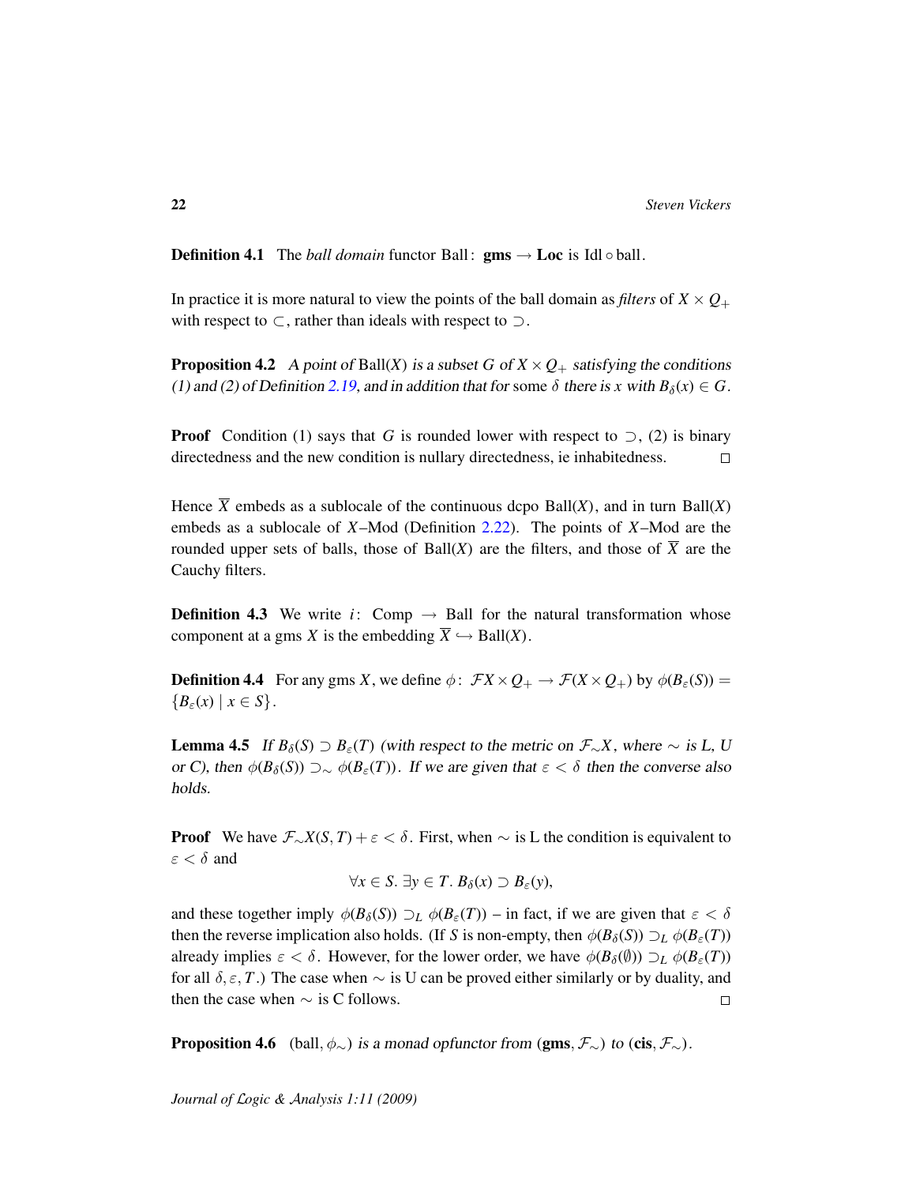**Definition 4.1** The *ball domain* functor $\mathrm{Ball}\colon \mathbf{gms} \to \mathbf{Loc}$ is $\mathrm{Idl} \circ \mathrm{ball}$.

In practice it is more natural to view the points of the ball domain as *filters* of $X \times Q_+$ with respect to $\subset$, rather than ideals with respect to $\supset$.

**Proposition 4.2** *A point of* $\mathrm{Ball}(X)$ *is a subset* $G$ *of* $X \times Q_+$ *satisfying the conditions (1) and (2) of Definition 2.19, and in addition that for some* $\delta$ *there is* $x$ *with* $B_\delta(x) \in G$*.*

**Proof** Condition (1) says that $G$ is rounded lower with respect to $\supset$, (2) is binary directedness and the new condition is nullary directedness, ie inhabitedness. □

Hence $\overline{X}$ embeds as a sublocale of the continuous dcpo $\mathrm{Ball}(X)$, and in turn $\mathrm{Ball}(X)$ embeds as a sublocale of $X$–Mod (Definition 2.22). The points of $X$–Mod are the rounded upper sets of balls, those of $\mathrm{Ball}(X)$ are the filters, and those of $\overline{X}$ are the Cauchy filters.

**Definition 4.3** We write $i\colon \mathrm{Comp} \to \mathrm{Ball}$ for the natural transformation whose component at a gms $X$ is the embedding $\overline{X} \hookrightarrow \mathrm{Ball}(X)$.

**Definition 4.4** For any gms $X$, we define $\phi\colon \mathcal{F}X \times Q_+ \to \mathcal{F}(X \times Q_+)$ by $\phi(B_\varepsilon(S)) = \{B_\varepsilon(x) \mid x \in S\}$.

**Lemma 4.5** *If* $B_\delta(S) \supset B_\varepsilon(T)$ *(with respect to the metric on* $\mathcal{F}_\sim X$*, where* $\sim$ *is L, U or C), then* $\phi(B_\delta(S)) \supset_\sim \phi(B_\varepsilon(T))$*. If we are given that* $\varepsilon < \delta$ *then the converse also holds.*

**Proof** We have $\mathcal{F}_\sim X(S,T) + \varepsilon < \delta$. First, when $\sim$ is L the condition is equivalent to $\varepsilon < \delta$ and

$$\forall x \in S.\ \exists y \in T.\ B_\delta(x) \supset B_\varepsilon(y),$$

and these together imply $\phi(B_\delta(S)) \supset_L \phi(B_\varepsilon(T))$ – in fact, if we are given that $\varepsilon < \delta$ then the reverse implication also holds. (If $S$ is non-empty, then $\phi(B_\delta(S)) \supset_L \phi(B_\varepsilon(T))$ already implies $\varepsilon < \delta$. However, for the lower order, we have $\phi(B_\delta(\emptyset)) \supset_L \phi(B_\varepsilon(T))$ for all $\delta, \varepsilon, T$.) The case when $\sim$ is U can be proved either similarly or by duality, and then the case when $\sim$ is C follows. □

**Proposition 4.6** $(\mathrm{ball}, \phi_\sim)$ *is a monad opfunctor from* $(\mathbf{gms}, \mathcal{F}_\sim)$ *to* $(\mathbf{cis}, \mathcal{F}_\sim)$*.*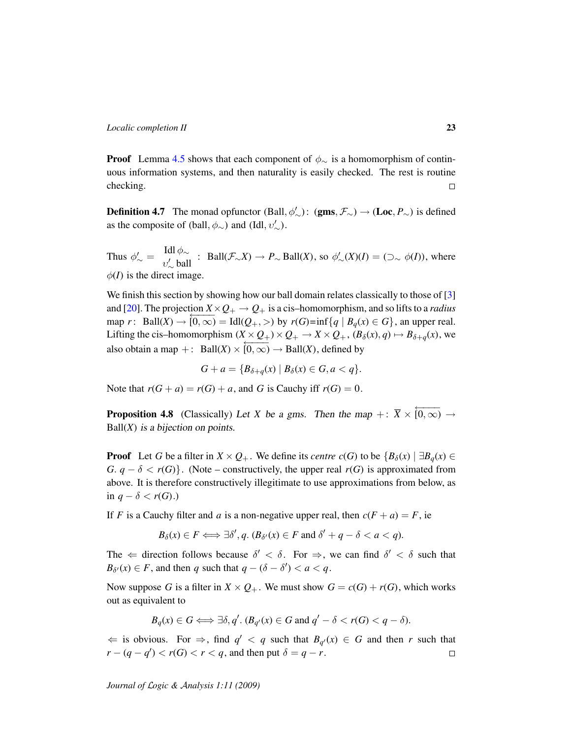**Proof** Lemma 4.5 shows that each component of $\phi_\sim$ is a homomorphism of continuous information systems, and then naturality is easily checked. The rest is routine checking. $\square$

**Definition 4.7** The monad opfunctor $(\text{Ball}, \phi'_\sim)\colon (\mathbf{gms}, \mathcal{F}_\sim) \to (\mathbf{Loc}, P_\sim)$ is defined as the composite of $(\text{ball}, \phi_\sim)$ and $(\text{Idl}, \upsilon'_\sim)$.

Thus $\phi'_\sim = \dfrac{\text{Idl}\,\phi_\sim}{\upsilon'_\sim\,\text{ball}}\colon \text{Ball}(\mathcal{F}_\sim X) \to P_\sim \text{Ball}(X)$, so $\phi'_\sim(X)(I) = (\supset_\sim \phi(I))$, where $\phi(I)$ is the direct image.

We finish this section by showing how our ball domain relates classically to those of [3] and [20]. The projection $X \times Q_+ \to Q_+$ is a cis–homomorphism, and so lifts to a *radius* map $r\colon \text{Ball}(X) \to \overleftarrow{[0,\infty)} = \text{Idl}(Q_+, >)$ by $r(G)$=inf$\{q \mid B_q(x) \in G\}$, an upper real. Lifting the cis–homomorphism $(X \times Q_+) \times Q_+ \to X \times Q_+$, $(B_\delta(x), q) \mapsto B_{\delta+q}(x)$, we also obtain a map $+\colon \text{Ball}(X) \times \overleftarrow{[0,\infty)} \to \text{Ball}(X)$, defined by

$$G + a = \{B_{\delta+q}(x) \mid B_\delta(x) \in G, a < q\}.$$

Note that $r(G+a) = r(G) + a$, and $G$ is Cauchy iff $r(G) = 0$.

**Proposition 4.8** (Classically) *Let $X$ be a gms. Then the map $+\colon \overline{X} \times \overleftarrow{[0,\infty)} \to \text{Ball}(X)$ is a bijection on points.*

**Proof** Let $G$ be a filter in $X \times Q_+$. We define its *centre* $c(G)$ to be $\{B_\delta(x) \mid \exists B_q(x) \in G.\ q - \delta < r(G)\}$. (Note – constructively, the upper real $r(G)$ is approximated from above. It is therefore constructively illegitimate to use approximations from below, as in $q - \delta < r(G)$.)

If $F$ is a Cauchy filter and $a$ is a non-negative upper real, then $c(F+a) = F$, ie

$$B_\delta(x) \in F \iff \exists \delta', q.\ (B_{\delta'}(x) \in F \text{ and } \delta' + q - \delta < a < q).$$

The $\Leftarrow$ direction follows because $\delta' < \delta$. For $\Rightarrow$, we can find $\delta' < \delta$ such that $B_{\delta'}(x) \in F$, and then $q$ such that $q - (\delta - \delta') < a < q$.

Now suppose $G$ is a filter in $X \times Q_+$. We must show $G = c(G) + r(G)$, which works out as equivalent to

$$B_q(x) \in G \iff \exists \delta, q'.\ (B_{q'}(x) \in G \text{ and } q' - \delta < r(G) < q - \delta).$$

$\Leftarrow$ is obvious. For $\Rightarrow$, find $q' < q$ such that $B_{q'}(x) \in G$ and then $r$ such that $r - (q - q') < r(G) < r < q$, and then put $\delta = q - r$. $\square$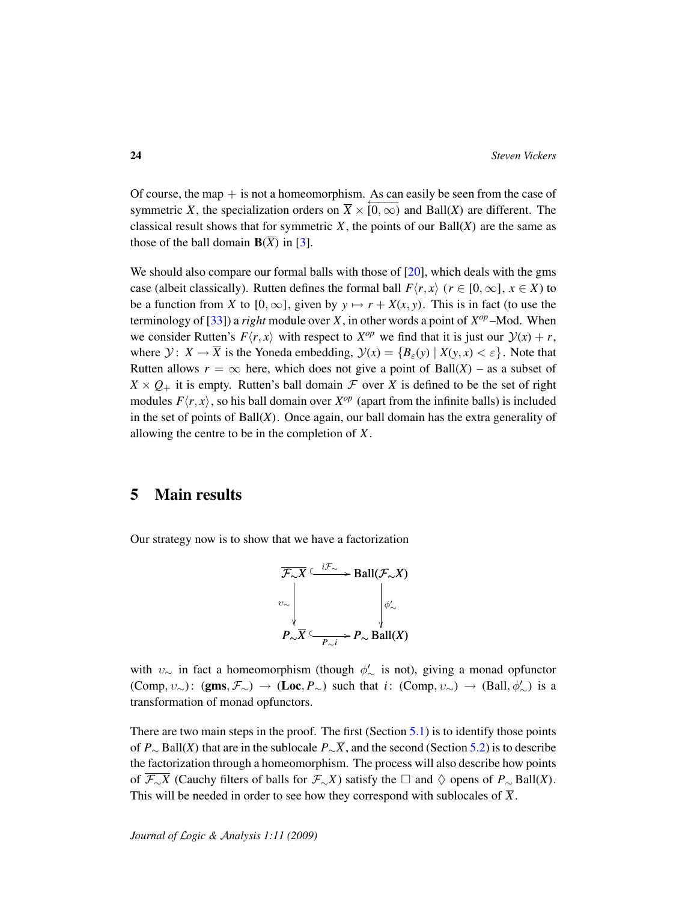Of course, the map $+$ is not a homeomorphism. As can easily be seen from the case of symmetric $X$, the specialization orders on $\overline{X} \times \overleftarrow{[0,\infty)}$ and $\mathrm{Ball}(X)$ are different. The classical result shows that for symmetric $X$, the points of our $\mathrm{Ball}(X)$ are the same as those of the ball domain $\mathbf{B}(\overline{X})$ in [3].

We should also compare our formal balls with those of [20], which deals with the gms case (albeit classically). Rutten defines the formal ball $F\langle r, x\rangle$ ($r \in [0,\infty]$, $x \in X$) to be a function from $X$ to $[0,\infty]$, given by $y \mapsto r + X(x,y)$. This is in fact (to use the terminology of [33]) a *right* module over $X$, in other words a point of $X^{op}$–Mod. When we consider Rutten's $F\langle r, x\rangle$ with respect to $X^{op}$ we find that it is just our $\mathcal{Y}(x) + r$, where $\mathcal{Y}\colon X \to \overline{X}$ is the Yoneda embedding, $\mathcal{Y}(x) = \{B_\varepsilon(y) \mid X(y,x) < \varepsilon\}$. Note that Rutten allows $r = \infty$ here, which does not give a point of $\mathrm{Ball}(X)$ – as a subset of $X \times Q_+$ it is empty. Rutten's ball domain $\mathcal{F}$ over $X$ is defined to be the set of right modules $F\langle r, x\rangle$, so his ball domain over $X^{op}$ (apart from the infinite balls) is included in the set of points of $\mathrm{Ball}(X)$. Once again, our ball domain has the extra generality of allowing the centre to be in the completion of $X$.

## 5 Main results

Our strategy now is to show that we have a factorization

$$\begin{array}{ccc}
\overline{\mathcal{F}_\sim X} & \xhookrightarrow{i\mathcal{F}_\sim} & \mathrm{Ball}(\mathcal{F}_\sim X) \\
\Big\downarrow{\scriptstyle \upsilon_\sim} & & \Big\downarrow{\scriptstyle \phi'_\sim} \\
P_\sim \overline{X} & \xhookrightarrow[P_\sim i]{} & P_\sim \mathrm{Ball}(X)
\end{array}$$

with $\upsilon_\sim$ in fact a homeomorphism (though $\phi'_\sim$ is not), giving a monad opfunctor $(\mathrm{Comp}, \upsilon_\sim)\colon (\mathbf{gms}, \mathcal{F}_\sim) \to (\mathbf{Loc}, P_\sim)$ such that $i\colon (\mathrm{Comp}, \upsilon_\sim) \to (\mathrm{Ball}, \phi'_\sim)$ is a transformation of monad opfunctors.

There are two main steps in the proof. The first (Section 5.1) is to identify those points of $P_\sim \mathrm{Ball}(X)$ that are in the sublocale $P_\sim \overline{X}$, and the second (Section 5.2) is to describe the factorization through a homeomorphism. The process will also describe how points of $\overline{\mathcal{F}_\sim X}$ (Cauchy filters of balls for $\mathcal{F}_\sim X$) satisfy the $\Box$ and $\Diamond$ opens of $P_\sim \mathrm{Ball}(X)$. This will be needed in order to see how they correspond with sublocales of $\overline{X}$.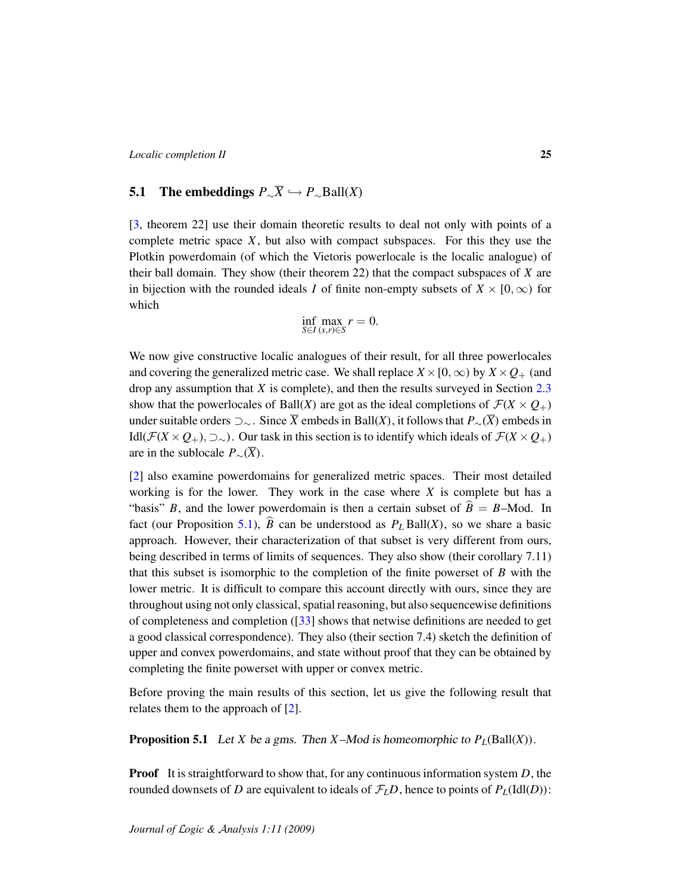## 5.1 The embeddings $P_{\sim}\overline{X} \hookrightarrow P_{\sim}\mathrm{Ball}(X)$

[3, theorem 22] use their domain theoretic results to deal not only with points of a complete metric space $X$, but also with compact subspaces. For this they use the Plotkin powerdomain (of which the Vietoris powerlocale is the localic analogue) of their ball domain. They show (their theorem 22) that the compact subspaces of $X$ are in bijection with the rounded ideals $I$ of finite non-empty subsets of $X \times [0, \infty)$ for which

$$\inf_{S \in I} \max_{(x,r) \in S} r = 0.$$

We now give constructive localic analogues of their result, for all three powerlocales and covering the generalized metric case. We shall replace $X \times [0, \infty)$ by $X \times Q_+$ (and drop any assumption that $X$ is complete), and then the results surveyed in Section 2.3 show that the powerlocales of $\mathrm{Ball}(X)$ are got as the ideal completions of $\mathcal{F}(X \times Q_+)$ under suitable orders $\supset_{\sim}$. Since $\overline{X}$ embeds in $\mathrm{Ball}(X)$, it follows that $P_{\sim}(\overline{X})$ embeds in $\mathrm{Idl}(\mathcal{F}(X \times Q_+), \supset_{\sim})$. Our task in this section is to identify which ideals of $\mathcal{F}(X \times Q_+)$ are in the sublocale $P_{\sim}(\overline{X})$.

[2] also examine powerdomains for generalized metric spaces. Their most detailed working is for the lower. They work in the case where $X$ is complete but has a "basis" $B$, and the lower powerdomain is then a certain subset of $\widehat{B} = B$–Mod. In fact (our Proposition 5.1), $\widehat{B}$ can be understood as $P_L \mathrm{Ball}(X)$, so we share a basic approach. However, their characterization of that subset is very different from ours, being described in terms of limits of sequences. They also show (their corollary 7.11) that this subset is isomorphic to the completion of the finite powerset of $B$ with the lower metric. It is difficult to compare this account directly with ours, since they are throughout using not only classical, spatial reasoning, but also sequencewise definitions of completeness and completion ([33] shows that netwise definitions are needed to get a good classical correspondence). They also (their section 7.4) sketch the definition of upper and convex powerdomains, and state without proof that they can be obtained by completing the finite powerset with upper or convex metric.

Before proving the main results of this section, let us give the following result that relates them to the approach of [2].

**Proposition 5.1** *Let $X$ be a gms. Then $X$–Mod is homeomorphic to $P_L(\mathrm{Ball}(X))$.*

**Proof** It is straightforward to show that, for any continuous information system $D$, the rounded downsets of $D$ are equivalent to ideals of $\mathcal{F}_L D$, hence to points of $P_L(\mathrm{Idl}(D))$: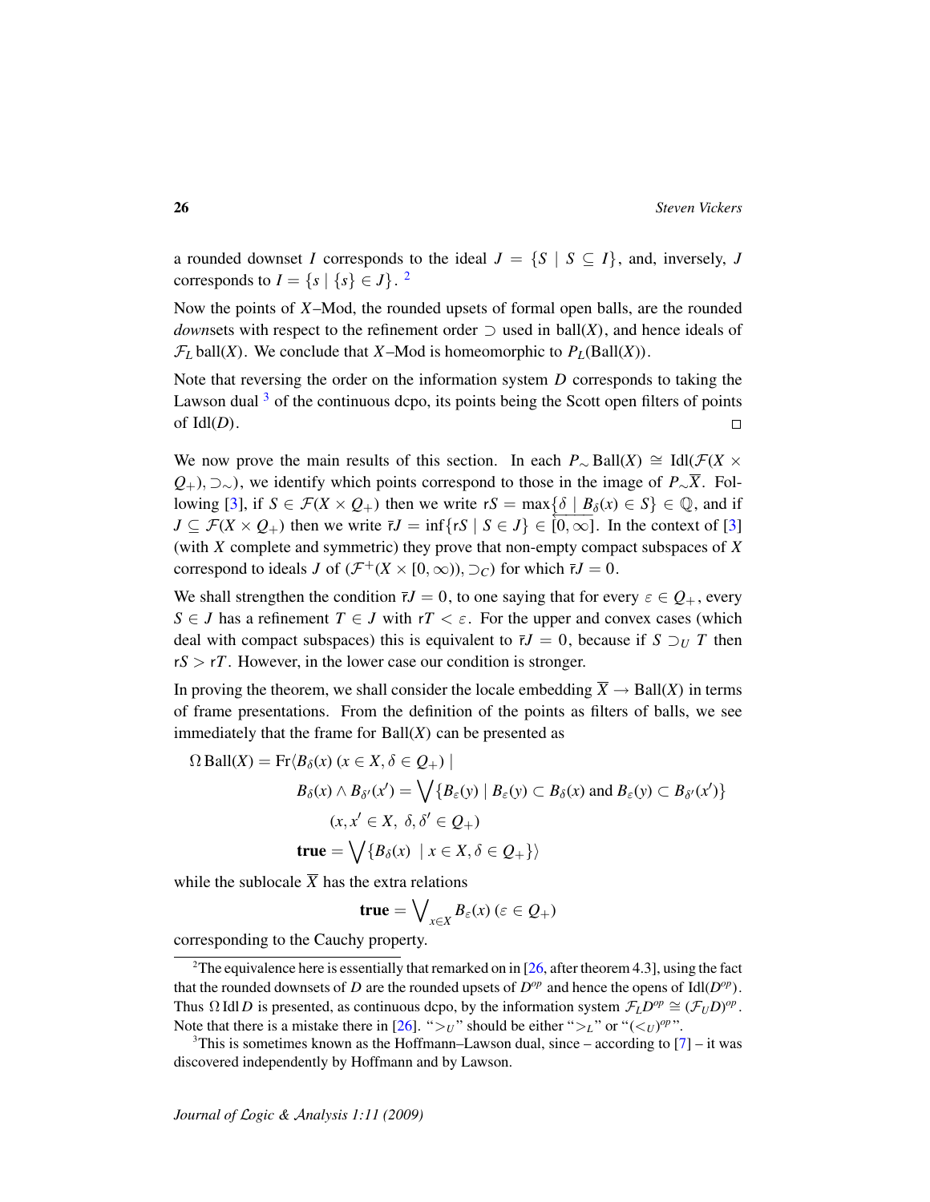a rounded downset $I$ corresponds to the ideal $J = \{S \mid S \subseteq I\}$, and, inversely, $J$ corresponds to $I = \{s \mid \{s\} \in J\}$. [2]

Now the points of $X$–Mod, the rounded upsets of formal open balls, are the rounded *down*sets with respect to the refinement order $\supset$ used in ball$(X)$, and hence ideals of $\mathcal{F}_L\,\mathrm{ball}(X)$. We conclude that $X$–Mod is homeomorphic to $P_L(\mathrm{Ball}(X))$.

Note that reversing the order on the information system $D$ corresponds to taking the Lawson dual [3] of the continuous dcpo, its points being the Scott open filters of points of $\mathrm{Idl}(D)$. □

We now prove the main results of this section. In each $P_\sim\,\mathrm{Ball}(X) \cong \mathrm{Idl}(\mathcal{F}(X \times Q_+), \supset_\sim)$, we identify which points correspond to those in the image of $P_\sim\overline{X}$. Following [3], if $S \in \mathcal{F}(X \times Q_+)$ then we write $\mathsf{r}S = \max\{\delta \mid B_\delta(x) \in S\} \in \mathbb{Q}$, and if $J \subseteq \mathcal{F}(X \times Q_+)$ then we write $\bar{\mathsf{r}}J = \inf\{\mathsf{r}S \mid S \in J\} \in \overleftarrow{[0,\infty]}$. In the context of [3] (with $X$ complete and symmetric) they prove that non-empty compact subspaces of $X$ correspond to ideals $J$ of $(\mathcal{F}^+(X \times [0,\infty)), \supset_C)$ for which $\bar{\mathsf{r}}J = 0$.

We shall strengthen the condition $\bar{\mathsf{r}}J = 0$, to one saying that for every $\varepsilon \in Q_+$, every $S \in J$ has a refinement $T \in J$ with $\mathsf{r}T < \varepsilon$. For the upper and convex cases (which deal with compact subspaces) this is equivalent to $\bar{\mathsf{r}}J = 0$, because if $S \supset_U T$ then $\mathsf{r}S > \mathsf{r}T$. However, in the lower case our condition is stronger.

In proving the theorem, we shall consider the locale embedding $\overline{X} \to \mathrm{Ball}(X)$ in terms of frame presentations. From the definition of the points as filters of balls, we see immediately that the frame for $\mathrm{Ball}(X)$ can be presented as

$$
\begin{aligned}
\Omega\,\mathrm{Ball}(X) = \mathrm{Fr}\langle B_\delta(x)\ (x \in X, \delta \in Q_+) \mid \\
& B_\delta(x) \wedge B_{\delta'}(x') = \bigvee\{B_\varepsilon(y) \mid B_\varepsilon(y) \subset B_\delta(x) \text{ and } B_\varepsilon(y) \subset B_{\delta'}(x')\} \\
& \qquad (x, x' \in X,\ \delta, \delta' \in Q_+) \\
& \mathbf{true} = \bigvee\{B_\delta(x) \ \mid x \in X, \delta \in Q_+\}\rangle
\end{aligned}
$$

while the sublocale $\overline{X}$ has the extra relations

$$
\mathbf{true} = \bigvee\nolimits_{x \in X} B_\varepsilon(x)\ (\varepsilon \in Q_+)
$$

corresponding to the Cauchy property.

[2] The equivalence here is essentially that remarked on in [26, after theorem 4.3], using the fact that the rounded downsets of $D$ are the rounded upsets of $D^{op}$ and hence the opens of $\mathrm{Idl}(D^{op})$. Thus $\Omega\,\mathrm{Idl}\,D$ is presented, as continuous dcpo, by the information system $\mathcal{F}_L D^{op} \cong (\mathcal{F}_U D)^{op}$. Note that there is a mistake there in [26]. "$>_U$" should be either "$>_L$" or "$(<_U)^{op}$".

[3] This is sometimes known as the Hoffmann–Lawson dual, since – according to [7] – it was discovered independently by Hoffmann and by Lawson.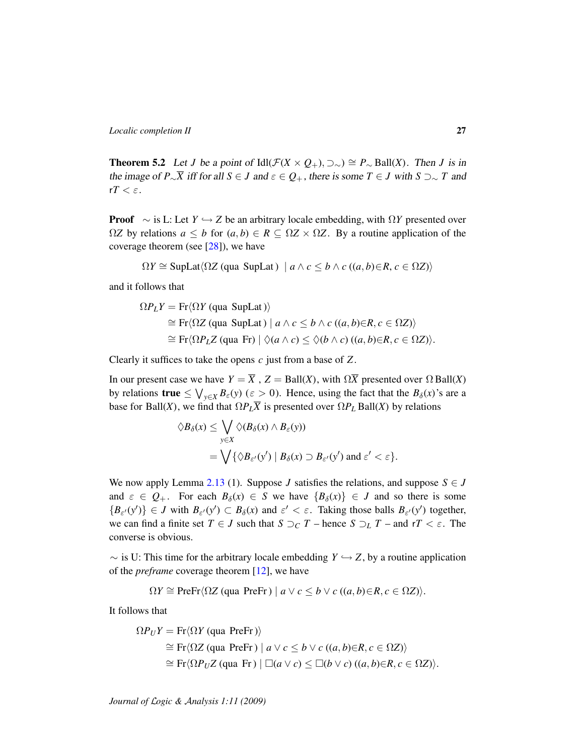**Theorem 5.2** *Let $J$ be a point of $\mathrm{Idl}(\mathcal{F}(X \times Q_+), \supset_\sim) \cong P_\sim \mathrm{Ball}(X)$. Then $J$ is in the image of $P_\sim \overline{X}$ iff for all $S \in J$ and $\varepsilon \in Q_+$, there is some $T \in J$ with $S \supset_\sim T$ and $\mathsf{r}T < \varepsilon$.*

**Proof** $\sim$ is L: Let $Y \hookrightarrow Z$ be an arbitrary locale embedding, with $\Omega Y$ presented over $\Omega Z$ by relations $a \leq b$ for $(a, b) \in R \subseteq \Omega Z \times \Omega Z$. By a routine application of the coverage theorem (see [28]), we have

$$\Omega Y \cong \mathrm{SupLat}\langle \Omega Z \text{ (qua SupLat) } \mid a \wedge c \leq b \wedge c \; ((a,b) \in R,\, c \in \Omega Z)\rangle$$

and it follows that

$$\begin{aligned}
\Omega P_L Y &= \mathrm{Fr}\langle \Omega Y \text{ (qua SupLat)}\rangle \\
&\cong \mathrm{Fr}\langle \Omega Z \text{ (qua SupLat)} \mid a \wedge c \leq b \wedge c \; ((a,b) \in R,\, c \in \Omega Z)\rangle \\
&\cong \mathrm{Fr}\langle \Omega P_L Z \text{ (qua Fr)} \mid \Diamond(a \wedge c) \leq \Diamond(b \wedge c) \; ((a,b) \in R,\, c \in \Omega Z)\rangle.
\end{aligned}$$

Clearly it suffices to take the opens $c$ just from a base of $Z$.

In our present case we have $Y = \overline{X}$, $Z = \mathrm{Ball}(X)$, with $\Omega\overline{X}$ presented over $\Omega\,\mathrm{Ball}(X)$ by relations $\mathbf{true} \leq \bigvee_{y \in X} B_\varepsilon(y)$ ($\varepsilon > 0$). Hence, using the fact that the $B_\delta(x)$'s are a base for $\mathrm{Ball}(X)$, we find that $\Omega P_L \overline{X}$ is presented over $\Omega P_L \mathrm{Ball}(X)$ by relations

$$\begin{aligned}
\Diamond B_\delta(x) &\leq \bigvee_{y \in X} \Diamond(B_\delta(x) \wedge B_\varepsilon(y)) \\
&= \bigvee \{\Diamond B_{\varepsilon'}(y') \mid B_\delta(x) \supset B_{\varepsilon'}(y') \text{ and } \varepsilon' < \varepsilon\}.
\end{aligned}$$

We now apply Lemma 2.13 (1). Suppose $J$ satisfies the relations, and suppose $S \in J$ and $\varepsilon \in Q_+$. For each $B_\delta(x) \in S$ we have $\{B_\delta(x)\} \in J$ and so there is some $\{B_{\varepsilon'}(y')\} \in J$ with $B_{\varepsilon'}(y') \subset B_\delta(x)$ and $\varepsilon' < \varepsilon$. Taking those balls $B_{\varepsilon'}(y')$ together, we can find a finite set $T \in J$ such that $S \supset_C T$ – hence $S \supset_L T$ – and $\mathsf{r}T < \varepsilon$. The converse is obvious.

$\sim$ is U: This time for the arbitrary locale embedding $Y \hookrightarrow Z$, by a routine application of the *preframe* coverage theorem [12], we have

$$\Omega Y \cong \mathrm{PreFr}\langle \Omega Z \text{ (qua PreFr) } \mid a \vee c \leq b \vee c \; ((a,b) \in R,\, c \in \Omega Z)\rangle.$$

It follows that

$$\begin{aligned}
\Omega P_U Y &= \mathrm{Fr}\langle \Omega Y \text{ (qua PreFr)}\rangle \\
&\cong \mathrm{Fr}\langle \Omega Z \text{ (qua PreFr)} \mid a \vee c \leq b \vee c \; ((a,b) \in R,\, c \in \Omega Z)\rangle \\
&\cong \mathrm{Fr}\langle \Omega P_U Z \text{ (qua Fr)} \mid \Box(a \vee c) \leq \Box(b \vee c) \; ((a,b) \in R,\, c \in \Omega Z)\rangle.
\end{aligned}$$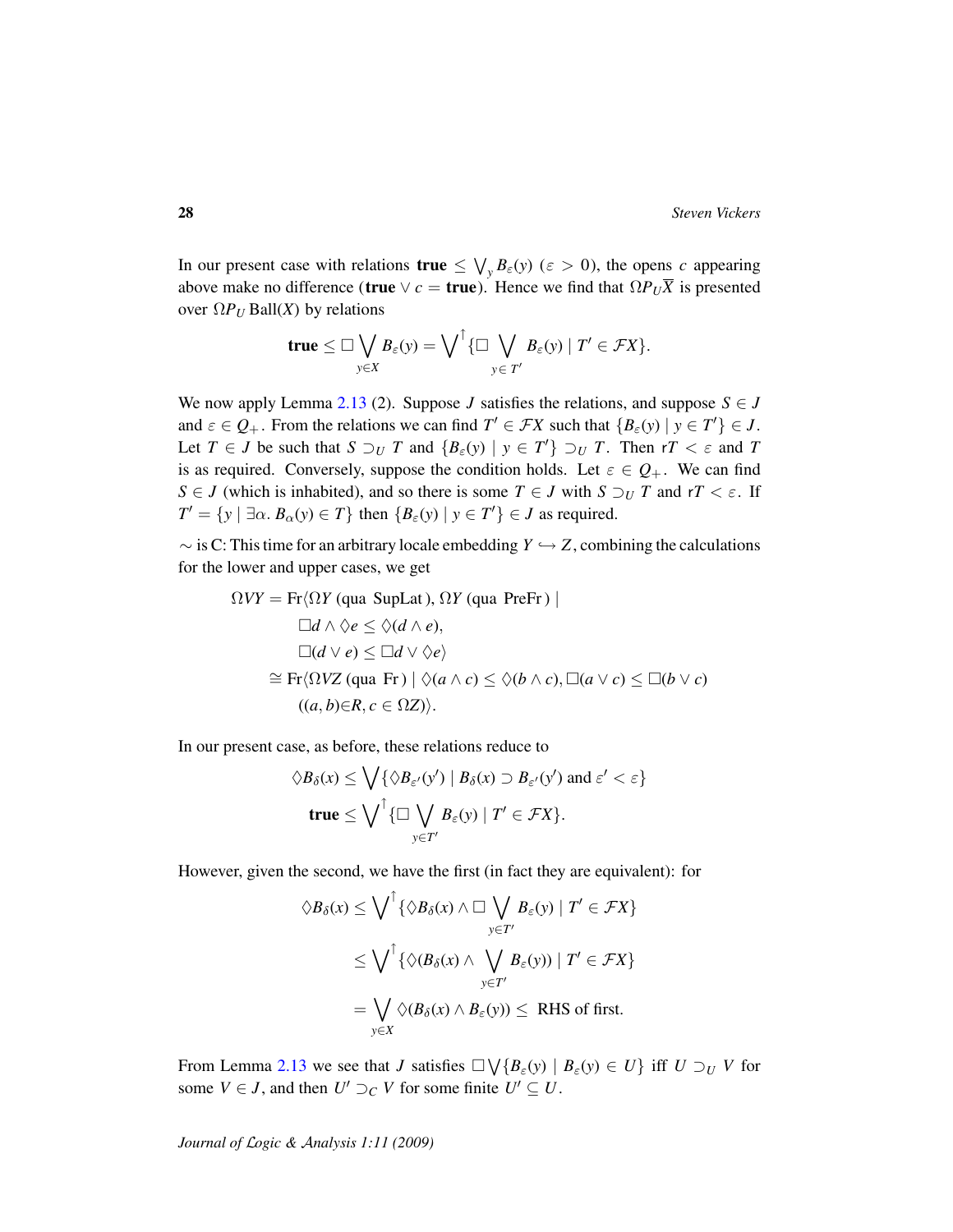In our present case with relations $\mathbf{true} \leq \bigvee_y B_\varepsilon(y)$ ($\varepsilon > 0$), the opens $c$ appearing above make no difference ($\mathbf{true} \vee c = \mathbf{true}$). Hence we find that $\Omega P_U \overline{X}$ is presented over $\Omega P_U\,\mathrm{Ball}(X)$ by relations

$$\mathbf{true} \leq \Box \bigvee_{y \in X} B_\varepsilon(y) = \bigvee\nolimits^{\uparrow}\{\Box \bigvee_{y \in T'} B_\varepsilon(y) \mid T' \in \mathcal{F}X\}.$$

We now apply Lemma 2.13 (2). Suppose $J$ satisfies the relations, and suppose $S \in J$ and $\varepsilon \in Q_+$. From the relations we can find $T' \in \mathcal{F}X$ such that $\{B_\varepsilon(y) \mid y \in T'\} \in J$. Let $T \in J$ be such that $S \supset_U T$ and $\{B_\varepsilon(y) \mid y \in T'\} \supset_U T$. Then $\mathsf{r}T < \varepsilon$ and $T$ is as required. Conversely, suppose the condition holds. Let $\varepsilon \in Q_+$. We can find $S \in J$ (which is inhabited), and so there is some $T \in J$ with $S \supset_U T$ and $\mathsf{r}T < \varepsilon$. If $T' = \{y \mid \exists \alpha.\ B_\alpha(y) \in T\}$ then $\{B_\varepsilon(y) \mid y \in T'\} \in J$ as required.

$\sim$ is C: This time for an arbitrary locale embedding $Y \hookrightarrow Z$, combining the calculations for the lower and upper cases, we get

$$\begin{aligned}
\Omega VY = \mathrm{Fr}\langle &\Omega Y \text{ (qua SupLat)}, \Omega Y \text{ (qua PreFr)} \mid \\
&\Box d \wedge \Diamond e \leq \Diamond(d \wedge e), \\
&\Box(d \vee e) \leq \Box d \vee \Diamond e \rangle \\
\cong \mathrm{Fr}\langle &\Omega VZ \text{ (qua Fr)} \mid \Diamond(a \wedge c) \leq \Diamond(b \wedge c), \Box(a \vee c) \leq \Box(b \vee c) \\
&((a,b) \in R, c \in \Omega Z)\rangle.
\end{aligned}$$

In our present case, as before, these relations reduce to

$$\begin{aligned}
\Diamond B_\delta(x) &\leq \bigvee\{\Diamond B_{\varepsilon'}(y') \mid B_\delta(x) \supset B_{\varepsilon'}(y') \text{ and } \varepsilon' < \varepsilon\} \\
\mathbf{true} &\leq \bigvee\nolimits^{\uparrow}\{\Box \bigvee_{y \in T'} B_\varepsilon(y) \mid T' \in \mathcal{F}X\}.
\end{aligned}$$

However, given the second, we have the first (in fact they are equivalent): for

$$\begin{aligned}
\Diamond B_\delta(x) &\leq \bigvee\nolimits^{\uparrow}\{\Diamond B_\delta(x) \wedge \Box \bigvee_{y \in T'} B_\varepsilon(y) \mid T' \in \mathcal{F}X\} \\
&\leq \bigvee\nolimits^{\uparrow}\{\Diamond(B_\delta(x) \wedge \bigvee_{y \in T'} B_\varepsilon(y)) \mid T' \in \mathcal{F}X\} \\
&= \bigvee_{y \in X} \Diamond(B_\delta(x) \wedge B_\varepsilon(y)) \leq \text{ RHS of first.}
\end{aligned}$$

From Lemma 2.13 we see that $J$ satisfies $\Box \bigvee\{B_\varepsilon(y) \mid B_\varepsilon(y) \in U\}$ iff $U \supset_U V$ for some $V \in J$, and then $U' \supset_C V$ for some finite $U' \subseteq U$.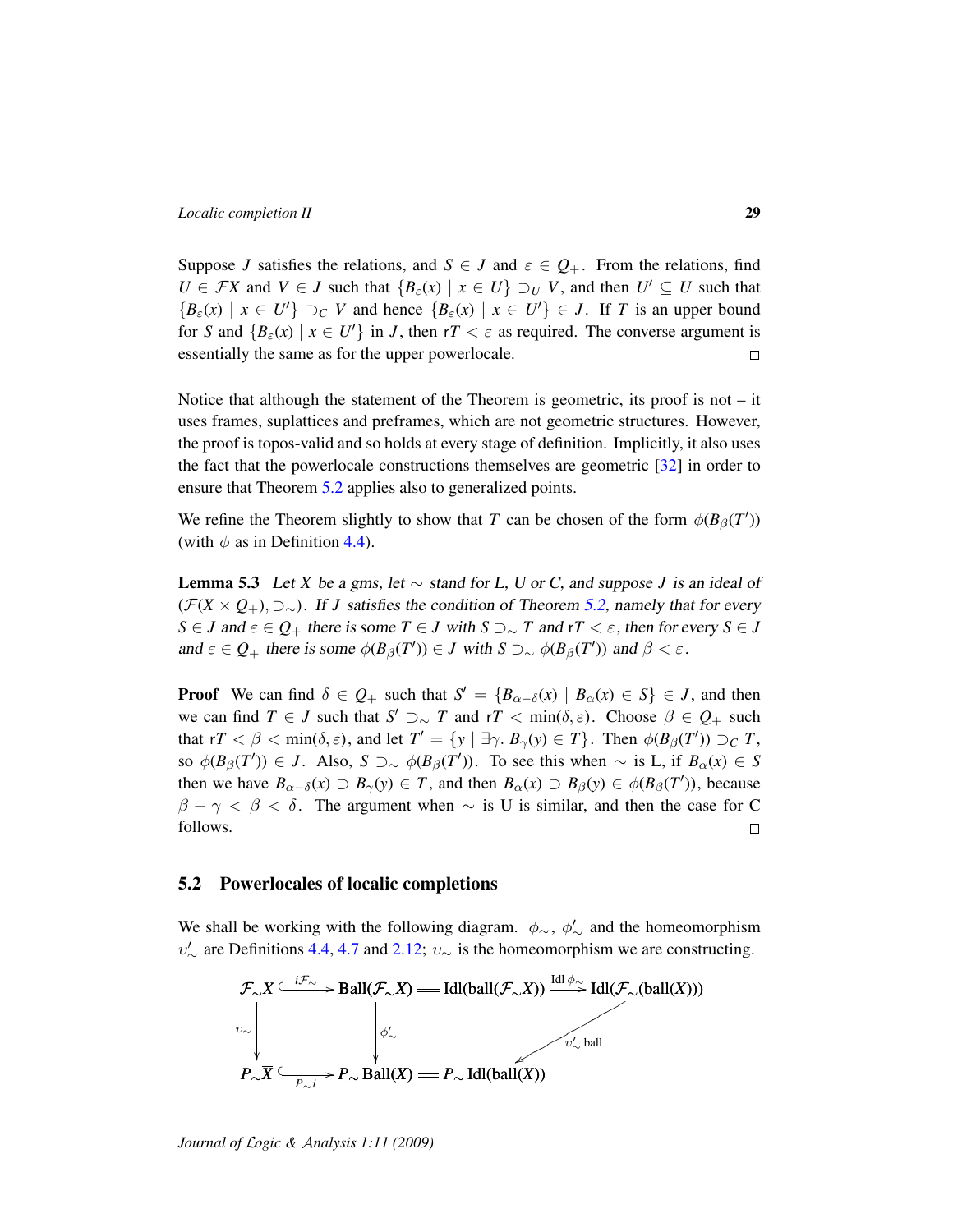Suppose $J$ satisfies the relations, and $S \in J$ and $\varepsilon \in Q_+$. From the relations, find $U \in \mathcal{F}X$ and $V \in J$ such that $\{B_\varepsilon(x) \mid x \in U\} \supset_U V$, and then $U' \subseteq U$ such that $\{B_\varepsilon(x) \mid x \in U'\} \supset_C V$ and hence $\{B_\varepsilon(x) \mid x \in U'\} \in J$. If $T$ is an upper bound for $S$ and $\{B_\varepsilon(x) \mid x \in U'\}$ in $J$, then $\mathsf{r}T < \varepsilon$ as required. The converse argument is essentially the same as for the upper powerlocale. $\square$

Notice that although the statement of the Theorem is geometric, its proof is not – it uses frames, suplattices and preframes, which are not geometric structures. However, the proof is topos-valid and so holds at every stage of definition. Implicitly, it also uses the fact that the powerlocale constructions themselves are geometric [32] in order to ensure that Theorem 5.2 applies also to generalized points.

We refine the Theorem slightly to show that $T$ can be chosen of the form $\phi(B_\beta(T'))$ (with $\phi$ as in Definition 4.4).

**Lemma 5.3** *Let $X$ be a gms, let $\sim$ stand for L, U or C, and suppose $J$ is an ideal of $(\mathcal{F}(X \times Q_+), \supset_\sim)$. If $J$ satisfies the condition of Theorem 5.2, namely that for every $S \in J$ and $\varepsilon \in Q_+$ there is some $T \in J$ with $S \supset_\sim T$ and $\mathsf{r}T < \varepsilon$, then for every $S \in J$ and $\varepsilon \in Q_+$ there is some $\phi(B_\beta(T')) \in J$ with $S \supset_\sim \phi(B_\beta(T'))$ and $\beta < \varepsilon$.*

**Proof** We can find $\delta \in Q_+$ such that $S' = \{B_{\alpha-\delta}(x) \mid B_\alpha(x) \in S\} \in J$, and then we can find $T \in J$ such that $S' \supset_\sim T$ and $\mathsf{r}T < \min(\delta, \varepsilon)$. Choose $\beta \in Q_+$ such that $\mathsf{r}T < \beta < \min(\delta, \varepsilon)$, and let $T' = \{y \mid \exists \gamma.\, B_\gamma(y) \in T\}$. Then $\phi(B_\beta(T')) \supset_C T$, so $\phi(B_\beta(T')) \in J$. Also, $S \supset_\sim \phi(B_\beta(T'))$. To see this when $\sim$ is L, if $B_\alpha(x) \in S$ then we have $B_{\alpha-\delta}(x) \supset B_\gamma(y) \in T$, and then $B_\alpha(x) \supset B_\beta(y) \in \phi(B_\beta(T'))$, because $\beta - \gamma < \beta < \delta$. The argument when $\sim$ is U is similar, and then the case for C follows. $\square$

## 5.2 Powerlocales of localic completions

We shall be working with the following diagram. $\phi_\sim$, $\phi'_\sim$ and the homeomorphism $\upsilon'_\sim$ are Definitions 4.4, 4.7 and 2.12; $\upsilon_\sim$ is the homeomorphism we are constructing.

$$
\begin{array}{ccccccc}
\overline{\mathcal{F}_\sim X} & \xrightarrow{i\mathcal{F}_\sim} & \mathrm{Ball}(\mathcal{F}_\sim X) & = & \mathrm{Idl}(\mathrm{ball}(\mathcal{F}_\sim X)) & \xrightarrow{\mathrm{Idl}\,\phi_\sim} & \mathrm{Idl}(\mathcal{F}_\sim(\mathrm{ball}(X))) \\
\downarrow \upsilon_\sim & & \downarrow \phi'_\sim & & & \swarrow \upsilon'_\sim\ \mathrm{ball} & \\
P_\sim \overline{X} & \xrightarrow[P_\sim i]{} & P_\sim \mathrm{Ball}(X) & = & P_\sim \mathrm{Idl}(\mathrm{ball}(X)) & &
\end{array}
$$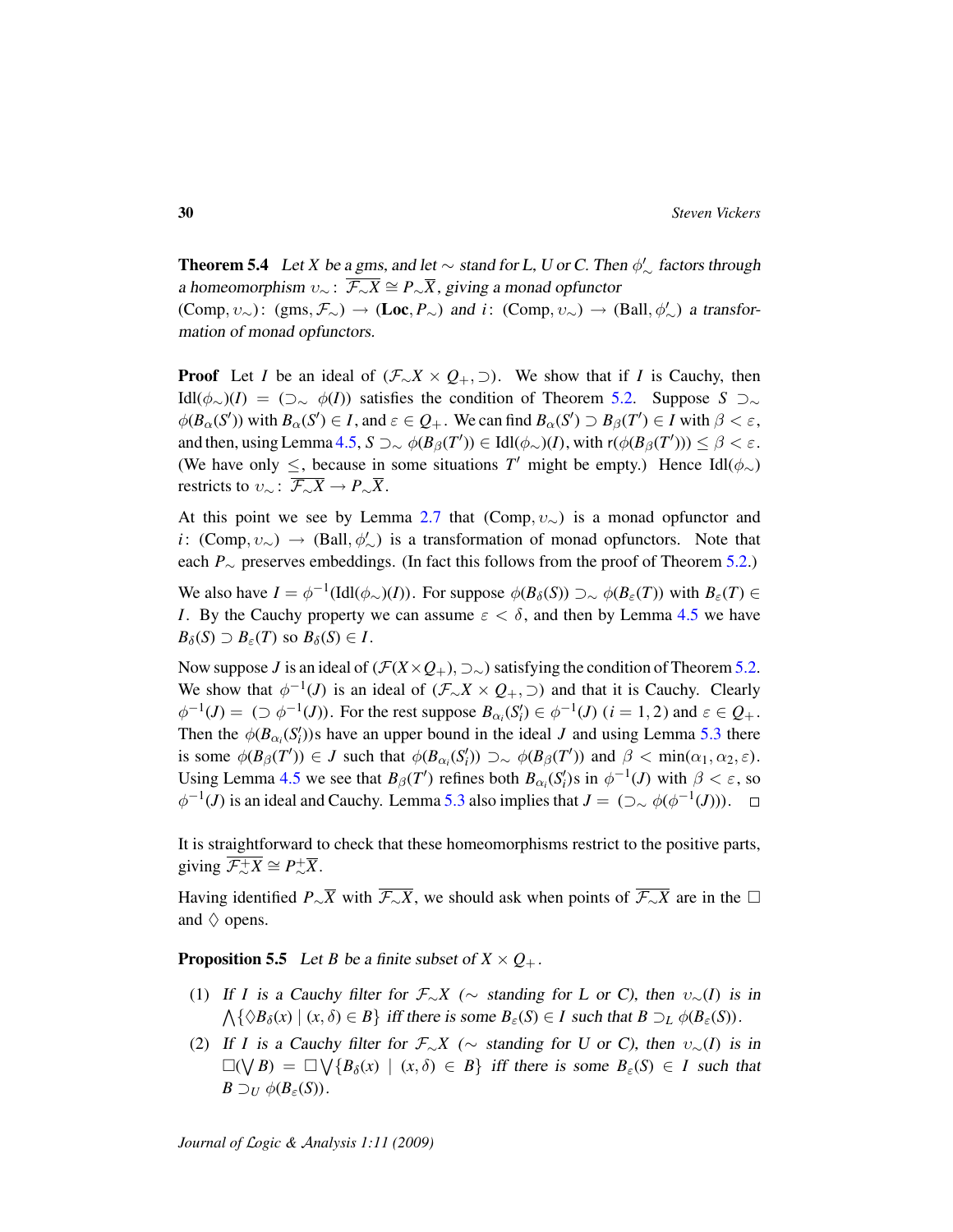**Theorem 5.4** *Let $X$ be a gms, and let $\sim$ stand for L, U or C. Then $\phi'_\sim$ factors through a homeomorphism $\upsilon_\sim \colon \overline{\mathcal{F}_\sim X} \cong P_\sim \overline{X}$, giving a monad opfunctor $(\mathrm{Comp}, \upsilon_\sim) \colon (\mathrm{gms}, \mathcal{F}_\sim) \to (\mathbf{Loc}, P_\sim)$ and $i \colon (\mathrm{Comp}, \upsilon_\sim) \to (\mathrm{Ball}, \phi'_\sim)$ a transformation of monad opfunctors.*

**Proof** Let $I$ be an ideal of $(\mathcal{F}_\sim X \times Q_+, \supset)$. We show that if $I$ is Cauchy, then $\mathrm{Idl}(\phi_\sim)(I) = (\supset_\sim \phi(I))$ satisfies the condition of Theorem 5.2. Suppose $S \supset_\sim \phi(B_\alpha(S'))$ with $B_\alpha(S') \in I$, and $\varepsilon \in Q_+$. We can find $B_\alpha(S') \supset B_\beta(T') \in I$ with $\beta < \varepsilon$, and then, using Lemma 4.5, $S \supset_\sim \phi(B_\beta(T')) \in \mathrm{Idl}(\phi_\sim)(I)$, with $\mathsf{r}(\phi(B_\beta(T'))) \leq \beta < \varepsilon$. (We have only $\leq$, because in some situations $T'$ might be empty.) Hence $\mathrm{Idl}(\phi_\sim)$ restricts to $\upsilon_\sim \colon \overline{\mathcal{F}_\sim X} \to P_\sim \overline{X}$.

At this point we see by Lemma 2.7 that $(\mathrm{Comp}, \upsilon_\sim)$ is a monad opfunctor and $i \colon (\mathrm{Comp}, \upsilon_\sim) \to (\mathrm{Ball}, \phi'_\sim)$ is a transformation of monad opfunctors. Note that each $P_\sim$ preserves embeddings. (In fact this follows from the proof of Theorem 5.2.)

We also have $I = \phi^{-1}(\mathrm{Idl}(\phi_\sim)(I))$. For suppose $\phi(B_\delta(S)) \supset_\sim \phi(B_\varepsilon(T))$ with $B_\varepsilon(T) \in I$. By the Cauchy property we can assume $\varepsilon < \delta$, and then by Lemma 4.5 we have $B_\delta(S) \supset B_\varepsilon(T)$ so $B_\delta(S) \in I$.

Now suppose $J$ is an ideal of $(\mathcal{F}(X \times Q_+), \supset_\sim)$ satisfying the condition of Theorem 5.2. We show that $\phi^{-1}(J)$ is an ideal of $(\mathcal{F}_\sim X \times Q_+, \supset)$ and that it is Cauchy. Clearly $\phi^{-1}(J) = (\supset \phi^{-1}(J))$. For the rest suppose $B_{\alpha_i}(S'_i) \in \phi^{-1}(J)$ $(i = 1, 2)$ and $\varepsilon \in Q_+$. Then the $\phi(B_{\alpha_i}(S'_i))$s have an upper bound in the ideal $J$ and using Lemma 5.3 there is some $\phi(B_\beta(T')) \in J$ such that $\phi(B_{\alpha_i}(S'_i)) \supset_\sim \phi(B_\beta(T'))$ and $\beta < \min(\alpha_1, \alpha_2, \varepsilon)$. Using Lemma 4.5 we see that $B_\beta(T')$ refines both $B_{\alpha_i}(S'_i)$s in $\phi^{-1}(J)$ with $\beta < \varepsilon$, so $\phi^{-1}(J)$ is an ideal and Cauchy. Lemma 5.3 also implies that $J = (\supset_\sim \phi(\phi^{-1}(J)))$. □

It is straightforward to check that these homeomorphisms restrict to the positive parts, giving $\overline{\mathcal{F}^+_\sim X} \cong P^+_\sim \overline{X}$.

Having identified $P_\sim \overline{X}$ with $\overline{\mathcal{F}_\sim X}$, we should ask when points of $\overline{\mathcal{F}_\sim X}$ are in the $\Box$ and $\Diamond$ opens.

**Proposition 5.5** *Let $B$ be a finite subset of $X \times Q_+$.*

1. *If $I$ is a Cauchy filter for $\mathcal{F}_\sim X$ ($\sim$ standing for L or C), then $\upsilon_\sim(I)$ is in $\bigwedge\{\Diamond B_\delta(x) \mid (x, \delta) \in B\}$ iff there is some $B_\varepsilon(S) \in I$ such that $B \supset_L \phi(B_\varepsilon(S))$.*
2. *If $I$ is a Cauchy filter for $\mathcal{F}_\sim X$ ($\sim$ standing for U or C), then $\upsilon_\sim(I)$ is in $\Box(\bigvee B) = \Box \bigvee\{B_\delta(x) \mid (x, \delta) \in B\}$ iff there is some $B_\varepsilon(S) \in I$ such that $B \supset_U \phi(B_\varepsilon(S))$.*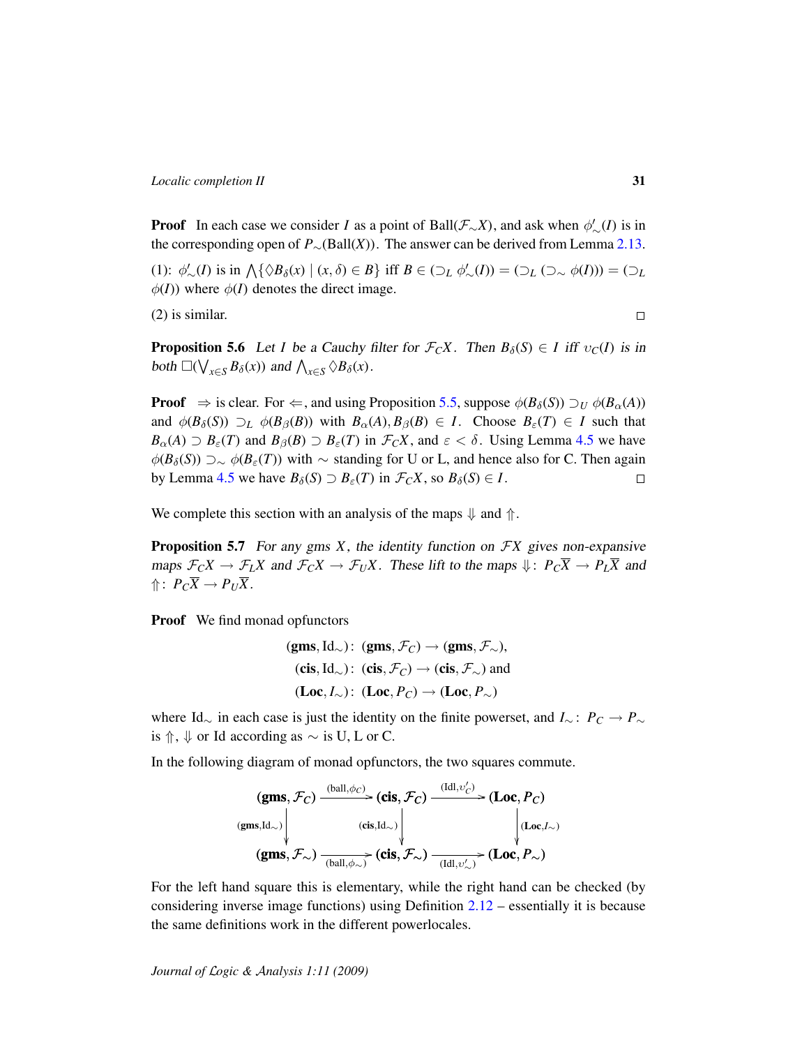**Proof** In each case we consider $I$ as a point of $\mathrm{Ball}(\mathcal{F}_\sim X)$, and ask when $\phi'_\sim(I)$ is in the corresponding open of $P_\sim(\mathrm{Ball}(X))$. The answer can be derived from Lemma 2.13.

(1): $\phi'_\sim(I)$ is in $\bigwedge\{\Diamond B_\delta(x) \mid (x,\delta) \in B\}$ iff $B \in (\supset_L \phi'_\sim(I)) = (\supset_L (\supset_\sim \phi(I))) = (\supset_L \phi(I))$ where $\phi(I)$ denotes the direct image.

(2) is similar. □

**Proposition 5.6** *Let $I$ be a Cauchy filter for $\mathcal{F}_C X$. Then $B_\delta(S) \in I$ iff $\upsilon_C(I)$ is in both $\Box(\bigvee_{x\in S} B_\delta(x))$ and $\bigwedge_{x\in S} \Diamond B_\delta(x)$.*

**Proof** $\Rightarrow$ is clear. For $\Leftarrow$, and using Proposition 5.5, suppose $\phi(B_\delta(S)) \supset_U \phi(B_\alpha(A))$ and $\phi(B_\delta(S)) \supset_L \phi(B_\beta(B))$ with $B_\alpha(A), B_\beta(B) \in I$. Choose $B_\varepsilon(T) \in I$ such that $B_\alpha(A) \supset B_\varepsilon(T)$ and $B_\beta(B) \supset B_\varepsilon(T)$ in $\mathcal{F}_C X$, and $\varepsilon < \delta$. Using Lemma 4.5 we have $\phi(B_\delta(S)) \supset_\sim \phi(B_\varepsilon(T))$ with $\sim$ standing for U or L, and hence also for C. Then again by Lemma 4.5 we have $B_\delta(S) \supset B_\varepsilon(T)$ in $\mathcal{F}_C X$, so $B_\delta(S) \in I$. □

We complete this section with an analysis of the maps $\Downarrow$ and $\Uparrow$.

**Proposition 5.7** *For any gms $X$, the identity function on $\mathcal{F}X$ gives non-expansive maps $\mathcal{F}_C X \to \mathcal{F}_L X$ and $\mathcal{F}_C X \to \mathcal{F}_U X$. These lift to the maps $\Downarrow\colon P_C\overline{X} \to P_L\overline{X}$ and $\Uparrow\colon P_C\overline{X} \to P_U\overline{X}$.*

**Proof** We find monad opfunctors

$$
\begin{aligned}
(\mathbf{gms}, \mathrm{Id}_\sim)&\colon (\mathbf{gms}, \mathcal{F}_C) \to (\mathbf{gms}, \mathcal{F}_\sim),\\
(\mathbf{cis}, \mathrm{Id}_\sim)&\colon (\mathbf{cis}, \mathcal{F}_C) \to (\mathbf{cis}, \mathcal{F}_\sim) \text{ and}\\
(\mathbf{Loc}, I_\sim)&\colon (\mathbf{Loc}, P_C) \to (\mathbf{Loc}, P_\sim)
\end{aligned}
$$

where $\mathrm{Id}_\sim$ in each case is just the identity on the finite powerset, and $I_\sim\colon P_C \to P_\sim$ is $\Uparrow$, $\Downarrow$ or Id according as $\sim$ is U, L or C.

In the following diagram of monad opfunctors, the two squares commute.

$$
\begin{array}{ccccc}
(\mathbf{gms}, \mathcal{F}_C) & \xrightarrow{(\mathrm{ball}, \phi_C)} & (\mathbf{cis}, \mathcal{F}_C) & \xrightarrow{(\mathrm{Idl}, \upsilon'_C)} & (\mathbf{Loc}, P_C)\\
\downarrow{\scriptstyle (\mathbf{gms}, \mathrm{Id}_\sim)} & & \downarrow{\scriptstyle (\mathbf{cis}, \mathrm{Id}_\sim)} & & \downarrow{\scriptstyle (\mathbf{Loc}, I_\sim)}\\
(\mathbf{gms}, \mathcal{F}_\sim) & \xrightarrow[(\mathrm{ball}, \phi_\sim)]{} & (\mathbf{cis}, \mathcal{F}_\sim) & \xrightarrow[(\mathrm{Idl}, \upsilon'_\sim)]{} & (\mathbf{Loc}, P_\sim)
\end{array}
$$

For the left hand square this is elementary, while the right hand can be checked (by considering inverse image functions) using Definition 2.12 – essentially it is because the same definitions work in the different powerlocales.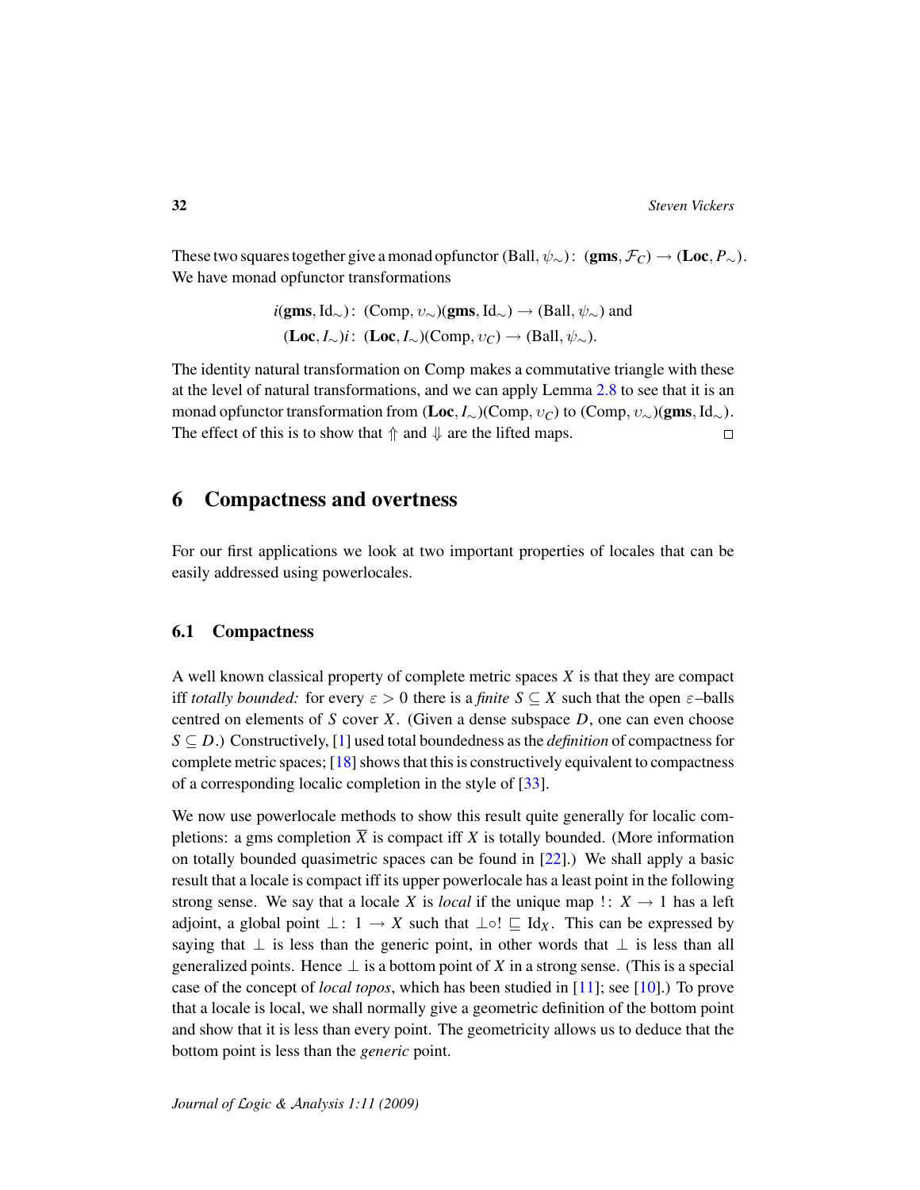These two squares together give a monad opfunctor $(\text{Ball}, \psi_\sim)\colon (\mathbf{gms}, \mathcal{F}_C) \to (\mathbf{Loc}, P_\sim)$. We have monad opfunctor transformations

$$i(\mathbf{gms}, \text{Id}_\sim)\colon (\text{Comp}, \upsilon_\sim)(\mathbf{gms}, \text{Id}_\sim) \to (\text{Ball}, \psi_\sim) \text{ and}$$
$$(\mathbf{Loc}, I_\sim)i\colon (\mathbf{Loc}, I_\sim)(\text{Comp}, \upsilon_C) \to (\text{Ball}, \psi_\sim).$$

The identity natural transformation on Comp makes a commutative triangle with these at the level of natural transformations, and we can apply Lemma 2.8 to see that it is an monad opfunctor transformation from $(\mathbf{Loc}, I_\sim)(\text{Comp}, \upsilon_C)$ to $(\text{Comp}, \upsilon_\sim)(\mathbf{gms}, \text{Id}_\sim)$. The effect of this is to show that $\Uparrow$ and $\Downarrow$ are the lifted maps. □

## 6 Compactness and overtness

For our first applications we look at two important properties of locales that can be easily addressed using powerlocales.

### 6.1 Compactness

A well known classical property of complete metric spaces $X$ is that they are compact iff *totally bounded:* for every $\varepsilon > 0$ there is a *finite* $S \subseteq X$ such that the open $\varepsilon$–balls centred on elements of $S$ cover $X$. (Given a dense subspace $D$, one can even choose $S \subseteq D$.) Constructively, [1] used total boundedness as the *definition* of compactness for complete metric spaces; [18] shows that this is constructively equivalent to compactness of a corresponding localic completion in the style of [33].

We now use powerlocale methods to show this result quite generally for localic completions: a gms completion $\overline{X}$ is compact iff $X$ is totally bounded. (More information on totally bounded quasimetric spaces can be found in [22].) We shall apply a basic result that a locale is compact iff its upper powerlocale has a least point in the following strong sense. We say that a locale $X$ is *local* if the unique map $!\colon X \to 1$ has a left adjoint, a global point $\bot\colon 1 \to X$ such that $\bot \circ ! \sqsubseteq \text{Id}_X$. This can be expressed by saying that $\bot$ is less than the generic point, in other words that $\bot$ is less than all generalized points. Hence $\bot$ is a bottom point of $X$ in a strong sense. (This is a special case of the concept of *local topos*, which has been studied in [11]; see [10].) To prove that a locale is local, we shall normally give a geometric definition of the bottom point and show that it is less than every point. The geometricity allows us to deduce that the bottom point is less than the *generic* point.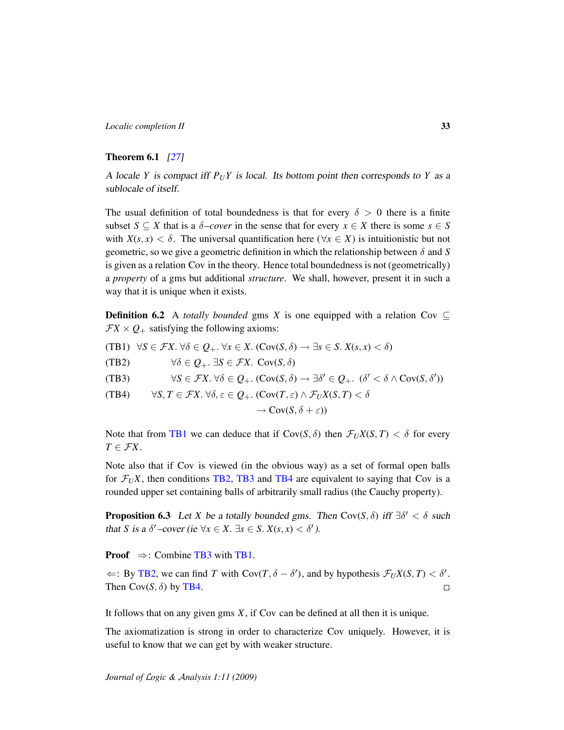**Theorem 6.1** *[27]*

*A locale $Y$ is compact iff $P_U Y$ is local. Its bottom point then corresponds to $Y$ as a sublocale of itself.*

The usual definition of total boundedness is that for every $\delta > 0$ there is a finite subset $S \subseteq X$ that is a $\delta$*–cover* in the sense that for every $x \in X$ there is some $s \in S$ with $X(s, x) < \delta$. The universal quantification here ($\forall x \in X$) is intuitionistic but not geometric, so we give a geometric definition in which the relationship between $\delta$ and $S$ is given as a relation Cov in the theory. Hence total boundedness is not (geometrically) a *property* of a gms but additional *structure*. We shall, however, present it in such a way that it is unique when it exists.

**Definition 6.2** A *totally bounded* gms $X$ is one equipped with a relation $\mathrm{Cov} \subseteq \mathcal{F}X \times Q_+$ satisfying the following axioms:

(TB1) $\forall S \in \mathcal{F}X.\ \forall \delta \in Q_+.\ \forall x \in X.\ (\mathrm{Cov}(S, \delta) \to \exists s \in S.\ X(s, x) < \delta)$

(TB2) $\forall \delta \in Q_+.\ \exists S \in \mathcal{F}X.\ \mathrm{Cov}(S, \delta)$

(TB3) $\forall S \in \mathcal{F}X.\ \forall \delta \in Q_+.\ (\mathrm{Cov}(S, \delta) \to \exists \delta' \in Q_+.\ (\delta' < \delta \wedge \mathrm{Cov}(S, \delta'))$

(TB4) $\forall S, T \in \mathcal{F}X.\ \forall \delta, \varepsilon \in Q_+.\ (\mathrm{Cov}(T, \varepsilon) \wedge \mathcal{F}_U X(S, T) < \delta$
$\qquad\qquad \to \mathrm{Cov}(S, \delta + \varepsilon))$

Note that from TB1 we can deduce that if $\mathrm{Cov}(S, \delta)$ then $\mathcal{F}_U X(S, T) < \delta$ for every $T \in \mathcal{F}X$.

Note also that if Cov is viewed (in the obvious way) as a set of formal open balls for $\mathcal{F}_U X$, then conditions TB2, TB3 and TB4 are equivalent to saying that Cov is a rounded upper set containing balls of arbitrarily small radius (the Cauchy property).

**Proposition 6.3** *Let $X$ be a totally bounded gms. Then $\mathrm{Cov}(S, \delta)$ iff $\exists \delta' < \delta$ such that $S$ is a $\delta'$–cover (ie $\forall x \in X.\ \exists s \in S.\ X(s, x) < \delta'$).*

**Proof** $\Rightarrow$: Combine TB3 with TB1.

$\Leftarrow$: By TB2, we can find $T$ with $\mathrm{Cov}(T, \delta - \delta')$, and by hypothesis $\mathcal{F}_U X(S, T) < \delta'$. Then $\mathrm{Cov}(S, \delta)$ by TB4. ∎

It follows that on any given gms $X$, if Cov can be defined at all then it is unique.

The axiomatization is strong in order to characterize Cov uniquely. However, it is useful to know that we can get by with weaker structure.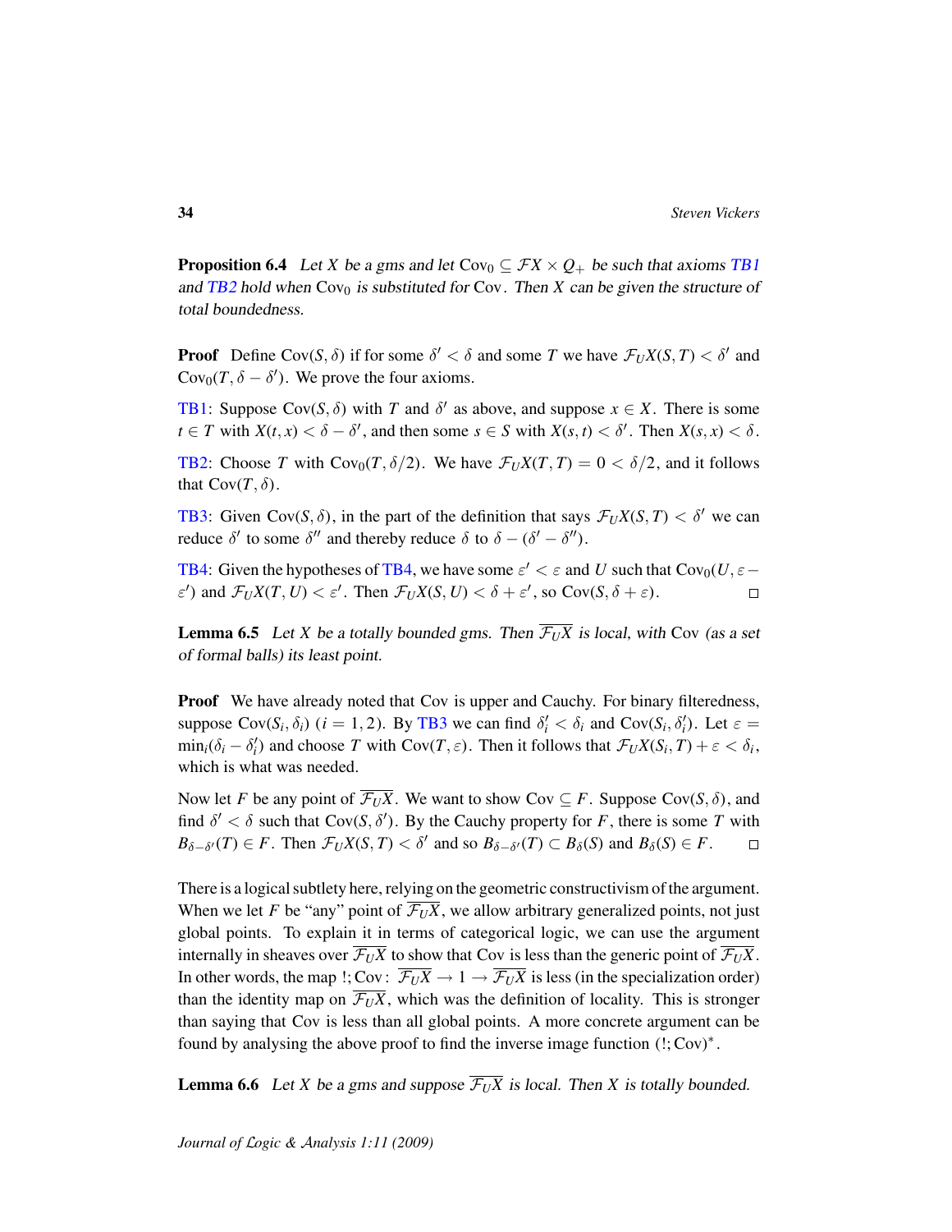**Proposition 6.4** *Let $X$ be a gms and let $\mathrm{Cov}_0 \subseteq \mathcal{F}X \times Q_+$ be such that axioms TB1 and TB2 hold when $\mathrm{Cov}_0$ is substituted for $\mathrm{Cov}$. Then $X$ can be given the structure of total boundedness.*

**Proof** Define $\mathrm{Cov}(S, \delta)$ if for some $\delta' < \delta$ and some $T$ we have $\mathcal{F}_U X(S, T) < \delta'$ and $\mathrm{Cov}_0(T, \delta - \delta')$. We prove the four axioms.

TB1: Suppose $\mathrm{Cov}(S, \delta)$ with $T$ and $\delta'$ as above, and suppose $x \in X$. There is some $t \in T$ with $X(t, x) < \delta - \delta'$, and then some $s \in S$ with $X(s, t) < \delta'$. Then $X(s, x) < \delta$.

TB2: Choose $T$ with $\mathrm{Cov}_0(T, \delta/2)$. We have $\mathcal{F}_U X(T, T) = 0 < \delta/2$, and it follows that $\mathrm{Cov}(T, \delta)$.

TB3: Given $\mathrm{Cov}(S, \delta)$, in the part of the definition that says $\mathcal{F}_U X(S, T) < \delta'$ we can reduce $\delta'$ to some $\delta''$ and thereby reduce $\delta$ to $\delta - (\delta' - \delta'')$.

TB4: Given the hypotheses of TB4, we have some $\varepsilon' < \varepsilon$ and $U$ such that $\mathrm{Cov}_0(U, \varepsilon - \varepsilon')$ and $\mathcal{F}_U X(T, U) < \varepsilon'$. Then $\mathcal{F}_U X(S, U) < \delta + \varepsilon'$, so $\mathrm{Cov}(S, \delta + \varepsilon)$. □

**Lemma 6.5** *Let $X$ be a totally bounded gms. Then $\overline{\mathcal{F}_U X}$ is local, with $\mathrm{Cov}$ (as a set of formal balls) its least point.*

**Proof** We have already noted that Cov is upper and Cauchy. For binary filteredness, suppose $\mathrm{Cov}(S_i, \delta_i)$ $(i = 1, 2)$. By TB3 we can find $\delta_i' < \delta_i$ and $\mathrm{Cov}(S_i, \delta_i')$. Let $\varepsilon = \min_i(\delta_i - \delta_i')$ and choose $T$ with $\mathrm{Cov}(T, \varepsilon)$. Then it follows that $\mathcal{F}_U X(S_i, T) + \varepsilon < \delta_i$, which is what was needed.

Now let $F$ be any point of $\overline{\mathcal{F}_U X}$. We want to show $\mathrm{Cov} \subseteq F$. Suppose $\mathrm{Cov}(S, \delta)$, and find $\delta' < \delta$ such that $\mathrm{Cov}(S, \delta')$. By the Cauchy property for $F$, there is some $T$ with $B_{\delta - \delta'}(T) \in F$. Then $\mathcal{F}_U X(S, T) < \delta'$ and so $B_{\delta - \delta'}(T) \subset B_\delta(S)$ and $B_\delta(S) \in F$. □

There is a logical subtlety here, relying on the geometric constructivism of the argument. When we let $F$ be "any" point of $\overline{\mathcal{F}_U X}$, we allow arbitrary generalized points, not just global points. To explain it in terms of categorical logic, we can use the argument internally in sheaves over $\overline{\mathcal{F}_U X}$ to show that Cov is less than the generic point of $\overline{\mathcal{F}_U X}$. In other words, the map $!; \mathrm{Cov}\colon\ \overline{\mathcal{F}_U X} \to 1 \to \overline{\mathcal{F}_U X}$ is less (in the specialization order) than the identity map on $\overline{\mathcal{F}_U X}$, which was the definition of locality. This is stronger than saying that Cov is less than all global points. A more concrete argument can be found by analysing the above proof to find the inverse image function $(!; \mathrm{Cov})^*$.

**Lemma 6.6** *Let $X$ be a gms and suppose $\overline{\mathcal{F}_U X}$ is local. Then $X$ is totally bounded.*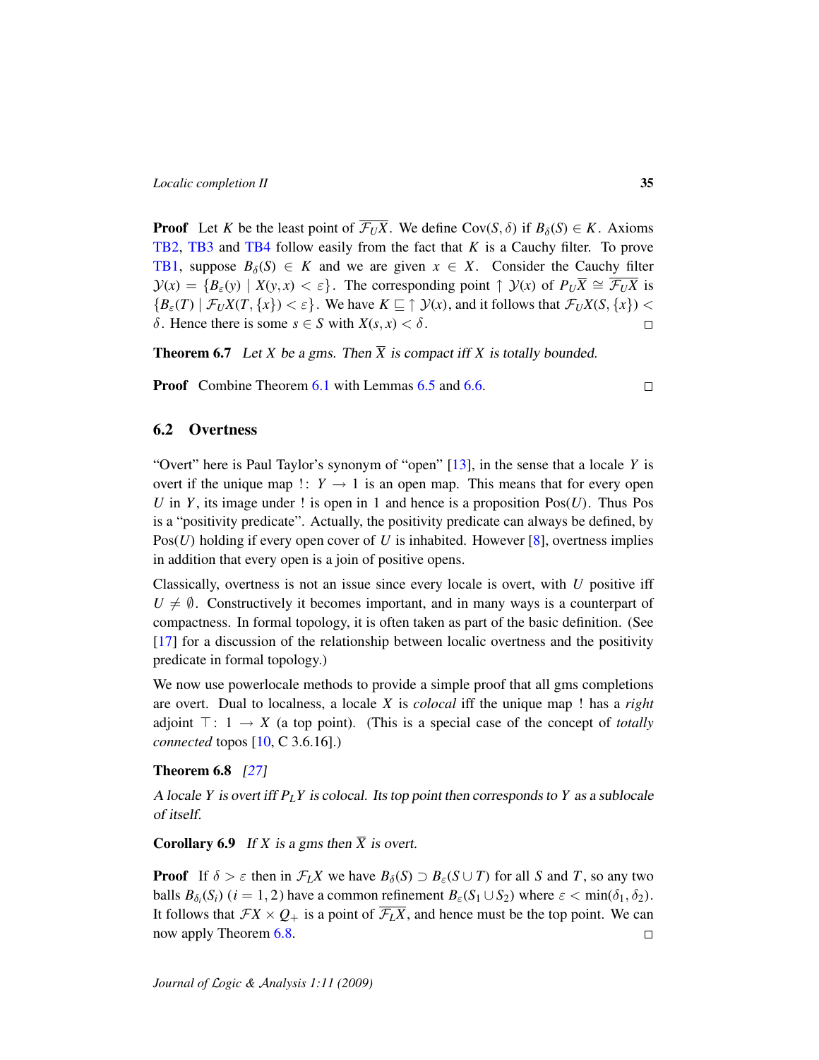**Proof** Let $K$ be the least point of $\overline{\mathcal{F}_U X}$. We define $\mathrm{Cov}(S, \delta)$ if $B_\delta(S) \in K$. Axioms TB2, TB3 and TB4 follow easily from the fact that $K$ is a Cauchy filter. To prove TB1, suppose $B_\delta(S) \in K$ and we are given $x \in X$. Consider the Cauchy filter $\mathcal{Y}(x) = \{B_\varepsilon(y) \mid X(y, x) < \varepsilon\}$. The corresponding point $\uparrow \mathcal{Y}(x)$ of $P_U\overline{X} \cong \overline{\mathcal{F}_U X}$ is $\{B_\varepsilon(T) \mid \mathcal{F}_U X(T, \{x\}) < \varepsilon\}$. We have $K \sqsubseteq \uparrow \mathcal{Y}(x)$, and it follows that $\mathcal{F}_U X(S, \{x\}) < \delta$. Hence there is some $s \in S$ with $X(s, x) < \delta$. □

**Theorem 6.7** *Let $X$ be a gms. Then $\overline{X}$ is compact iff $X$ is totally bounded.*

**Proof** Combine Theorem 6.1 with Lemmas 6.5 and 6.6. □

## 6.2 Overtness

"Overt" here is Paul Taylor's synonym of "open" [13], in the sense that a locale $Y$ is overt if the unique map $!\colon Y \to 1$ is an open map. This means that for every open $U$ in $Y$, its image under $!$ is open in $1$ and hence is a proposition $\mathrm{Pos}(U)$. Thus Pos is a "positivity predicate". Actually, the positivity predicate can always be defined, by $\mathrm{Pos}(U)$ holding if every open cover of $U$ is inhabited. However [8], overtness implies in addition that every open is a join of positive opens.

Classically, overtness is not an issue since every locale is overt, with $U$ positive iff $U \neq \emptyset$. Constructively it becomes important, and in many ways is a counterpart of compactness. In formal topology, it is often taken as part of the basic definition. (See [17] for a discussion of the relationship between localic overtness and the positivity predicate in formal topology.)

We now use powerlocale methods to provide a simple proof that all gms completions are overt. Dual to localness, a locale $X$ is *colocal* iff the unique map $!$ has a *right* adjoint $\top\colon 1 \to X$ (a top point). (This is a special case of the concept of *totally connected* topos [10, C 3.6.16].)

**Theorem 6.8** *[27]*

*A locale $Y$ is overt iff $P_L Y$ is colocal. Its top point then corresponds to $Y$ as a sublocale of itself.*

**Corollary 6.9** *If $X$ is a gms then $\overline{X}$ is overt.*

**Proof** If $\delta > \varepsilon$ then in $\mathcal{F}_L X$ we have $B_\delta(S) \supset B_\varepsilon(S \cup T)$ for all $S$ and $T$, so any two balls $B_{\delta_i}(S_i)$ $(i = 1, 2)$ have a common refinement $B_\varepsilon(S_1 \cup S_2)$ where $\varepsilon < \min(\delta_1, \delta_2)$. It follows that $\mathcal{F}X \times Q_+$ is a point of $\overline{\mathcal{F}_L X}$, and hence must be the top point. We can now apply Theorem 6.8. □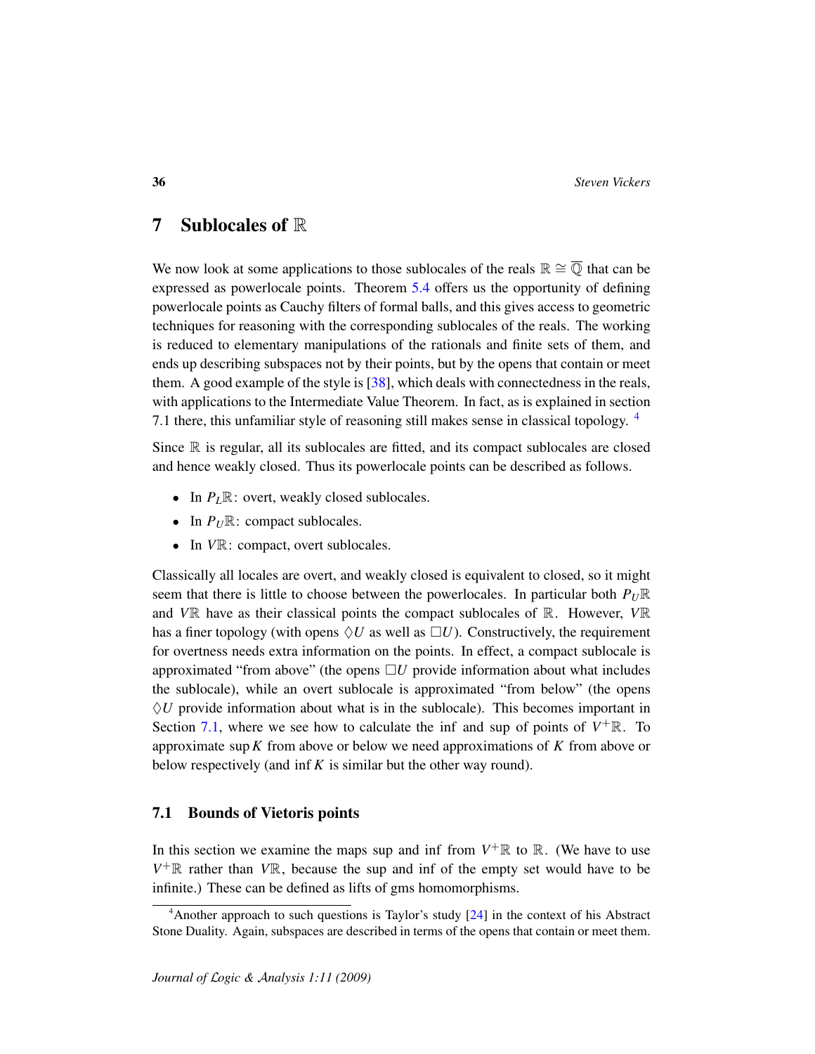## 7 Sublocales of $\mathbb{R}$

We now look at some applications to those sublocales of the reals $\mathbb{R} \cong \overline{\mathbb{Q}}$ that can be expressed as powerlocale points. Theorem 5.4 offers us the opportunity of defining powerlocale points as Cauchy filters of formal balls, and this gives access to geometric techniques for reasoning with the corresponding sublocales of the reals. The working is reduced to elementary manipulations of the rationals and finite sets of them, and ends up describing subspaces not by their points, but by the opens that contain or meet them. A good example of the style is [38], which deals with connectedness in the reals, with applications to the Intermediate Value Theorem. In fact, as is explained in section 7.1 there, this unfamiliar style of reasoning still makes sense in classical topology. [4]

Since $\mathbb{R}$ is regular, all its sublocales are fitted, and its compact sublocales are closed and hence weakly closed. Thus its powerlocale points can be described as follows.

- In $P_L\mathbb{R}$: overt, weakly closed sublocales.
- In $P_U\mathbb{R}$: compact sublocales.
- In $V\mathbb{R}$: compact, overt sublocales.

Classically all locales are overt, and weakly closed is equivalent to closed, so it might seem that there is little to choose between the powerlocales. In particular both $P_U\mathbb{R}$ and $V\mathbb{R}$ have as their classical points the compact sublocales of $\mathbb{R}$. However, $V\mathbb{R}$ has a finer topology (with opens $\Diamond U$ as well as $\Box U$). Constructively, the requirement for overtness needs extra information on the points. In effect, a compact sublocale is approximated "from above" (the opens $\Box U$ provide information about what includes the sublocale), while an overt sublocale is approximated "from below" (the opens $\Diamond U$ provide information about what is in the sublocale). This becomes important in Section 7.1, where we see how to calculate the inf and sup of points of $V^+\mathbb{R}$. To approximate $\sup K$ from above or below we need approximations of $K$ from above or below respectively (and $\inf K$ is similar but the other way round).

### 7.1 Bounds of Vietoris points

In this section we examine the maps sup and inf from $V^+\mathbb{R}$ to $\mathbb{R}$. (We have to use $V^+\mathbb{R}$ rather than $V\mathbb{R}$, because the sup and inf of the empty set would have to be infinite.) These can be defined as lifts of gms homomorphisms.

[4] Another approach to such questions is Taylor's study [24] in the context of his Abstract Stone Duality. Again, subspaces are described in terms of the opens that contain or meet them.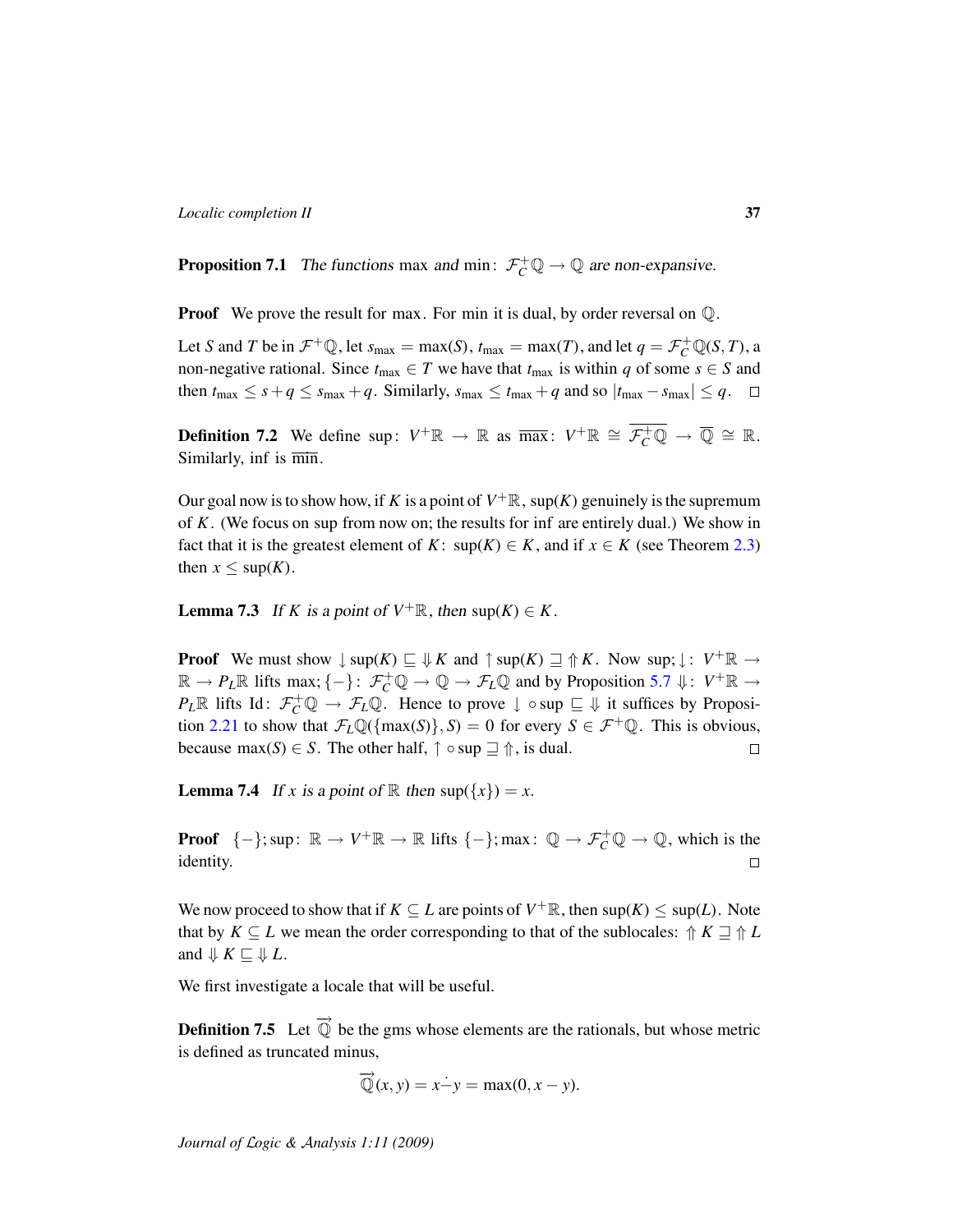**Proposition 7.1** *The functions* max *and* min: $\mathcal{F}_C^+\mathbb{Q} \to \mathbb{Q}$ *are non-expansive.*

**Proof** We prove the result for max. For min it is dual, by order reversal on $\mathbb{Q}$.

Let $S$ and $T$ be in $\mathcal{F}^+\mathbb{Q}$, let $s_{\max} = \max(S)$, $t_{\max} = \max(T)$, and let $q = \mathcal{F}_C^+\mathbb{Q}(S,T)$, a non-negative rational. Since $t_{\max} \in T$ we have that $t_{\max}$ is within $q$ of some $s \in S$ and then $t_{\max} \leq s + q \leq s_{\max} + q$. Similarly, $s_{\max} \leq t_{\max} + q$ and so $|t_{\max} - s_{\max}| \leq q$. $\square$

**Definition 7.2** We define $\sup\colon V^+\mathbb{R} \to \mathbb{R}$ as $\overline{\max}\colon V^+\mathbb{R} \cong \overline{\mathcal{F}_C^+\mathbb{Q}} \to \overline{\mathbb{Q}} \cong \mathbb{R}$. Similarly, inf is $\overline{\min}$.

Our goal now is to show how, if $K$ is a point of $V^+\mathbb{R}$, $\sup(K)$ genuinely is the supremum of $K$. (We focus on sup from now on; the results for inf are entirely dual.) We show in fact that it is the greatest element of $K$: $\sup(K) \in K$, and if $x \in K$ (see Theorem 2.3) then $x \leq \sup(K)$.

**Lemma 7.3** *If $K$ is a point of $V^+\mathbb{R}$, then $\sup(K) \in K$.*

**Proof** We must show $\downarrow \sup(K) \sqsubseteq \Downarrow K$ and $\uparrow \sup(K) \sqsupseteq \Uparrow K$. Now $\sup;\downarrow\colon V^+\mathbb{R} \to \mathbb{R} \to P_L\mathbb{R}$ lifts $\max;\{-\}\colon \mathcal{F}_C^+\mathbb{Q} \to \mathbb{Q} \to \mathcal{F}_L\mathbb{Q}$ and by Proposition 5.7 $\Downarrow\colon V^+\mathbb{R} \to P_L\mathbb{R}$ lifts $\mathrm{Id}\colon \mathcal{F}_C^+\mathbb{Q} \to \mathcal{F}_L\mathbb{Q}$. Hence to prove $\downarrow \circ \sup \sqsubseteq \Downarrow$ it suffices by Proposition 2.21 to show that $\mathcal{F}_L\mathbb{Q}(\{\max(S)\}, S) = 0$ for every $S \in \mathcal{F}^+\mathbb{Q}$. This is obvious, because $\max(S) \in S$. The other half, $\uparrow \circ \sup \sqsupseteq \Uparrow$, is dual. $\square$

**Lemma 7.4** *If $x$ is a point of $\mathbb{R}$ then $\sup(\{x\}) = x$.*

**Proof** $\{-\};\sup\colon \mathbb{R} \to V^+\mathbb{R} \to \mathbb{R}$ lifts $\{-\};\max\colon \mathbb{Q} \to \mathcal{F}_C^+\mathbb{Q} \to \mathbb{Q}$, which is the identity. $\square$

We now proceed to show that if $K \subseteq L$ are points of $V^+\mathbb{R}$, then $\sup(K) \leq \sup(L)$. Note that by $K \subseteq L$ we mean the order corresponding to that of the sublocales: $\Uparrow K \sqsupseteq \Uparrow L$ and $\Downarrow K \sqsubseteq \Downarrow L$.

We first investigate a locale that will be useful.

**Definition 7.5** Let $\overrightarrow{\mathbb{Q}}$ be the gms whose elements are the rationals, but whose metric is defined as truncated minus,

$$\overrightarrow{\mathbb{Q}}(x,y) = x \dot{-} y = \max(0, x-y).$$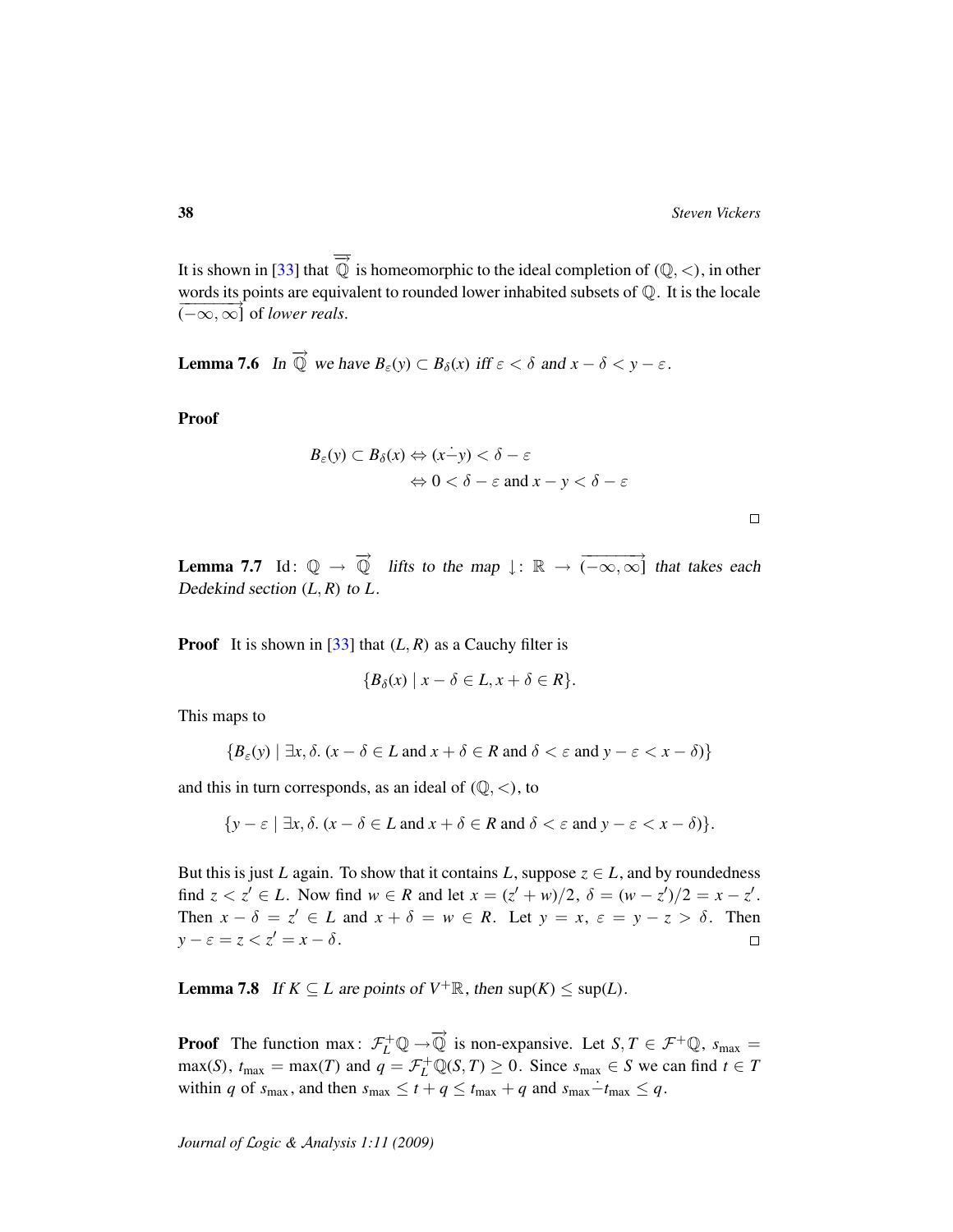It is shown in [33] that $\overrightarrow{\overrightarrow{\mathbb{Q}}}$ is homeomorphic to the ideal completion of $(\mathbb{Q}, <)$, in other words its points are equivalent to rounded lower inhabited subsets of $\mathbb{Q}$. It is the locale $\overrightarrow{(-\infty, \infty]}$ of *lower reals*.

**Lemma 7.6** *In $\overrightarrow{\mathbb{Q}}$ we have $B_\varepsilon(y) \subset B_\delta(x)$ iff $\varepsilon < \delta$ and $x - \delta < y - \varepsilon$.*

**Proof**

$$B_\varepsilon(y) \subset B_\delta(x) \Leftrightarrow (x \dot{-} y) < \delta - \varepsilon$$
$$\Leftrightarrow 0 < \delta - \varepsilon \text{ and } x - y < \delta - \varepsilon$$

□

**Lemma 7.7** *$\mathrm{Id}\colon \mathbb{Q} \to \overrightarrow{\mathbb{Q}}$ lifts to the map $\downarrow\colon \mathbb{R} \to \overrightarrow{(-\infty, \infty]}$ that takes each Dedekind section $(L, R)$ to $L$.*

**Proof** It is shown in [33] that $(L, R)$ as a Cauchy filter is

$$\{B_\delta(x) \mid x - \delta \in L, x + \delta \in R\}.$$

This maps to

$$\{B_\varepsilon(y) \mid \exists x, \delta.\ (x - \delta \in L \text{ and } x + \delta \in R \text{ and } \delta < \varepsilon \text{ and } y - \varepsilon < x - \delta)\}$$

and this in turn corresponds, as an ideal of $(\mathbb{Q}, <)$, to

$$\{y - \varepsilon \mid \exists x, \delta.\ (x - \delta \in L \text{ and } x + \delta \in R \text{ and } \delta < \varepsilon \text{ and } y - \varepsilon < x - \delta)\}.$$

But this is just $L$ again. To show that it contains $L$, suppose $z \in L$, and by roundedness find $z < z' \in L$. Now find $w \in R$ and let $x = (z' + w)/2$, $\delta = (w - z')/2 = x - z'$. Then $x - \delta = z' \in L$ and $x + \delta = w \in R$. Let $y = x$, $\varepsilon = y - z > \delta$. Then $y - \varepsilon = z < z' = x - \delta$. □

**Lemma 7.8** *If $K \subseteq L$ are points of $V^+\mathbb{R}$, then $\sup(K) \leq \sup(L)$.*

**Proof** The function $\max\colon \mathcal{F}_L^+\mathbb{Q} \to \overrightarrow{\mathbb{Q}}$ is non-expansive. Let $S, T \in \mathcal{F}^+\mathbb{Q}$, $s_{\max} = \max(S)$, $t_{\max} = \max(T)$ and $q = \mathcal{F}_L^+\mathbb{Q}(S, T) \geq 0$. Since $s_{\max} \in S$ we can find $t \in T$ within $q$ of $s_{\max}$, and then $s_{\max} \leq t + q \leq t_{\max} + q$ and $s_{\max} \dot{-} t_{\max} \leq q$.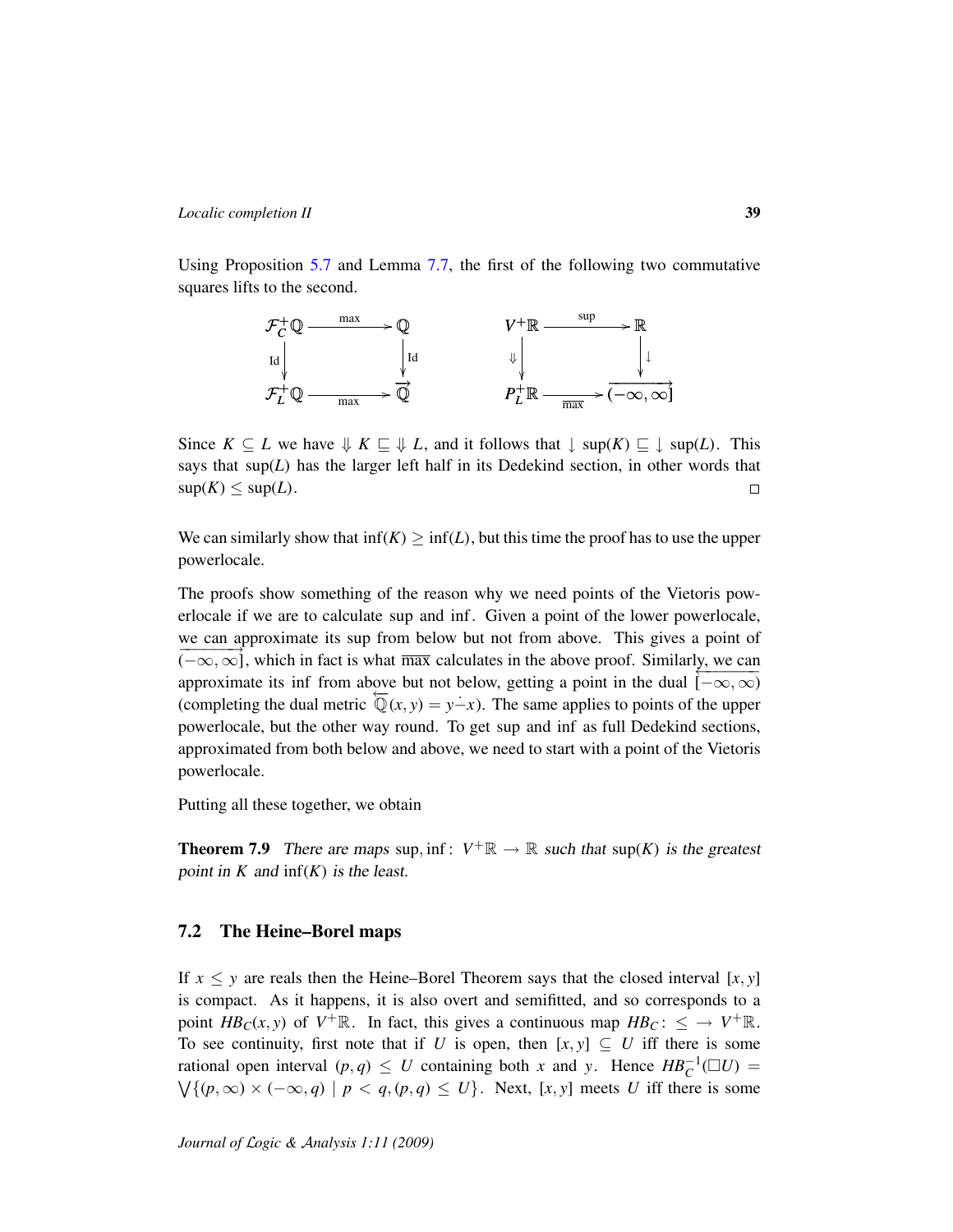Using Proposition 5.7 and Lemma 7.7, the first of the following two commutative squares lifts to the second.

$$
\begin{array}{ccc}
\mathcal{F}_C^+\mathbb{Q} & \xrightarrow{\max} & \mathbb{Q} \\
{\scriptstyle \mathrm{Id}}\downarrow & & \downarrow{\scriptstyle \mathrm{Id}} \\
\mathcal{F}_L^+\mathbb{Q} & \xrightarrow[\max]{} & \overrightarrow{\mathbb{Q}}
\end{array}
\qquad\qquad
\begin{array}{ccc}
V^+\mathbb{R} & \xrightarrow{\sup} & \mathbb{R} \\
{\scriptstyle \Downarrow}\downarrow & & \downarrow{\scriptstyle \downarrow} \\
P_L^+\mathbb{R} & \xrightarrow[\max]{} & \overrightarrow{(-\infty,\infty]}
\end{array}
$$

Since $K \subseteq L$ we have $\Downarrow K \sqsubseteq \Downarrow L$, and it follows that $\downarrow \sup(K) \sqsubseteq \downarrow \sup(L)$. This says that $\sup(L)$ has the larger left half in its Dedekind section, in other words that $\sup(K) \leq \sup(L)$. □

We can similarly show that $\inf(K) \geq \inf(L)$, but this time the proof has to use the upper powerlocale.

The proofs show something of the reason why we need points of the Vietoris powerlocale if we are to calculate sup and inf. Given a point of the lower powerlocale, we can approximate its sup from below but not from above. This gives a point of $\overrightarrow{(-\infty,\infty]}$, which in fact is what $\overline{\max}$ calculates in the above proof. Similarly, we can approximate its inf from above but not below, getting a point in the dual $\overleftarrow{[-\infty,\infty)}$ (completing the dual metric $\overleftarrow{\mathbb{Q}}(x,y) = y \dot{-} x$). The same applies to points of the upper powerlocale, but the other way round. To get sup and inf as full Dedekind sections, approximated from both below and above, we need to start with a point of the Vietoris powerlocale.

Putting all these together, we obtain

**Theorem 7.9** *There are maps* $\sup, \inf\colon V^+\mathbb{R} \to \mathbb{R}$ *such that* $\sup(K)$ *is the greatest point in* $K$ *and* $\inf(K)$ *is the least.*

## 7.2 The Heine–Borel maps

If $x \leq y$ are reals then the Heine–Borel Theorem says that the closed interval $[x,y]$ is compact. As it happens, it is also overt and semifitted, and so corresponds to a point $HB_C(x,y)$ of $V^+\mathbb{R}$. In fact, this gives a continuous map $HB_C\colon \leq \to V^+\mathbb{R}$. To see continuity, first note that if $U$ is open, then $[x,y] \subseteq U$ iff there is some rational open interval $(p,q) \leq U$ containing both $x$ and $y$. Hence $HB_C^{-1}(\Box U) = \bigvee\{(p,\infty)\times(-\infty,q) \mid p < q, (p,q) \leq U\}$. Next, $[x,y]$ meets $U$ iff there is some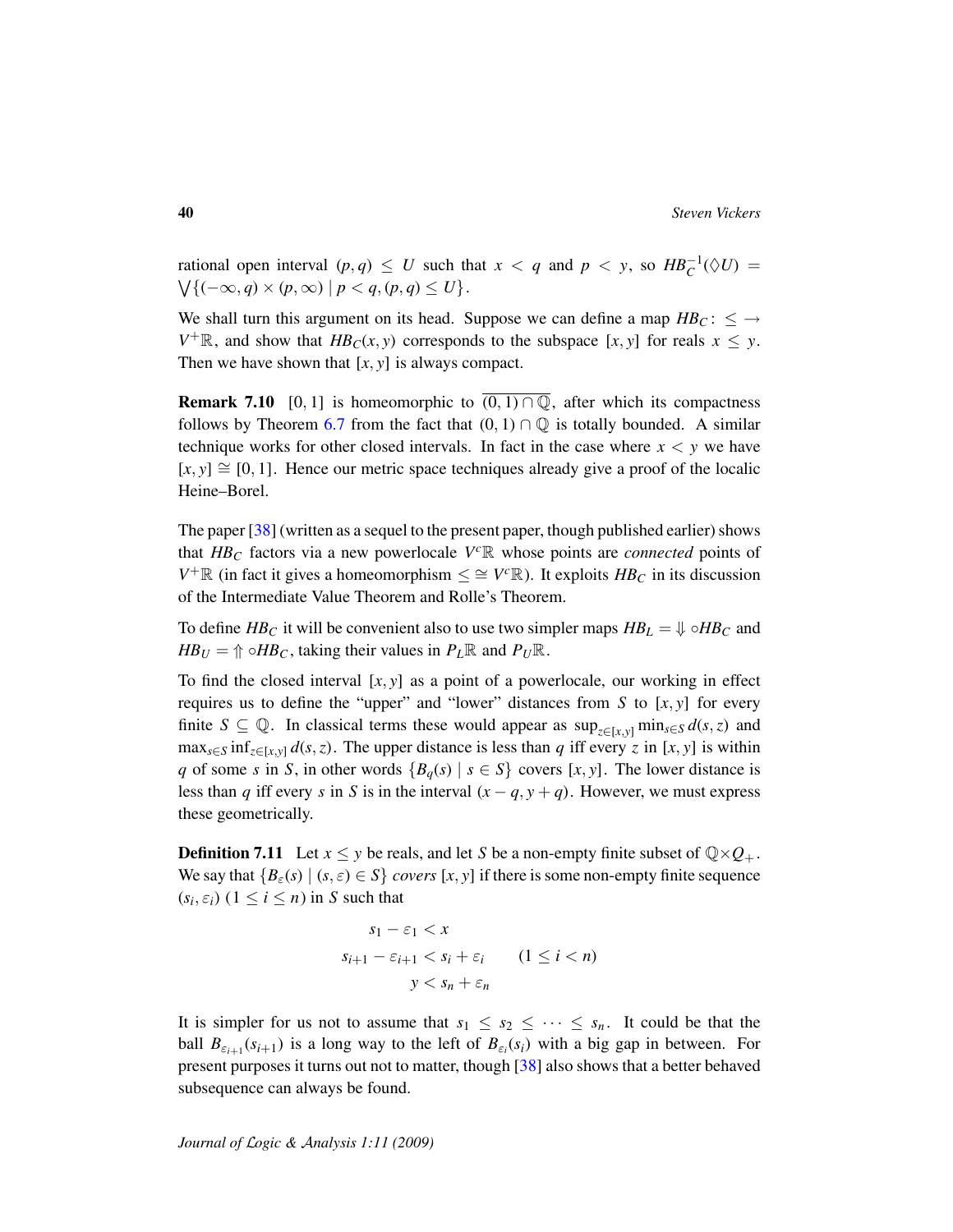rational open interval $(p,q) \leq U$ such that $x < q$ and $p < y$, so $HB_C^{-1}(\Diamond U) = \bigvee\{(-\infty, q) \times (p, \infty) \mid p < q, (p,q) \leq U\}$.

We shall turn this argument on its head. Suppose we can define a map $HB_C \colon \leq \to V^+\mathbb{R}$, and show that $HB_C(x,y)$ corresponds to the subspace $[x,y]$ for reals $x \leq y$. Then we have shown that $[x,y]$ is always compact.

**Remark 7.10** $[0,1]$ is homeomorphic to $\overline{(0,1) \cap \mathbb{Q}}$, after which its compactness follows by Theorem 6.7 from the fact that $(0,1) \cap \mathbb{Q}$ is totally bounded. A similar technique works for other closed intervals. In fact in the case where $x < y$ we have $[x,y] \cong [0,1]$. Hence our metric space techniques already give a proof of the localic Heine–Borel.

The paper [38] (written as a sequel to the present paper, though published earlier) shows that $HB_C$ factors via a new powerlocale $V^c\mathbb{R}$ whose points are *connected* points of $V^+\mathbb{R}$ (in fact it gives a homeomorphism $\leq \cong V^c\mathbb{R}$). It exploits $HB_C$ in its discussion of the Intermediate Value Theorem and Rolle's Theorem.

To define $HB_C$ it will be convenient also to use two simpler maps $HB_L = \Downarrow \circ HB_C$ and $HB_U = \Uparrow \circ HB_C$, taking their values in $P_L\mathbb{R}$ and $P_U\mathbb{R}$.

To find the closed interval $[x,y]$ as a point of a powerlocale, our working in effect requires us to define the "upper" and "lower" distances from $S$ to $[x,y]$ for every finite $S \subseteq \mathbb{Q}$. In classical terms these would appear as $\sup_{z \in [x,y]} \min_{s \in S} d(s,z)$ and $\max_{s \in S} \inf_{z \in [x,y]} d(s,z)$. The upper distance is less than $q$ iff every $z$ in $[x,y]$ is within $q$ of some $s$ in $S$, in other words $\{B_q(s) \mid s \in S\}$ covers $[x,y]$. The lower distance is less than $q$ iff every $s$ in $S$ is in the interval $(x-q, y+q)$. However, we must express these geometrically.

**Definition 7.11** Let $x \leq y$ be reals, and let $S$ be a non-empty finite subset of $\mathbb{Q} \times Q_+$. We say that $\{B_\varepsilon(s) \mid (s,\varepsilon) \in S\}$ *covers* $[x,y]$ if there is some non-empty finite sequence $(s_i, \varepsilon_i)$ $(1 \leq i \leq n)$ in $S$ such that

$$
\begin{aligned}
s_1 - \varepsilon_1 &< x \\
s_{i+1} - \varepsilon_{i+1} &< s_i + \varepsilon_i \qquad (1 \leq i < n) \\
y &< s_n + \varepsilon_n
\end{aligned}
$$

It is simpler for us not to assume that $s_1 \leq s_2 \leq \cdots \leq s_n$. It could be that the ball $B_{\varepsilon_{i+1}}(s_{i+1})$ is a long way to the left of $B_{\varepsilon_i}(s_i)$ with a big gap in between. For present purposes it turns out not to matter, though [38] also shows that a better behaved subsequence can always be found.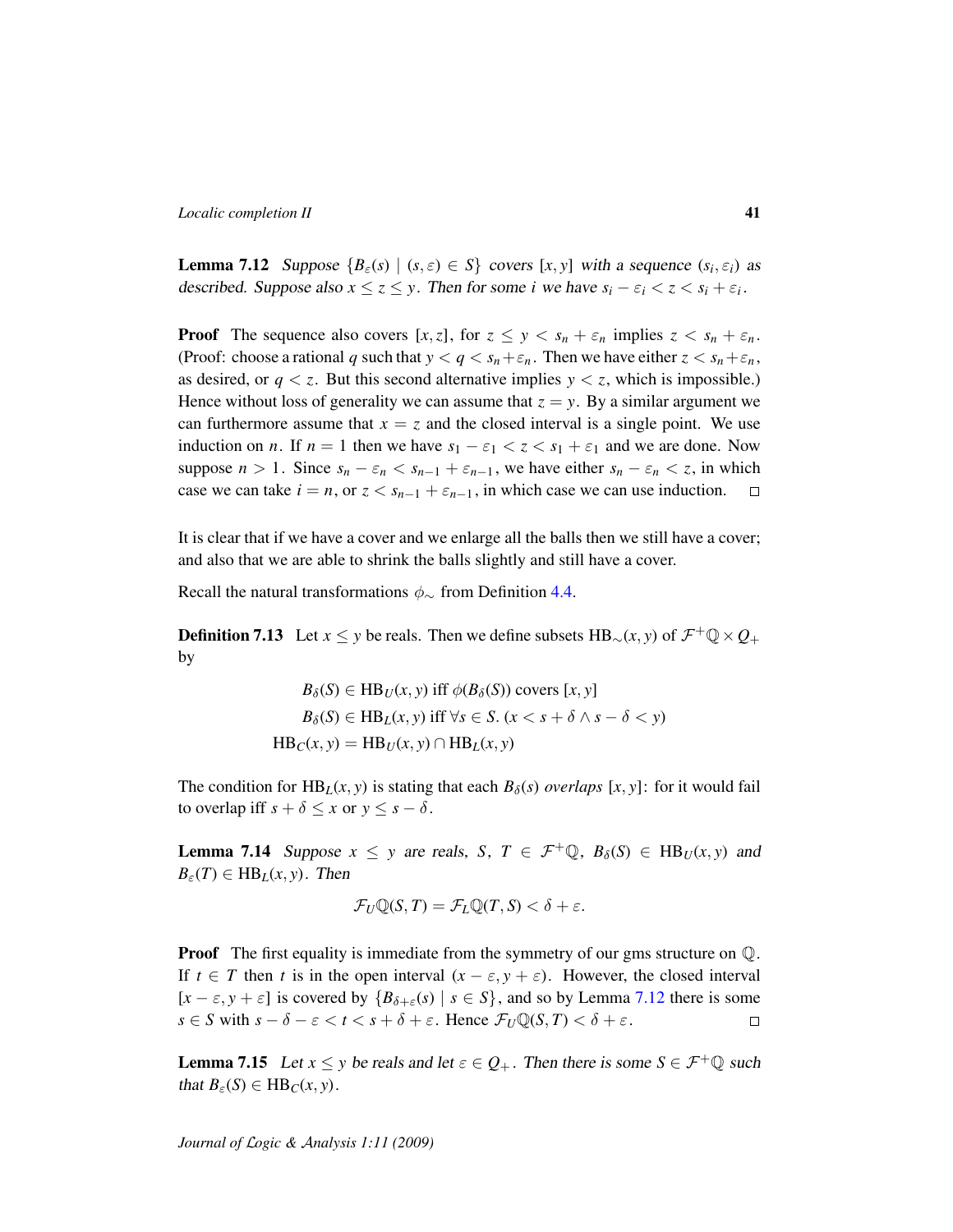**Lemma 7.12** *Suppose $\{B_\varepsilon(s) \mid (s,\varepsilon) \in S\}$ covers $[x,y]$ with a sequence $(s_i, \varepsilon_i)$ as described. Suppose also $x \leq z \leq y$. Then for some $i$ we have $s_i - \varepsilon_i < z < s_i + \varepsilon_i$.*

**Proof** The sequence also covers $[x,z]$, for $z \leq y < s_n + \varepsilon_n$ implies $z < s_n + \varepsilon_n$. (Proof: choose a rational $q$ such that $y < q < s_n + \varepsilon_n$. Then we have either $z < s_n + \varepsilon_n$, as desired, or $q < z$. But this second alternative implies $y < z$, which is impossible.) Hence without loss of generality we can assume that $z = y$. By a similar argument we can furthermore assume that $x = z$ and the closed interval is a single point. We use induction on $n$. If $n = 1$ then we have $s_1 - \varepsilon_1 < z < s_1 + \varepsilon_1$ and we are done. Now suppose $n > 1$. Since $s_n - \varepsilon_n < s_{n-1} + \varepsilon_{n-1}$, we have either $s_n - \varepsilon_n < z$, in which case we can take $i = n$, or $z < s_{n-1} + \varepsilon_{n-1}$, in which case we can use induction. □

It is clear that if we have a cover and we enlarge all the balls then we still have a cover; and also that we are able to shrink the balls slightly and still have a cover.

Recall the natural transformations $\phi_\sim$ from Definition 4.4.

**Definition 7.13** Let $x \leq y$ be reals. Then we define subsets $\mathrm{HB}_\sim(x,y)$ of $\mathcal{F}^+\mathbb{Q} \times Q_+$ by

$$
\begin{aligned}
B_\delta(S) \in \mathrm{HB}_U(x,y) &\text{ iff } \phi(B_\delta(S)) \text{ covers } [x,y] \\
B_\delta(S) \in \mathrm{HB}_L(x,y) &\text{ iff } \forall s \in S.\ (x < s + \delta \wedge s - \delta < y) \\
\mathrm{HB}_C(x,y) &= \mathrm{HB}_U(x,y) \cap \mathrm{HB}_L(x,y)
\end{aligned}
$$

The condition for $\mathrm{HB}_L(x,y)$ is stating that each $B_\delta(s)$ *overlaps* $[x,y]$: for it would fail to overlap iff $s + \delta \leq x$ or $y \leq s - \delta$.

**Lemma 7.14** *Suppose $x \leq y$ are reals, $S$, $T \in \mathcal{F}^+\mathbb{Q}$, $B_\delta(S) \in \mathrm{HB}_U(x,y)$ and $B_\varepsilon(T) \in \mathrm{HB}_L(x,y)$. Then*

$$
\mathcal{F}_U\mathbb{Q}(S,T) = \mathcal{F}_L\mathbb{Q}(T,S) < \delta + \varepsilon.
$$

**Proof** The first equality is immediate from the symmetry of our gms structure on $\mathbb{Q}$. If $t \in T$ then $t$ is in the open interval $(x - \varepsilon, y + \varepsilon)$. However, the closed interval $[x - \varepsilon, y + \varepsilon]$ is covered by $\{B_{\delta+\varepsilon}(s) \mid s \in S\}$, and so by Lemma 7.12 there is some $s \in S$ with $s - \delta - \varepsilon < t < s + \delta + \varepsilon$. Hence $\mathcal{F}_U\mathbb{Q}(S,T) < \delta + \varepsilon$. □

**Lemma 7.15** *Let $x \leq y$ be reals and let $\varepsilon \in Q_+$. Then there is some $S \in \mathcal{F}^+\mathbb{Q}$ such that $B_\varepsilon(S) \in \mathrm{HB}_C(x,y)$.*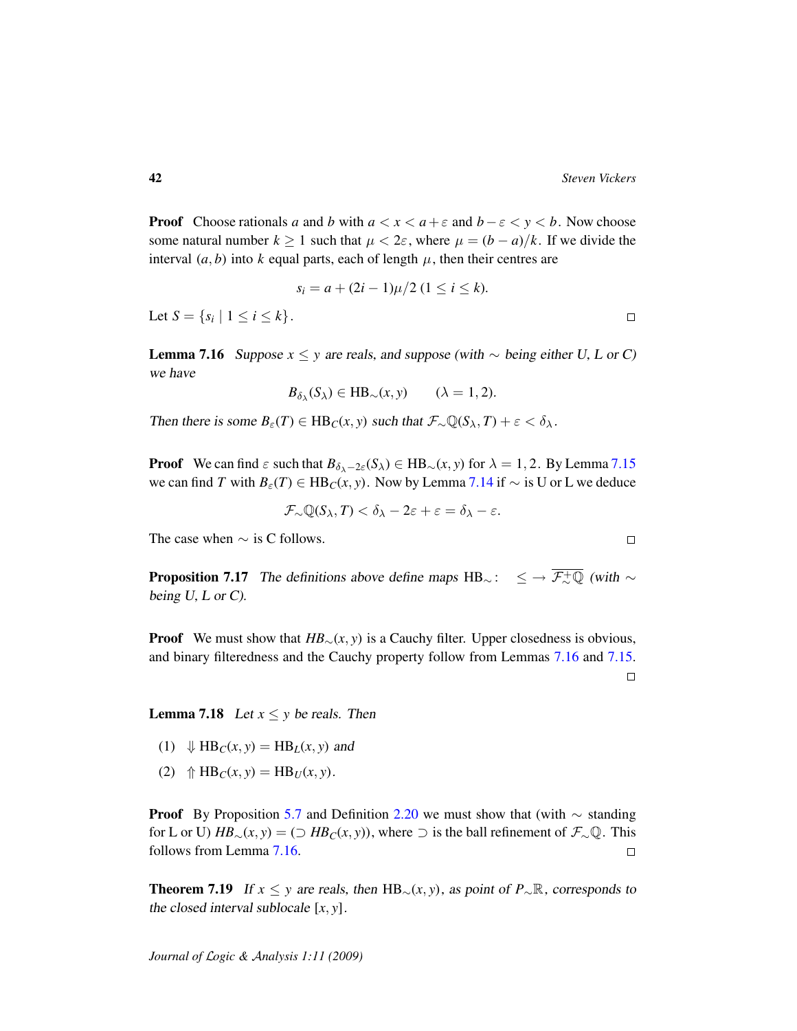**Proof** Choose rationals $a$ and $b$ with $a < x < a + \varepsilon$ and $b - \varepsilon < y < b$. Now choose some natural number $k \geq 1$ such that $\mu < 2\varepsilon$, where $\mu = (b - a)/k$. If we divide the interval $(a, b)$ into $k$ equal parts, each of length $\mu$, then their centres are

$$s_i = a + (2i - 1)\mu/2 \ (1 \leq i \leq k).$$

Let $S = \{s_i \mid 1 \leq i \leq k\}$. □

**Lemma 7.16** *Suppose $x \leq y$ are reals, and suppose (with $\sim$ being either U, L or C) we have*

$$B_{\delta_\lambda}(S_\lambda) \in \mathrm{HB}_\sim(x, y) \qquad (\lambda = 1, 2).$$

*Then there is some $B_\varepsilon(T) \in \mathrm{HB}_C(x, y)$ such that $\mathcal{F}_\sim\mathbb{Q}(S_\lambda, T) + \varepsilon < \delta_\lambda$.*

**Proof** We can find $\varepsilon$ such that $B_{\delta_\lambda - 2\varepsilon}(S_\lambda) \in \mathrm{HB}_\sim(x, y)$ for $\lambda = 1, 2$. By Lemma 7.15 we can find $T$ with $B_\varepsilon(T) \in \mathrm{HB}_C(x, y)$. Now by Lemma 7.14 if $\sim$ is U or L we deduce

$$\mathcal{F}_\sim\mathbb{Q}(S_\lambda, T) < \delta_\lambda - 2\varepsilon + \varepsilon = \delta_\lambda - \varepsilon.$$

The case when $\sim$ is C follows. □

**Proposition 7.17** *The definitions above define maps $\mathrm{HB}_\sim \colon \ \leq \to \overline{\mathcal{F}_\sim^+\mathbb{Q}}$ (with $\sim$ being U, L or C).*

**Proof** We must show that $HB_\sim(x, y)$ is a Cauchy filter. Upper closedness is obvious, and binary filteredness and the Cauchy property follow from Lemmas 7.16 and 7.15. □

**Lemma 7.18** *Let $x \leq y$ be reals. Then*

1. $\Downarrow \mathrm{HB}_C(x, y) = \mathrm{HB}_L(x, y)$ *and*
2. $\Uparrow \mathrm{HB}_C(x, y) = \mathrm{HB}_U(x, y)$.

**Proof** By Proposition 5.7 and Definition 2.20 we must show that (with $\sim$ standing for L or U) $HB_\sim(x, y) = (\supset HB_C(x, y))$, where $\supset$ is the ball refinement of $\mathcal{F}_\sim\mathbb{Q}$. This follows from Lemma 7.16. □

**Theorem 7.19** *If $x \leq y$ are reals, then $\mathrm{HB}_\sim(x, y)$, as point of $P_\sim\mathbb{R}$, corresponds to the closed interval sublocale $[x, y]$.*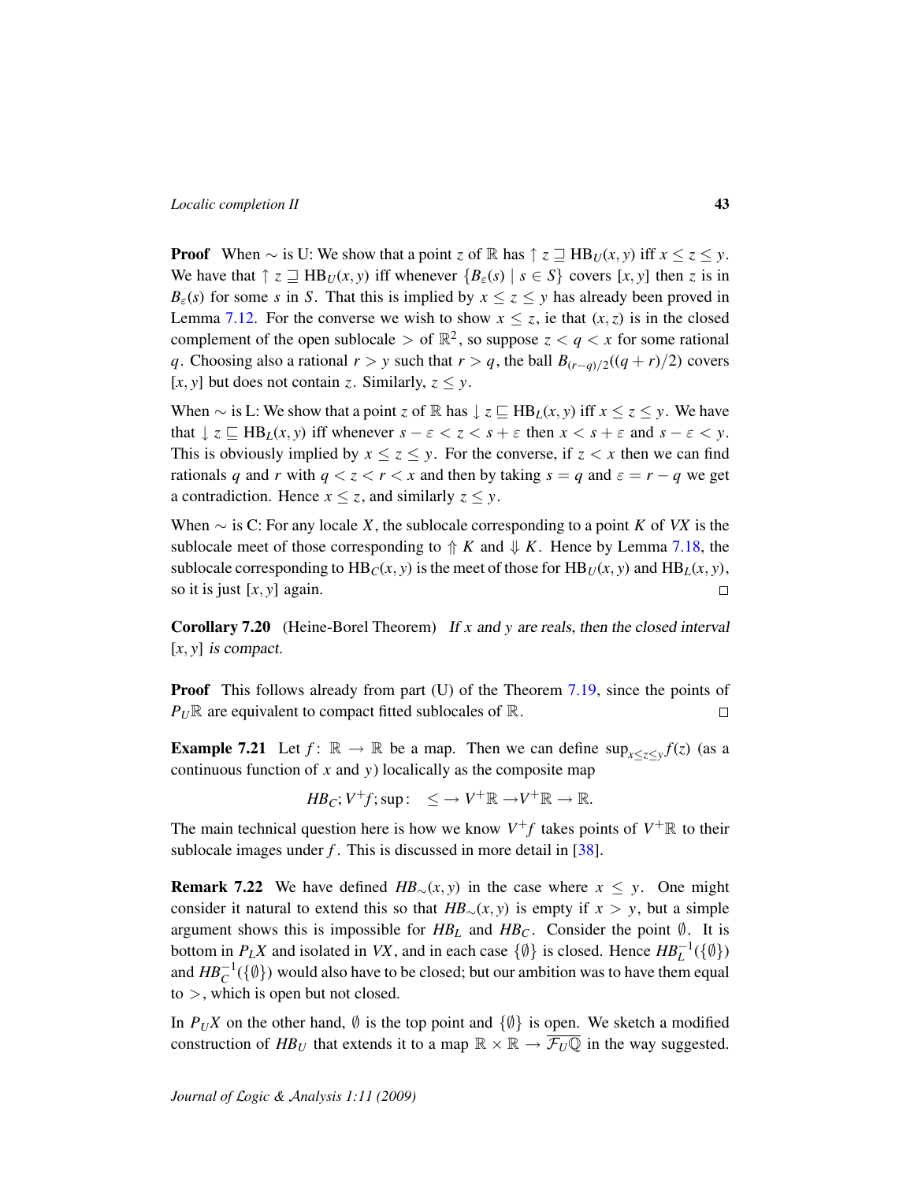**Proof** When $\sim$ is U: We show that a point $z$ of $\mathbb{R}$ has $\uparrow z \sqsupseteq \mathrm{HB}_U(x,y)$ iff $x \leq z \leq y$. We have that $\uparrow z \sqsupseteq \mathrm{HB}_U(x,y)$ iff whenever $\{B_\varepsilon(s) \mid s \in S\}$ covers $[x,y]$ then $z$ is in $B_\varepsilon(s)$ for some $s$ in $S$. That this is implied by $x \leq z \leq y$ has already been proved in Lemma 7.12. For the converse we wish to show $x \leq z$, ie that $(x,z)$ is in the closed complement of the open sublocale $>$ of $\mathbb{R}^2$, so suppose $z < q < x$ for some rational $q$. Choosing also a rational $r > y$ such that $r > q$, the ball $B_{(r-q)/2}((q+r)/2)$ covers $[x,y]$ but does not contain $z$. Similarly, $z \leq y$.

When $\sim$ is L: We show that a point $z$ of $\mathbb{R}$ has $\downarrow z \sqsubseteq \mathrm{HB}_L(x,y)$ iff $x \leq z \leq y$. We have that $\downarrow z \sqsubseteq \mathrm{HB}_L(x,y)$ iff whenever $s - \varepsilon < z < s + \varepsilon$ then $x < s + \varepsilon$ and $s - \varepsilon < y$. This is obviously implied by $x \leq z \leq y$. For the converse, if $z < x$ then we can find rationals $q$ and $r$ with $q < z < r < x$ and then by taking $s = q$ and $\varepsilon = r - q$ we get a contradiction. Hence $x \leq z$, and similarly $z \leq y$.

When $\sim$ is C: For any locale $X$, the sublocale corresponding to a point $K$ of $VX$ is the sublocale meet of those corresponding to $\Uparrow K$ and $\Downarrow K$. Hence by Lemma 7.18, the sublocale corresponding to $\mathrm{HB}_C(x,y)$ is the meet of those for $\mathrm{HB}_U(x,y)$ and $\mathrm{HB}_L(x,y)$, so it is just $[x,y]$ again. ☐

**Corollary 7.20** (Heine-Borel Theorem) *If $x$ and $y$ are reals, then the closed interval $[x,y]$ is compact.*

**Proof** This follows already from part (U) of the Theorem 7.19, since the points of $P_U\mathbb{R}$ are equivalent to compact fitted sublocales of $\mathbb{R}$. ☐

**Example 7.21** Let $f\colon \mathbb{R} \to \mathbb{R}$ be a map. Then we can define $\sup_{x \leq z \leq y} f(z)$ (as a continuous function of $x$ and $y$) localically as the composite map

$$HB_C; V^+f; \sup\colon \quad \leq \to V^+\mathbb{R} \to V^+\mathbb{R} \to \mathbb{R}.$$

The main technical question here is how we know $V^+f$ takes points of $V^+\mathbb{R}$ to their sublocale images under $f$. This is discussed in more detail in [38].

**Remark 7.22** We have defined $HB_\sim(x,y)$ in the case where $x \leq y$. One might consider it natural to extend this so that $HB_\sim(x,y)$ is empty if $x > y$, but a simple argument shows this is impossible for $HB_L$ and $HB_C$. Consider the point $\emptyset$. It is bottom in $P_L X$ and isolated in $VX$, and in each case $\{\emptyset\}$ is closed. Hence $HB_L^{-1}(\{\emptyset\})$ and $HB_C^{-1}(\{\emptyset\})$ would also have to be closed; but our ambition was to have them equal to $>$, which is open but not closed.

In $P_U X$ on the other hand, $\emptyset$ is the top point and $\{\emptyset\}$ is open. We sketch a modified construction of $HB_U$ that extends it to a map $\mathbb{R} \times \mathbb{R} \to \overline{\mathcal{F}_U\mathbb{Q}}$ in the way suggested.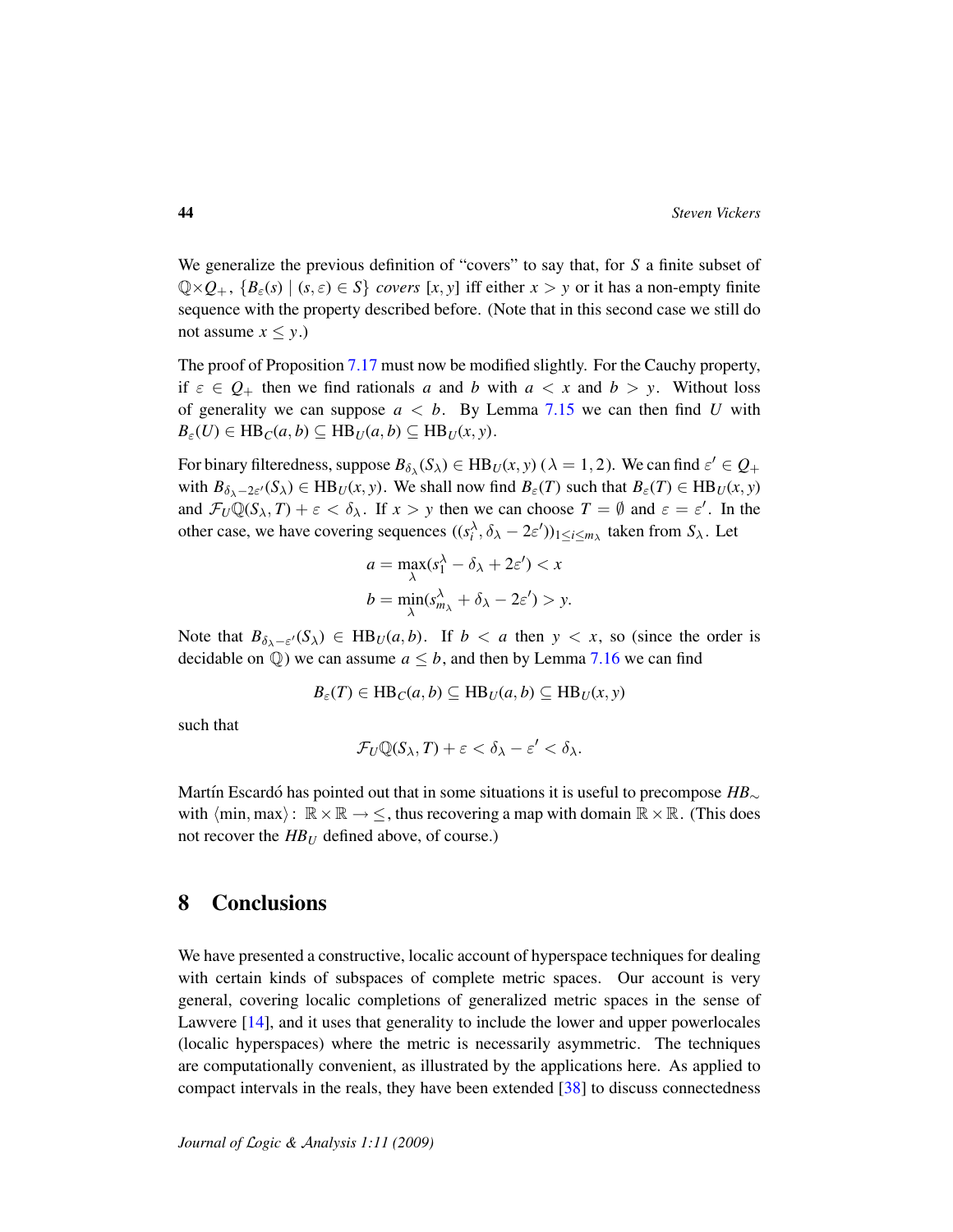We generalize the previous definition of "covers" to say that, for $S$ a finite subset of $\mathbb{Q}\times Q_+$, $\{B_\varepsilon(s) \mid (s,\varepsilon)\in S\}$ *covers* $[x,y]$ iff either $x>y$ or it has a non-empty finite sequence with the property described before. (Note that in this second case we still do not assume $x\le y$.)

The proof of Proposition 7.17 must now be modified slightly. For the Cauchy property, if $\varepsilon\in Q_+$ then we find rationals $a$ and $b$ with $a<x$ and $b>y$. Without loss of generality we can suppose $a<b$. By Lemma 7.15 we can then find $U$ with $B_\varepsilon(U)\in \mathrm{HB}_C(a,b)\subseteq \mathrm{HB}_U(a,b)\subseteq \mathrm{HB}_U(x,y)$.

For binary filteredness, suppose $B_{\delta_\lambda}(S_\lambda)\in \mathrm{HB}_U(x,y)$ ($\lambda=1,2$). We can find $\varepsilon'\in Q_+$ with $B_{\delta_\lambda-2\varepsilon'}(S_\lambda)\in \mathrm{HB}_U(x,y)$. We shall now find $B_\varepsilon(T)$ such that $B_\varepsilon(T)\in \mathrm{HB}_U(x,y)$ and $\mathcal{F}_U\mathbb{Q}(S_\lambda,T)+\varepsilon<\delta_\lambda$. If $x>y$ then we can choose $T=\emptyset$ and $\varepsilon=\varepsilon'$. In the other case, we have covering sequences $((s_i^\lambda,\delta_\lambda-2\varepsilon'))_{1\le i\le m_\lambda}$ taken from $S_\lambda$. Let

$$a=\max_\lambda(s_1^\lambda-\delta_\lambda+2\varepsilon')<x$$
$$b=\min_\lambda(s_{m_\lambda}^\lambda+\delta_\lambda-2\varepsilon')>y.$$

Note that $B_{\delta_\lambda-\varepsilon'}(S_\lambda)\in \mathrm{HB}_U(a,b)$. If $b<a$ then $y<x$, so (since the order is decidable on $\mathbb{Q}$) we can assume $a\le b$, and then by Lemma 7.16 we can find

$$B_\varepsilon(T)\in \mathrm{HB}_C(a,b)\subseteq \mathrm{HB}_U(a,b)\subseteq \mathrm{HB}_U(x,y)$$

such that

$$\mathcal{F}_U\mathbb{Q}(S_\lambda,T)+\varepsilon<\delta_\lambda-\varepsilon'<\delta_\lambda.$$

Martín Escardó has pointed out that in some situations it is useful to precompose $HB_\sim$ with $\langle\min,\max\rangle\colon\ \mathbb{R}\times\mathbb{R}\to\le$, thus recovering a map with domain $\mathbb{R}\times\mathbb{R}$. (This does not recover the $HB_U$ defined above, of course.)

## 8 Conclusions

We have presented a constructive, localic account of hyperspace techniques for dealing with certain kinds of subspaces of complete metric spaces. Our account is very general, covering localic completions of generalized metric spaces in the sense of Lawvere [14], and it uses that generality to include the lower and upper powerlocales (localic hyperspaces) where the metric is necessarily asymmetric. The techniques are computationally convenient, as illustrated by the applications here. As applied to compact intervals in the reals, they have been extended [38] to discuss connectedness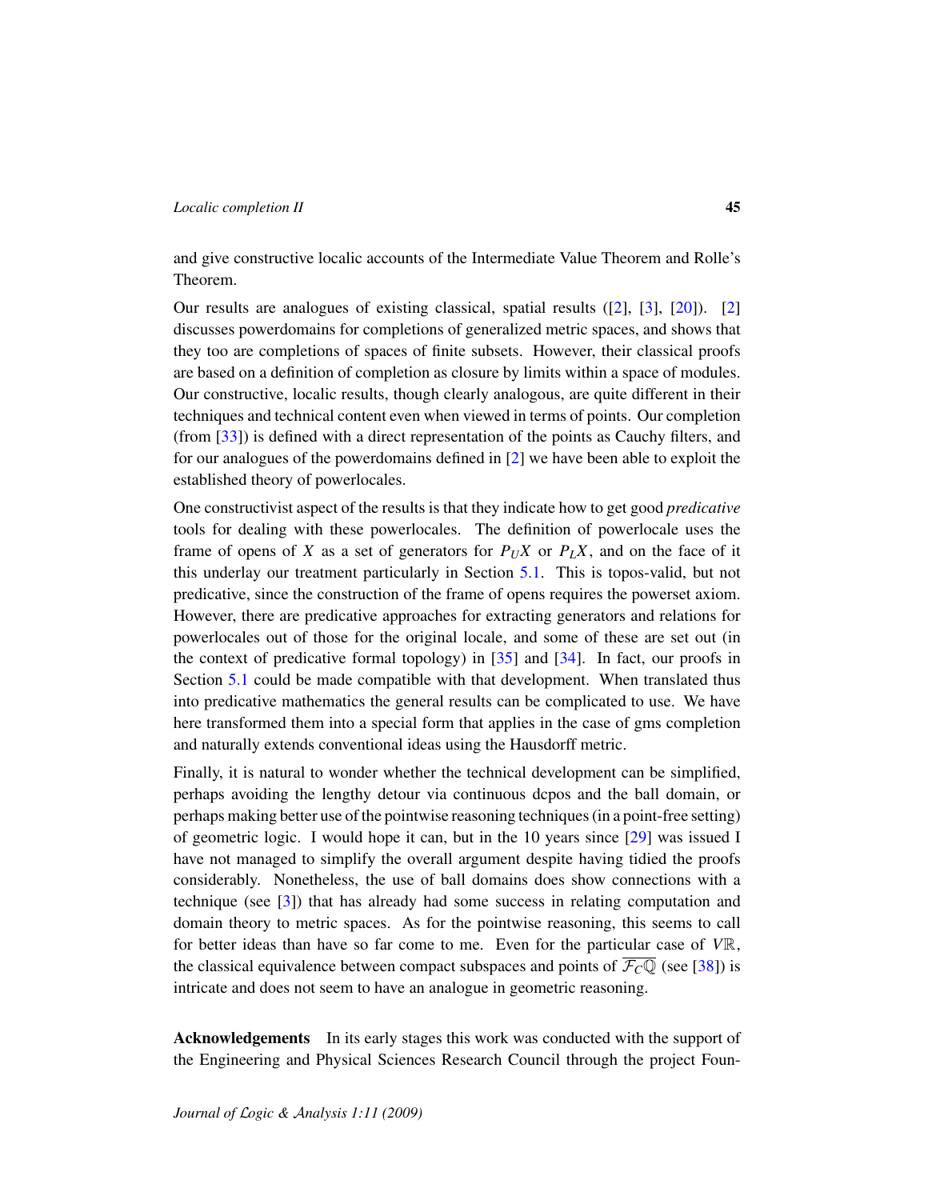and give constructive localic accounts of the Intermediate Value Theorem and Rolle's Theorem.

Our results are analogues of existing classical, spatial results ([2], [3], [20]). [2] discusses powerdomains for completions of generalized metric spaces, and shows that they too are completions of spaces of finite subsets. However, their classical proofs are based on a definition of completion as closure by limits within a space of modules. Our constructive, localic results, though clearly analogous, are quite different in their techniques and technical content even when viewed in terms of points. Our completion (from [33]) is defined with a direct representation of the points as Cauchy filters, and for our analogues of the powerdomains defined in [2] we have been able to exploit the established theory of powerlocales.

One constructivist aspect of the results is that they indicate how to get good *predicative* tools for dealing with these powerlocales. The definition of powerlocale uses the frame of opens of $X$ as a set of generators for $P_U X$ or $P_L X$, and on the face of it this underlay our treatment particularly in Section 5.1. This is topos-valid, but not predicative, since the construction of the frame of opens requires the powerset axiom. However, there are predicative approaches for extracting generators and relations for powerlocales out of those for the original locale, and some of these are set out (in the context of predicative formal topology) in [35] and [34]. In fact, our proofs in Section 5.1 could be made compatible with that development. When translated thus into predicative mathematics the general results can be complicated to use. We have here transformed them into a special form that applies in the case of gms completion and naturally extends conventional ideas using the Hausdorff metric.

Finally, it is natural to wonder whether the technical development can be simplified, perhaps avoiding the lengthy detour via continuous dcpos and the ball domain, or perhaps making better use of the pointwise reasoning techniques (in a point-free setting) of geometric logic. I would hope it can, but in the 10 years since [29] was issued I have not managed to simplify the overall argument despite having tidied the proofs considerably. Nonetheless, the use of ball domains does show connections with a technique (see [3]) that has already had some success in relating computation and domain theory to metric spaces. As for the pointwise reasoning, this seems to call for better ideas than have so far come to me. Even for the particular case of $V\mathbb{R}$, the classical equivalence between compact subspaces and points of $\overline{\mathcal{F}_C\mathbb{Q}}$ (see [38]) is intricate and does not seem to have an analogue in geometric reasoning.

**Acknowledgements** In its early stages this work was conducted with the support of the Engineering and Physical Sciences Research Council through the project Foun-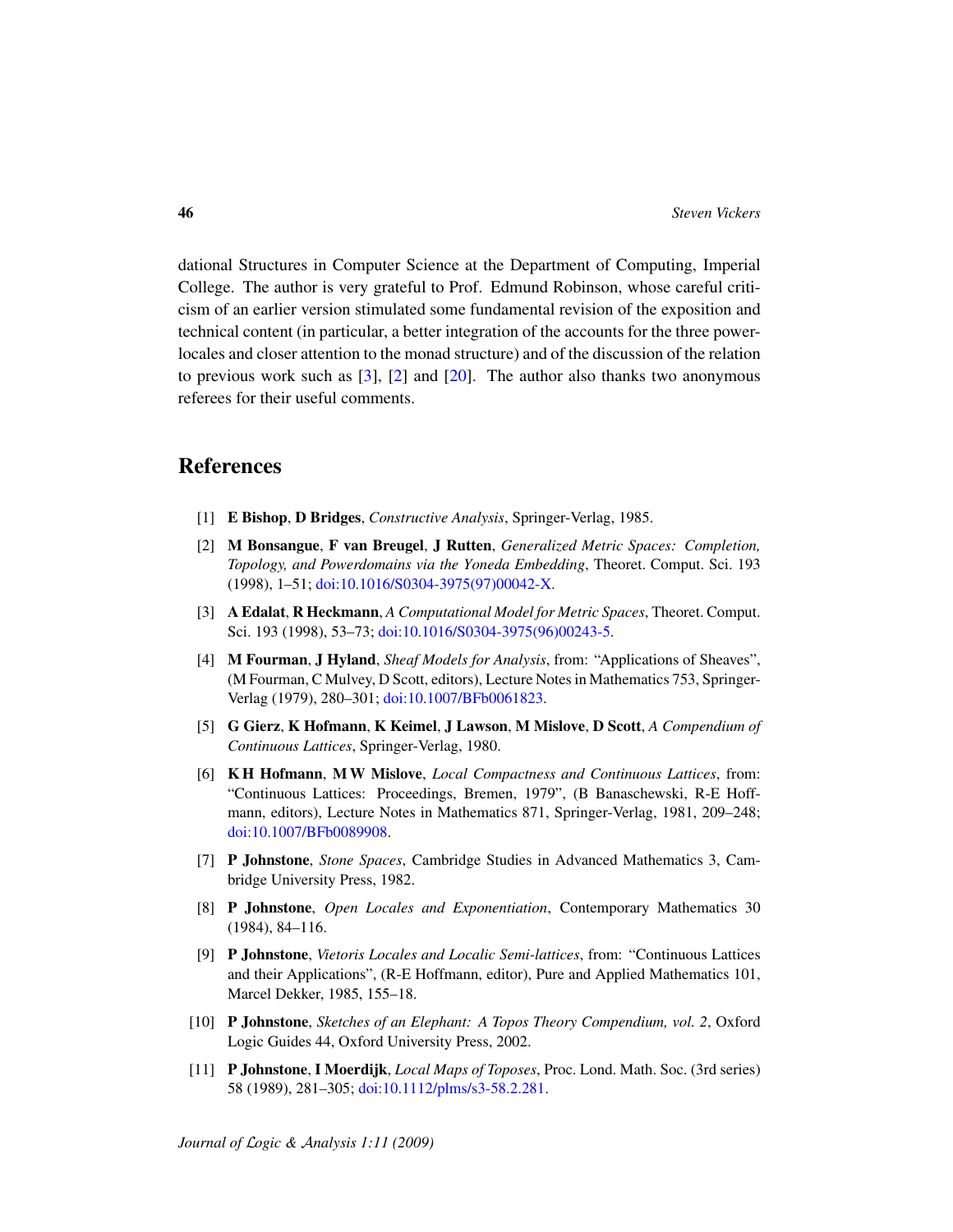dational Structures in Computer Science at the Department of Computing, Imperial College. The author is very grateful to Prof. Edmund Robinson, whose careful criticism of an earlier version stimulated some fundamental revision of the exposition and technical content (in particular, a better integration of the accounts for the three powerlocales and closer attention to the monad structure) and of the discussion of the relation to previous work such as [3], [2] and [20]. The author also thanks two anonymous referees for their useful comments.

## References

[1] **E Bishop**, **D Bridges**, *Constructive Analysis*, Springer-Verlag, 1985.

[2] **M Bonsangue**, **F van Breugel**, **J Rutten**, *Generalized Metric Spaces: Completion, Topology, and Powerdomains via the Yoneda Embedding*, Theoret. Comput. Sci. 193 (1998), 1–51; doi:10.1016/S0304-3975(97)00042-X.

[3] **A Edalat**, **R Heckmann**, *A Computational Model for Metric Spaces*, Theoret. Comput. Sci. 193 (1998), 53–73; doi:10.1016/S0304-3975(96)00243-5.

[4] **M Fourman**, **J Hyland**, *Sheaf Models for Analysis*, from: "Applications of Sheaves", (M Fourman, C Mulvey, D Scott, editors), Lecture Notes in Mathematics 753, Springer-Verlag (1979), 280–301; doi:10.1007/BFb0061823.

[5] **G Gierz**, **K Hofmann**, **K Keimel**, **J Lawson**, **M Mislove**, **D Scott**, *A Compendium of Continuous Lattices*, Springer-Verlag, 1980.

[6] **K H Hofmann**, **M W Mislove**, *Local Compactness and Continuous Lattices*, from: "Continuous Lattices: Proceedings, Bremen, 1979", (B Banaschewski, R-E Hoffmann, editors), Lecture Notes in Mathematics 871, Springer-Verlag, 1981, 209–248; doi:10.1007/BFb0089908.

[7] **P Johnstone**, *Stone Spaces*, Cambridge Studies in Advanced Mathematics 3, Cambridge University Press, 1982.

[8] **P Johnstone**, *Open Locales and Exponentiation*, Contemporary Mathematics 30 (1984), 84–116.

[9] **P Johnstone**, *Vietoris Locales and Localic Semi-lattices*, from: "Continuous Lattices and their Applications", (R-E Hoffmann, editor), Pure and Applied Mathematics 101, Marcel Dekker, 1985, 155–18.

[10] **P Johnstone**, *Sketches of an Elephant: A Topos Theory Compendium, vol. 2*, Oxford Logic Guides 44, Oxford University Press, 2002.

[11] **P Johnstone**, **I Moerdijk**, *Local Maps of Toposes*, Proc. Lond. Math. Soc. (3rd series) 58 (1989), 281–305; doi:10.1112/plms/s3-58.2.281.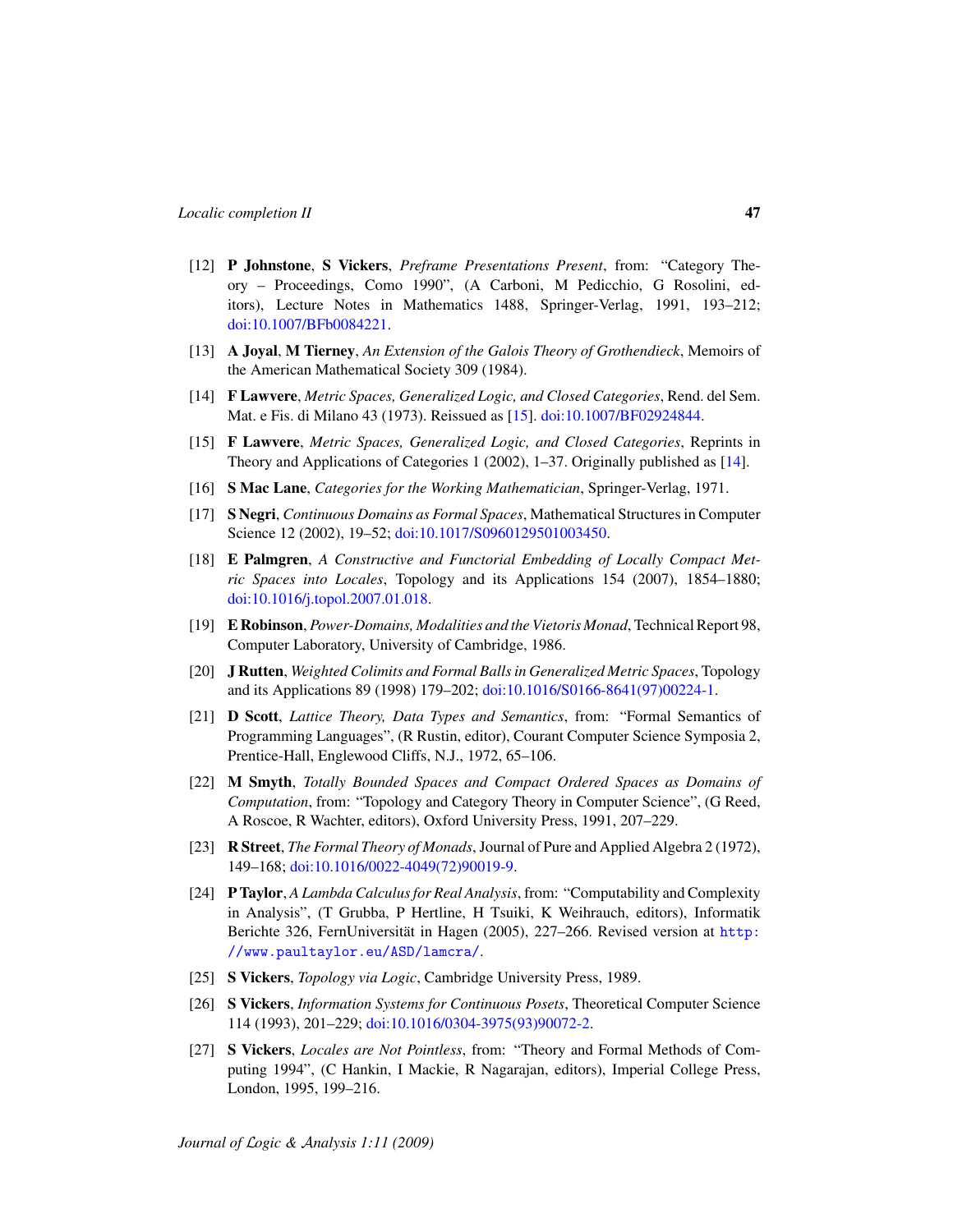[12] **P Johnstone**, **S Vickers**, *Preframe Presentations Present*, from: "Category Theory – Proceedings, Como 1990", (A Carboni, M Pedicchio, G Rosolini, editors), Lecture Notes in Mathematics 1488, Springer-Verlag, 1991, 193–212; doi:10.1007/BFb0084221.

[13] **A Joyal**, **M Tierney**, *An Extension of the Galois Theory of Grothendieck*, Memoirs of the American Mathematical Society 309 (1984).

[14] **F Lawvere**, *Metric Spaces, Generalized Logic, and Closed Categories*, Rend. del Sem. Mat. e Fis. di Milano 43 (1973). Reissued as [15]. doi:10.1007/BF02924844.

[15] **F Lawvere**, *Metric Spaces, Generalized Logic, and Closed Categories*, Reprints in Theory and Applications of Categories 1 (2002), 1–37. Originally published as [14].

[16] **S Mac Lane**, *Categories for the Working Mathematician*, Springer-Verlag, 1971.

[17] **S Negri**, *Continuous Domains as Formal Spaces*, Mathematical Structures in Computer Science 12 (2002), 19–52; doi:10.1017/S0960129501003450.

[18] **E Palmgren**, *A Constructive and Functorial Embedding of Locally Compact Metric Spaces into Locales*, Topology and its Applications 154 (2007), 1854–1880; doi:10.1016/j.topol.2007.01.018.

[19] **E Robinson**, *Power-Domains, Modalities and the Vietoris Monad*, Technical Report 98, Computer Laboratory, University of Cambridge, 1986.

[20] **J Rutten**, *Weighted Colimits and Formal Balls in Generalized Metric Spaces*, Topology and its Applications 89 (1998) 179–202; doi:10.1016/S0166-8641(97)00224-1.

[21] **D Scott**, *Lattice Theory, Data Types and Semantics*, from: "Formal Semantics of Programming Languages", (R Rustin, editor), Courant Computer Science Symposia 2, Prentice-Hall, Englewood Cliffs, N.J., 1972, 65–106.

[22] **M Smyth**, *Totally Bounded Spaces and Compact Ordered Spaces as Domains of Computation*, from: "Topology and Category Theory in Computer Science", (G Reed, A Roscoe, R Wachter, editors), Oxford University Press, 1991, 207–229.

[23] **R Street**, *The Formal Theory of Monads*, Journal of Pure and Applied Algebra 2 (1972), 149–168; doi:10.1016/0022-4049(72)90019-9.

[24] **P Taylor**, *A Lambda Calculus for Real Analysis*, from: "Computability and Complexity in Analysis", (T Grubba, P Hertline, H Tsuiki, K Weihrauch, editors), Informatik Berichte 326, FernUniversität in Hagen (2005), 227–266. Revised version at http://www.paultaylor.eu/ASD/lamcra/.

[25] **S Vickers**, *Topology via Logic*, Cambridge University Press, 1989.

[26] **S Vickers**, *Information Systems for Continuous Posets*, Theoretical Computer Science 114 (1993), 201–229; doi:10.1016/0304-3975(93)90072-2.

[27] **S Vickers**, *Locales are Not Pointless*, from: "Theory and Formal Methods of Computing 1994", (C Hankin, I Mackie, R Nagarajan, editors), Imperial College Press, London, 1995, 199–216.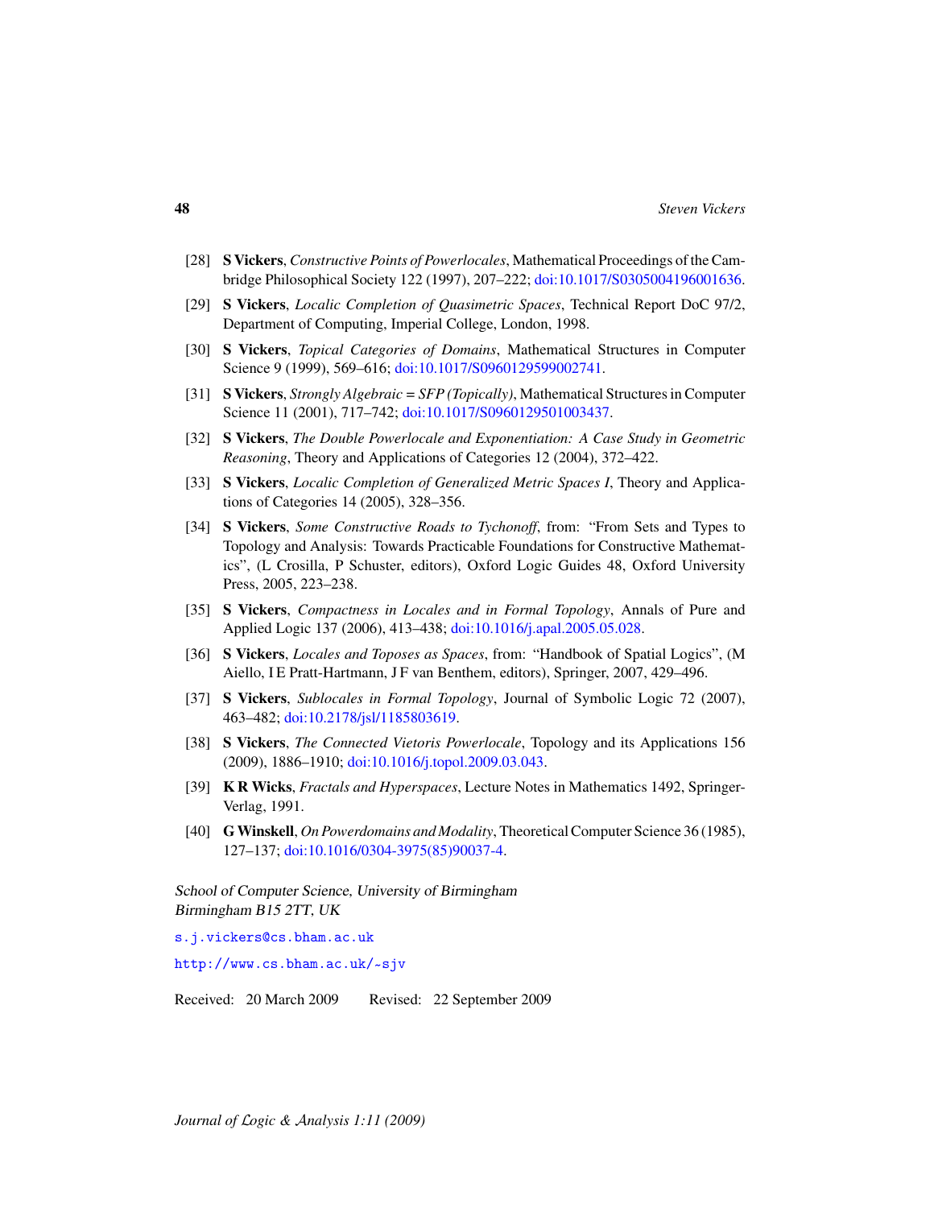[28] **S Vickers**, *Constructive Points of Powerlocales*, Mathematical Proceedings of the Cambridge Philosophical Society 122 (1997), 207–222; doi:10.1017/S0305004196001636.

[29] **S Vickers**, *Localic Completion of Quasimetric Spaces*, Technical Report DoC 97/2, Department of Computing, Imperial College, London, 1998.

[30] **S Vickers**, *Topical Categories of Domains*, Mathematical Structures in Computer Science 9 (1999), 569–616; doi:10.1017/S0960129599002741.

[31] **S Vickers**, *Strongly Algebraic = SFP (Topically)*, Mathematical Structures in Computer Science 11 (2001), 717–742; doi:10.1017/S0960129501003437.

[32] **S Vickers**, *The Double Powerlocale and Exponentiation: A Case Study in Geometric Reasoning*, Theory and Applications of Categories 12 (2004), 372–422.

[33] **S Vickers**, *Localic Completion of Generalized Metric Spaces I*, Theory and Applications of Categories 14 (2005), 328–356.

[34] **S Vickers**, *Some Constructive Roads to Tychonoff*, from: "From Sets and Types to Topology and Analysis: Towards Practicable Foundations for Constructive Mathematics", (L Crosilla, P Schuster, editors), Oxford Logic Guides 48, Oxford University Press, 2005, 223–238.

[35] **S Vickers**, *Compactness in Locales and in Formal Topology*, Annals of Pure and Applied Logic 137 (2006), 413–438; doi:10.1016/j.apal.2005.05.028.

[36] **S Vickers**, *Locales and Toposes as Spaces*, from: "Handbook of Spatial Logics", (M Aiello, I E Pratt-Hartmann, J F van Benthem, editors), Springer, 2007, 429–496.

[37] **S Vickers**, *Sublocales in Formal Topology*, Journal of Symbolic Logic 72 (2007), 463–482; doi:10.2178/jsl/1185803619.

[38] **S Vickers**, *The Connected Vietoris Powerlocale*, Topology and its Applications 156 (2009), 1886–1910; doi:10.1016/j.topol.2009.03.043.

[39] **K R Wicks**, *Fractals and Hyperspaces*, Lecture Notes in Mathematics 1492, Springer-Verlag, 1991.

[40] **G Winskell**, *On Powerdomains and Modality*, Theoretical Computer Science 36 (1985), 127–137; doi:10.1016/0304-3975(85)90037-4.

*School of Computer Science, University of Birmingham*
*Birmingham B15 2TT, UK*

s.j.vickers@cs.bham.ac.uk

http://www.cs.bham.ac.uk/~sjv

Received: 20 March 2009 Revised: 22 September 2009